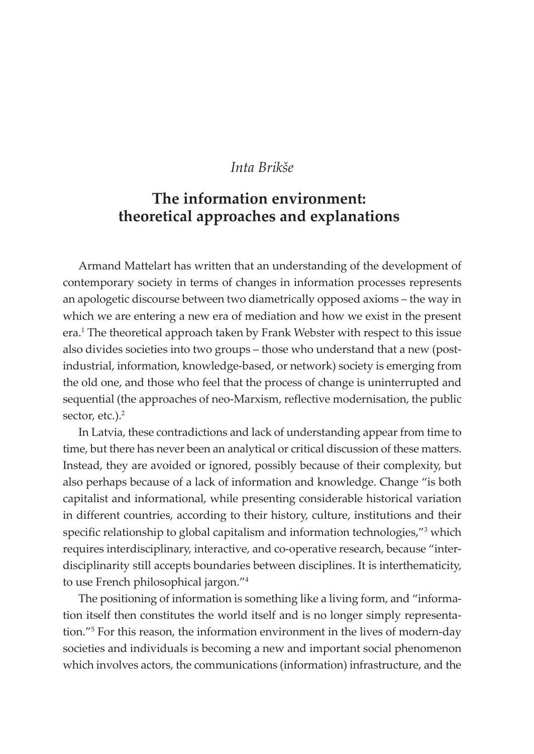*Inta Brikše*

# The information environment: theoretical approaches and explanations

Armand Mattelart has written that an understanding of the development of contemporary society in terms of changes in information processes represents an apologetic discourse between two diametrically opposed axioms – the way in which we are entering a new era of mediation and how we exist in the present era.[1] The theoretical approach taken by Frank Webster with respect to this issue also divides societies into two groups – those who understand that a new (post-industrial, information, knowledge-based, or network) society is emerging from the old one, and those who feel that the process of change is uninterrupted and sequential (the approaches of neo-Marxism, reflective modernisation, the public sector, etc.).[2]

In Latvia, these contradictions and lack of understanding appear from time to time, but there has never been an analytical or critical discussion of these matters. Instead, they are avoided or ignored, possibly because of their complexity, but also perhaps because of a lack of information and knowledge. Change "is both capitalist and informational, while presenting considerable historical variation in different countries, according to their history, culture, institutions and their specific relationship to global capitalism and information technologies,"[3] which requires interdisciplinary, interactive, and co-operative research, because "interdisciplinarity still accepts boundaries between disciplines. It is interthematicity, to use French philosophical jargon."[4]

The positioning of information is something like a living form, and "information itself then constitutes the world itself and is no longer simply representation."[5] For this reason, the information environment in the lives of modern-day societies and individuals is becoming a new and important social phenomenon which involves actors, the communications (information) infrastructure, and the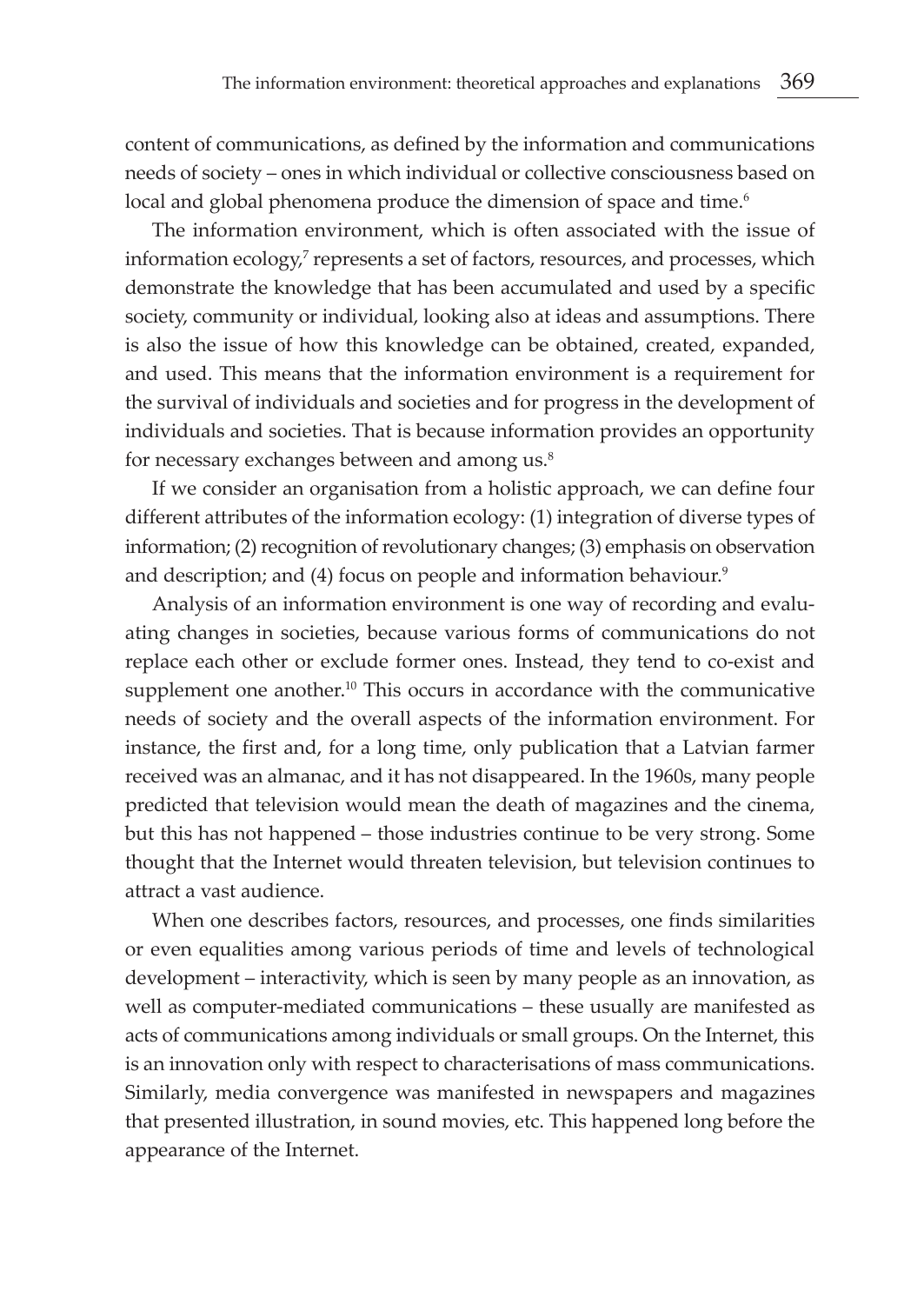content of communications, as defined by the information and communications needs of society – ones in which individual or collective consciousness based on local and global phenomena produce the dimension of space and time.[6]

The information environment, which is often associated with the issue of information ecology,[7] represents a set of factors, resources, and processes, which demonstrate the knowledge that has been accumulated and used by a specific society, community or individual, looking also at ideas and assumptions. There is also the issue of how this knowledge can be obtained, created, expanded, and used. This means that the information environment is a requirement for the survival of individuals and societies and for progress in the development of individuals and societies. That is because information provides an opportunity for necessary exchanges between and among us.[8]

If we consider an organisation from a holistic approach, we can define four different attributes of the information ecology: (1) integration of diverse types of information; (2) recognition of revolutionary changes; (3) emphasis on observation and description; and (4) focus on people and information behaviour.[9]

Analysis of an information environment is one way of recording and evaluating changes in societies, because various forms of communications do not replace each other or exclude former ones. Instead, they tend to co-exist and supplement one another.[10] This occurs in accordance with the communicative needs of society and the overall aspects of the information environment. For instance, the first and, for a long time, only publication that a Latvian farmer received was an almanac, and it has not disappeared. In the 1960s, many people predicted that television would mean the death of magazines and the cinema, but this has not happened – those industries continue to be very strong. Some thought that the Internet would threaten television, but television continues to attract a vast audience.

When one describes factors, resources, and processes, one finds similarities or even equalities among various periods of time and levels of technological development – interactivity, which is seen by many people as an innovation, as well as computer-mediated communications – these usually are manifested as acts of communications among individuals or small groups. On the Internet, this is an innovation only with respect to characterisations of mass communications. Similarly, media convergence was manifested in newspapers and magazines that presented illustration, in sound movies, etc. This happened long before the appearance of the Internet.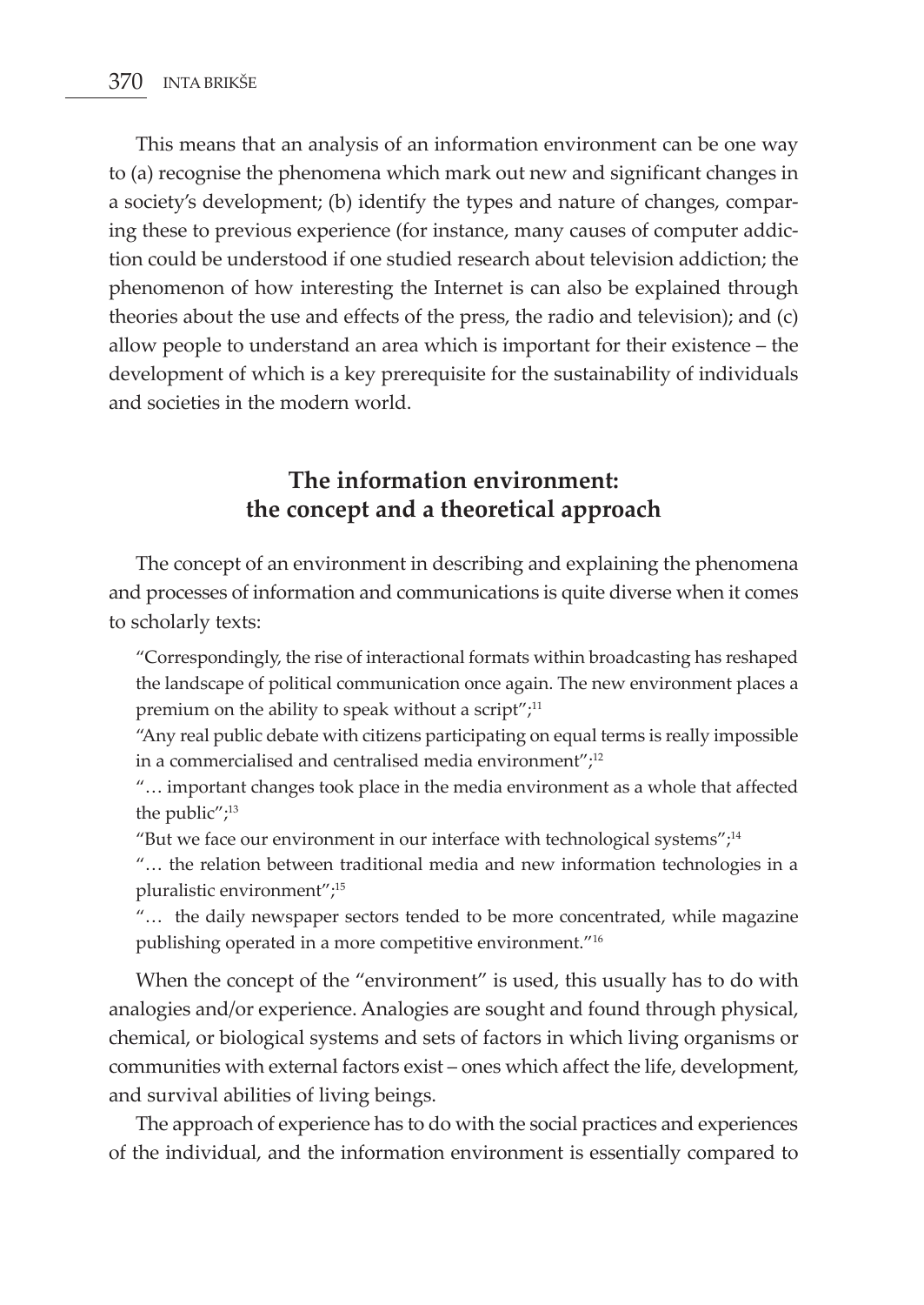This means that an analysis of an information environment can be one way to (a) recognise the phenomena which mark out new and significant changes in a society's development; (b) identify the types and nature of changes, comparing these to previous experience (for instance, many causes of computer addiction could be understood if one studied research about television addiction; the phenomenon of how interesting the Internet is can also be explained through theories about the use and effects of the press, the radio and television); and (c) allow people to understand an area which is important for their existence – the development of which is a key prerequisite for the sustainability of individuals and societies in the modern world.

## The information environment: the concept and a theoretical approach

The concept of an environment in describing and explaining the phenomena and processes of information and communications is quite diverse when it comes to scholarly texts:

> "Correspondingly, the rise of interactional formats within broadcasting has reshaped the landscape of political communication once again. The new environment places a premium on the ability to speak without a script";[11]
>
> "Any real public debate with citizens participating on equal terms is really impossible in a commercialised and centralised media environment";[12]
>
> "… important changes took place in the media environment as a whole that affected the public";[13]
>
> "But we face our environment in our interface with technological systems";[14]
>
> "… the relation between traditional media and new information technologies in a pluralistic environment";[15]
>
> "… the daily newspaper sectors tended to be more concentrated, while magazine publishing operated in a more competitive environment."[16]

When the concept of the "environment" is used, this usually has to do with analogies and/or experience. Analogies are sought and found through physical, chemical, or biological systems and sets of factors in which living organisms or communities with external factors exist – ones which affect the life, development, and survival abilities of living beings.

The approach of experience has to do with the social practices and experiences of the individual, and the information environment is essentially compared to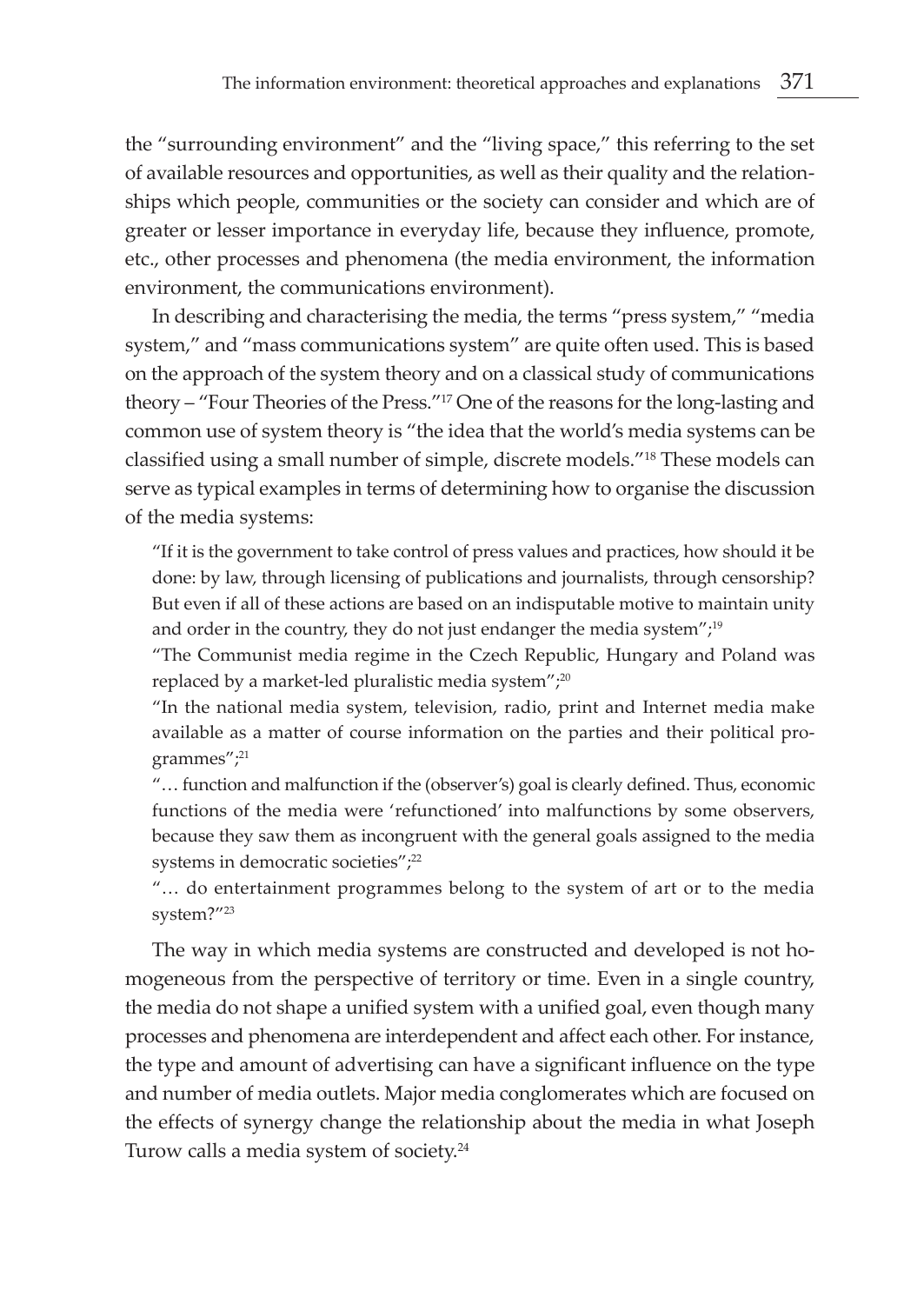the "surrounding environment" and the "living space," this referring to the set of available resources and opportunities, as well as their quality and the relationships which people, communities or the society can consider and which are of greater or lesser importance in everyday life, because they influence, promote, etc., other processes and phenomena (the media environment, the information environment, the communications environment).

In describing and characterising the media, the terms "press system," "media system," and "mass communications system" are quite often used. This is based on the approach of the system theory and on a classical study of communications theory – "Four Theories of the Press."[17] One of the reasons for the long-lasting and common use of system theory is "the idea that the world's media systems can be classified using a small number of simple, discrete models."[18] These models can serve as typical examples in terms of determining how to organise the discussion of the media systems:

> "If it is the government to take control of press values and practices, how should it be done: by law, through licensing of publications and journalists, through censorship? But even if all of these actions are based on an indisputable motive to maintain unity and order in the country, they do not just endanger the media system";[19]
>
> "The Communist media regime in the Czech Republic, Hungary and Poland was replaced by a market-led pluralistic media system";[20]
>
> "In the national media system, television, radio, print and Internet media make available as a matter of course information on the parties and their political programmes";[21]
>
> "… function and malfunction if the (observer's) goal is clearly defined. Thus, economic functions of the media were 'refunctioned' into malfunctions by some observers, because they saw them as incongruent with the general goals assigned to the media systems in democratic societies";[22]
>
> "… do entertainment programmes belong to the system of art or to the media system?"[23]

The way in which media systems are constructed and developed is not homogeneous from the perspective of territory or time. Even in a single country, the media do not shape a unified system with a unified goal, even though many processes and phenomena are interdependent and affect each other. For instance, the type and amount of advertising can have a significant influence on the type and number of media outlets. Major media conglomerates which are focused on the effects of synergy change the relationship about the media in what Joseph Turow calls a media system of society.[24]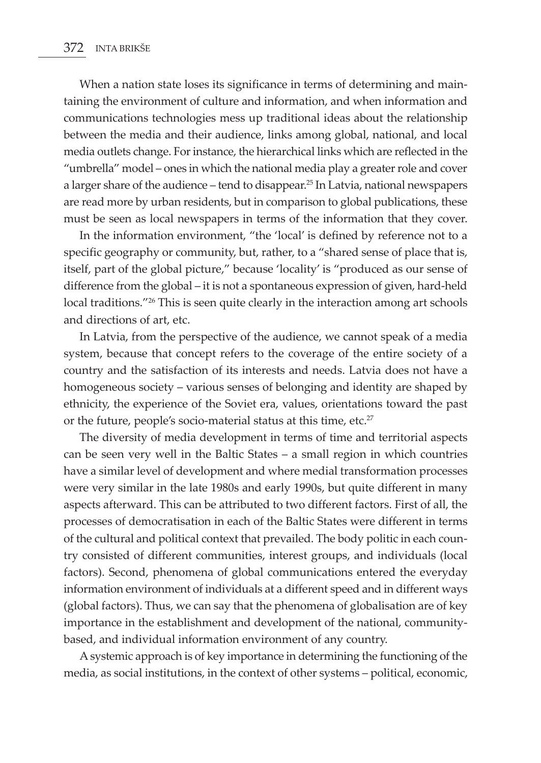When a nation state loses its significance in terms of determining and maintaining the environment of culture and information, and when information and communications technologies mess up traditional ideas about the relationship between the media and their audience, links among global, national, and local media outlets change. For instance, the hierarchical links which are reflected in the "umbrella" model – ones in which the national media play a greater role and cover a larger share of the audience – tend to disappear.[25] In Latvia, national newspapers are read more by urban residents, but in comparison to global publications, these must be seen as local newspapers in terms of the information that they cover.

In the information environment, "the 'local' is defined by reference not to a specific geography or community, but, rather, to a "shared sense of place that is, itself, part of the global picture," because 'locality' is "produced as our sense of difference from the global – it is not a spontaneous expression of given, hard-held local traditions."[26] This is seen quite clearly in the interaction among art schools and directions of art, etc.

In Latvia, from the perspective of the audience, we cannot speak of a media system, because that concept refers to the coverage of the entire society of a country and the satisfaction of its interests and needs. Latvia does not have a homogeneous society – various senses of belonging and identity are shaped by ethnicity, the experience of the Soviet era, values, orientations toward the past or the future, people's socio-material status at this time, etc.[27]

The diversity of media development in terms of time and territorial aspects can be seen very well in the Baltic States – a small region in which countries have a similar level of development and where medial transformation processes were very similar in the late 1980s and early 1990s, but quite different in many aspects afterward. This can be attributed to two different factors. First of all, the processes of democratisation in each of the Baltic States were different in terms of the cultural and political context that prevailed. The body politic in each country consisted of different communities, interest groups, and individuals (local factors). Second, phenomena of global communications entered the everyday information environment of individuals at a different speed and in different ways (global factors). Thus, we can say that the phenomena of globalisation are of key importance in the establishment and development of the national, community-based, and individual information environment of any country.

A systemic approach is of key importance in determining the functioning of the media, as social institutions, in the context of other systems – political, economic,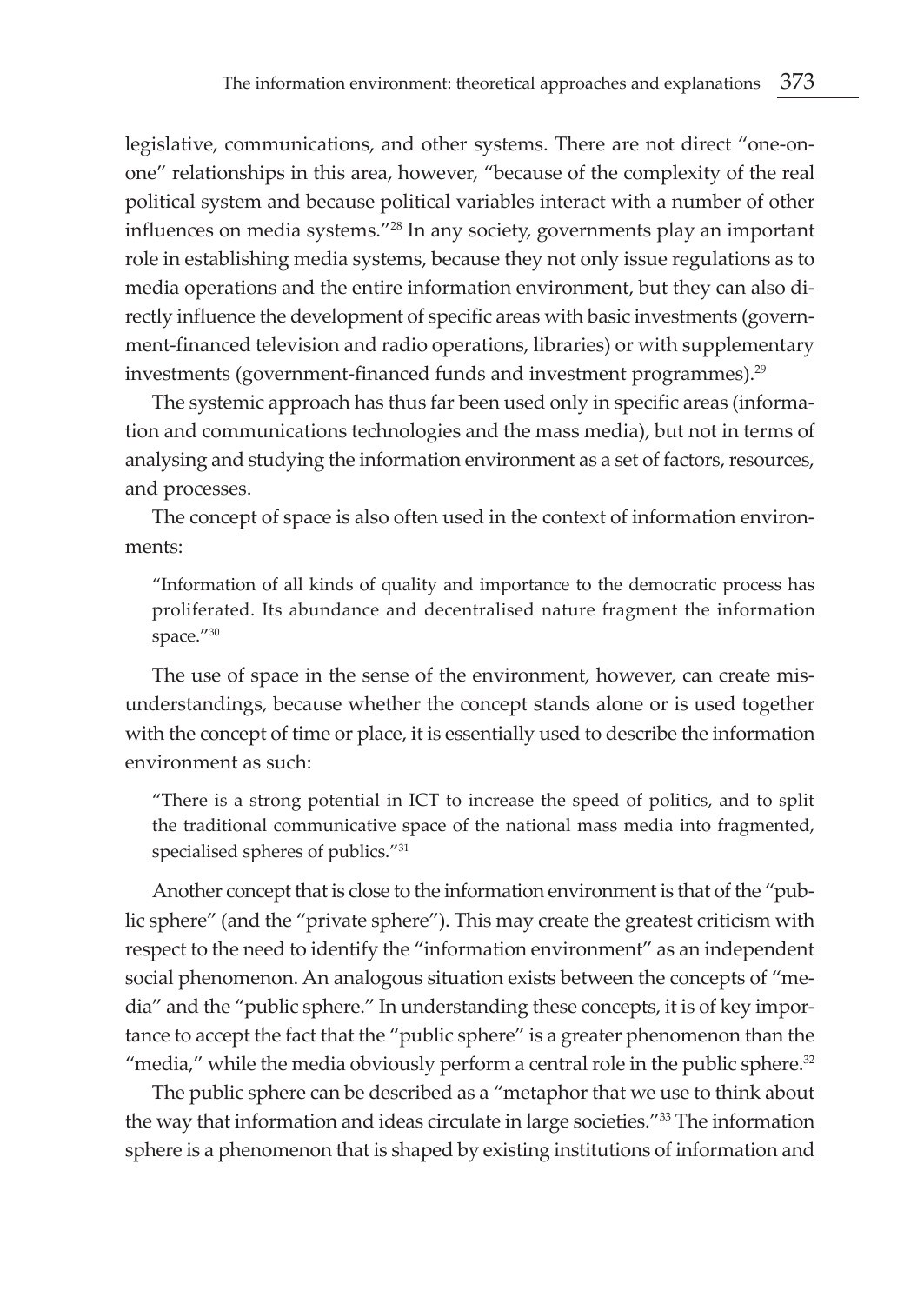legislative, communications, and other systems. There are not direct "one-on-one" relationships in this area, however, "because of the complexity of the real political system and because political variables interact with a number of other influences on media systems."[28] In any society, governments play an important role in establishing media systems, because they not only issue regulations as to media operations and the entire information environment, but they can also directly influence the development of specific areas with basic investments (government-financed television and radio operations, libraries) or with supplementary investments (government-financed funds and investment programmes).[29]

The systemic approach has thus far been used only in specific areas (information and communications technologies and the mass media), but not in terms of analysing and studying the information environment as a set of factors, resources, and processes.

The concept of space is also often used in the context of information environments:

> "Information of all kinds of quality and importance to the democratic process has proliferated. Its abundance and decentralised nature fragment the information space."[30]

The use of space in the sense of the environment, however, can create misunderstandings, because whether the concept stands alone or is used together with the concept of time or place, it is essentially used to describe the information environment as such:

> "There is a strong potential in ICT to increase the speed of politics, and to split the traditional communicative space of the national mass media into fragmented, specialised spheres of publics."[31]

Another concept that is close to the information environment is that of the "public sphere" (and the "private sphere"). This may create the greatest criticism with respect to the need to identify the "information environment" as an independent social phenomenon. An analogous situation exists between the concepts of "media" and the "public sphere." In understanding these concepts, it is of key importance to accept the fact that the "public sphere" is a greater phenomenon than the "media," while the media obviously perform a central role in the public sphere.[32]

The public sphere can be described as a "metaphor that we use to think about the way that information and ideas circulate in large societies."[33] The information sphere is a phenomenon that is shaped by existing institutions of information and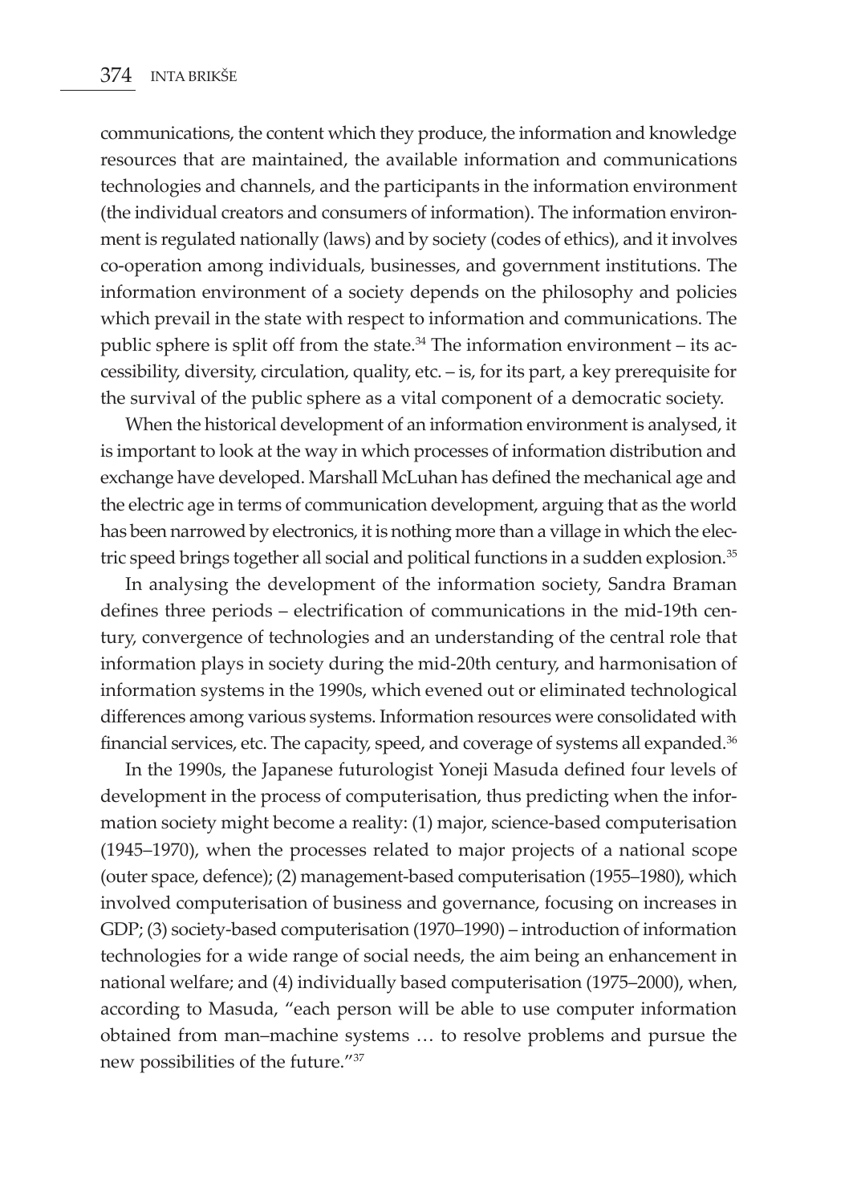communications, the content which they produce, the information and knowledge resources that are maintained, the available information and communications technologies and channels, and the participants in the information environment (the individual creators and consumers of information). The information environment is regulated nationally (laws) and by society (codes of ethics), and it involves co-operation among individuals, businesses, and government institutions. The information environment of a society depends on the philosophy and policies which prevail in the state with respect to information and communications. The public sphere is split off from the state.[34] The information environment – its accessibility, diversity, circulation, quality, etc. – is, for its part, a key prerequisite for the survival of the public sphere as a vital component of a democratic society.

When the historical development of an information environment is analysed, it is important to look at the way in which processes of information distribution and exchange have developed. Marshall McLuhan has defined the mechanical age and the electric age in terms of communication development, arguing that as the world has been narrowed by electronics, it is nothing more than a village in which the electric speed brings together all social and political functions in a sudden explosion.[35]

In analysing the development of the information society, Sandra Braman defines three periods – electrification of communications in the mid-19th century, convergence of technologies and an understanding of the central role that information plays in society during the mid-20th century, and harmonisation of information systems in the 1990s, which evened out or eliminated technological differences among various systems. Information resources were consolidated with financial services, etc. The capacity, speed, and coverage of systems all expanded.[36]

In the 1990s, the Japanese futurologist Yoneji Masuda defined four levels of development in the process of computerisation, thus predicting when the information society might become a reality: (1) major, science-based computerisation (1945–1970), when the processes related to major projects of a national scope (outer space, defence); (2) management-based computerisation (1955–1980), which involved computerisation of business and governance, focusing on increases in GDP; (3) society-based computerisation (1970–1990) – introduction of information technologies for a wide range of social needs, the aim being an enhancement in national welfare; and (4) individually based computerisation (1975–2000), when, according to Masuda, "each person will be able to use computer information obtained from man–machine systems … to resolve problems and pursue the new possibilities of the future."[37]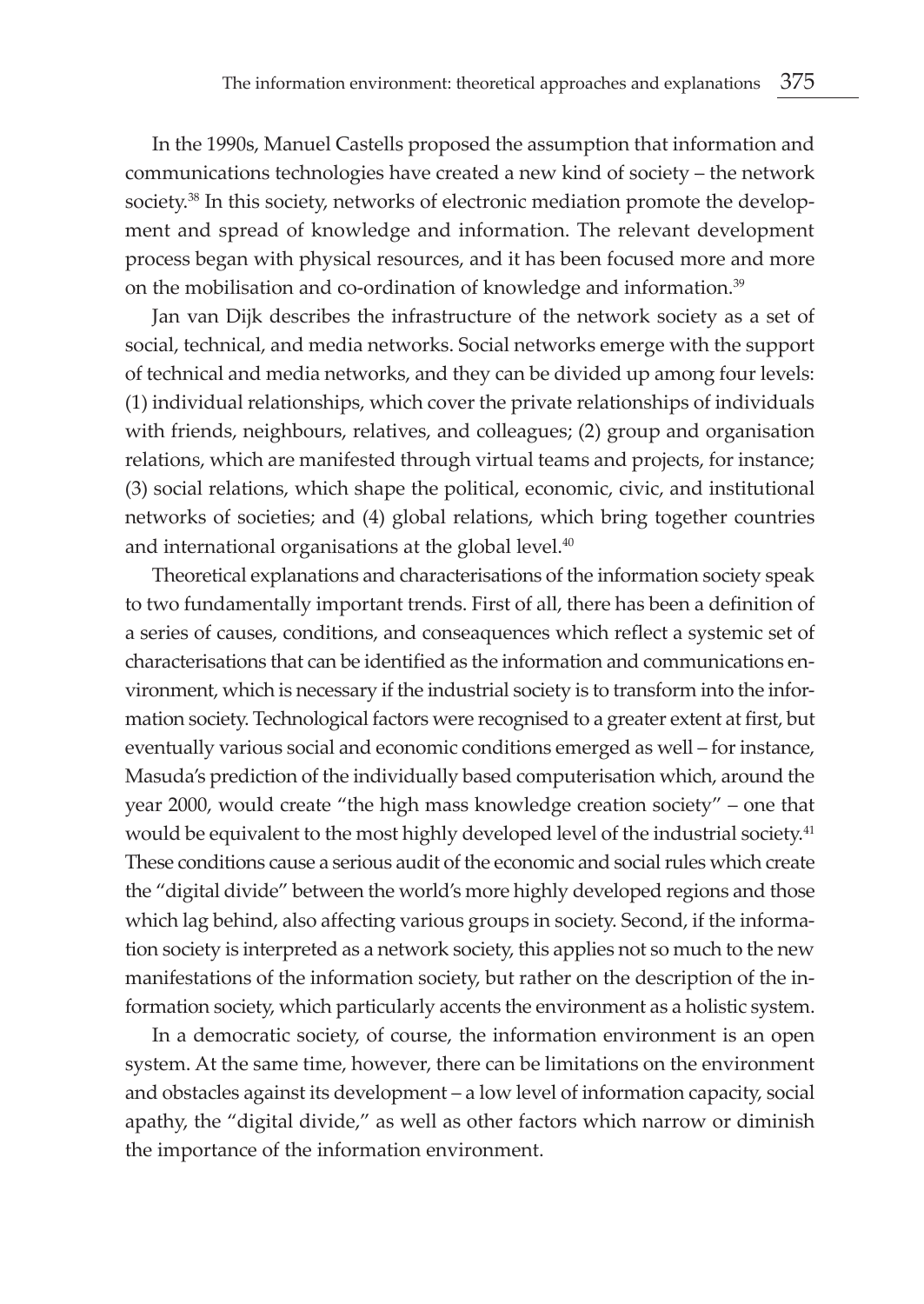In the 1990s, Manuel Castells proposed the assumption that information and communications technologies have created a new kind of society – the network society.[38] In this society, networks of electronic mediation promote the development and spread of knowledge and information. The relevant development process began with physical resources, and it has been focused more and more on the mobilisation and co-ordination of knowledge and information.[39]

Jan van Dijk describes the infrastructure of the network society as a set of social, technical, and media networks. Social networks emerge with the support of technical and media networks, and they can be divided up among four levels: (1) individual relationships, which cover the private relationships of individuals with friends, neighbours, relatives, and colleagues; (2) group and organisation relations, which are manifested through virtual teams and projects, for instance; (3) social relations, which shape the political, economic, civic, and institutional networks of societies; and (4) global relations, which bring together countries and international organisations at the global level.[40]

Theoretical explanations and characterisations of the information society speak to two fundamentally important trends. First of all, there has been a definition of a series of causes, conditions, and conseaquences which reflect a systemic set of characterisations that can be identified as the information and communications environment, which is necessary if the industrial society is to transform into the information society. Technological factors were recognised to a greater extent at first, but eventually various social and economic conditions emerged as well – for instance, Masuda's prediction of the individually based computerisation which, around the year 2000, would create "the high mass knowledge creation society" – one that would be equivalent to the most highly developed level of the industrial society.[41] These conditions cause a serious audit of the economic and social rules which create the "digital divide" between the world's more highly developed regions and those which lag behind, also affecting various groups in society. Second, if the information society is interpreted as a network society, this applies not so much to the new manifestations of the information society, but rather on the description of the information society, which particularly accents the environment as a holistic system.

In a democratic society, of course, the information environment is an open system. At the same time, however, there can be limitations on the environment and obstacles against its development – a low level of information capacity, social apathy, the "digital divide," as well as other factors which narrow or diminish the importance of the information environment.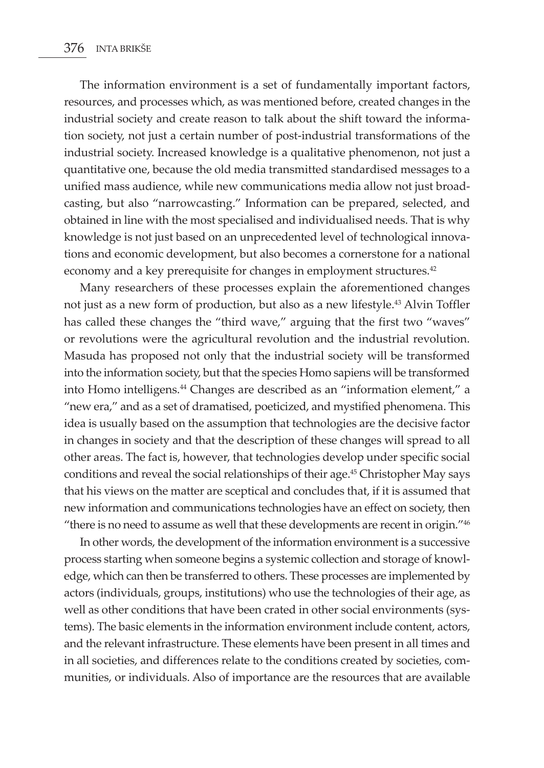The information environment is a set of fundamentally important factors, resources, and processes which, as was mentioned before, created changes in the industrial society and create reason to talk about the shift toward the information society, not just a certain number of post-industrial transformations of the industrial society. Increased knowledge is a qualitative phenomenon, not just a quantitative one, because the old media transmitted standardised messages to a unified mass audience, while new communications media allow not just broadcasting, but also "narrowcasting." Information can be prepared, selected, and obtained in line with the most specialised and individualised needs. That is why knowledge is not just based on an unprecedented level of technological innovations and economic development, but also becomes a cornerstone for a national economy and a key prerequisite for changes in employment structures.[42]

Many researchers of these processes explain the aforementioned changes not just as a new form of production, but also as a new lifestyle.[43] Alvin Toffler has called these changes the "third wave," arguing that the first two "waves" or revolutions were the agricultural revolution and the industrial revolution. Masuda has proposed not only that the industrial society will be transformed into the information society, but that the species Homo sapiens will be transformed into Homo intelligens.[44] Changes are described as an "information element," a "new era," and as a set of dramatised, poeticized, and mystified phenomena. This idea is usually based on the assumption that technologies are the decisive factor in changes in society and that the description of these changes will spread to all other areas. The fact is, however, that technologies develop under specific social conditions and reveal the social relationships of their age.[45] Christopher May says that his views on the matter are sceptical and concludes that, if it is assumed that new information and communications technologies have an effect on society, then "there is no need to assume as well that these developments are recent in origin."[46]

In other words, the development of the information environment is a successive process starting when someone begins a systemic collection and storage of knowledge, which can then be transferred to others. These processes are implemented by actors (individuals, groups, institutions) who use the technologies of their age, as well as other conditions that have been crated in other social environments (systems). The basic elements in the information environment include content, actors, and the relevant infrastructure. These elements have been present in all times and in all societies, and differences relate to the conditions created by societies, communities, or individuals. Also of importance are the resources that are available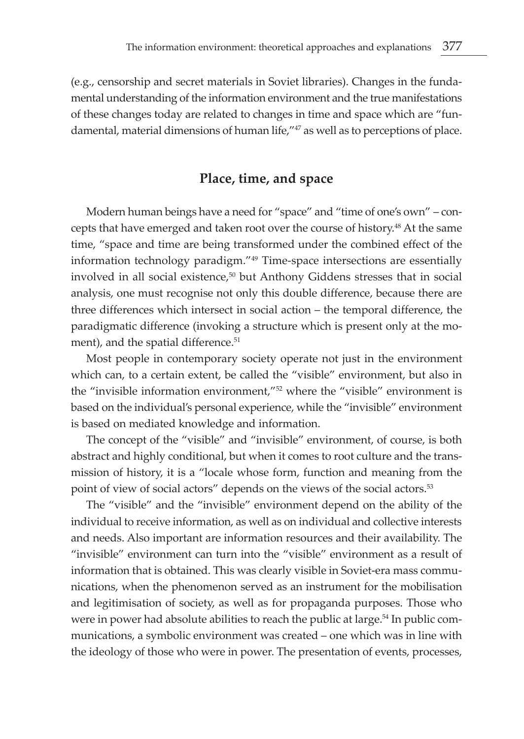(e.g., censorship and secret materials in Soviet libraries). Changes in the fundamental understanding of the information environment and the true manifestations of these changes today are related to changes in time and space which are "fundamental, material dimensions of human life,"[47] as well as to perceptions of place.

## Place, time, and space

Modern human beings have a need for "space" and "time of one's own" – concepts that have emerged and taken root over the course of history.[48] At the same time, "space and time are being transformed under the combined effect of the information technology paradigm."[49] Time-space intersections are essentially involved in all social existence,[50] but Anthony Giddens stresses that in social analysis, one must recognise not only this double difference, because there are three differences which intersect in social action – the temporal difference, the paradigmatic difference (invoking a structure which is present only at the moment), and the spatial difference.[51]

Most people in contemporary society operate not just in the environment which can, to a certain extent, be called the "visible" environment, but also in the "invisible information environment,"[52] where the "visible" environment is based on the individual's personal experience, while the "invisible" environment is based on mediated knowledge and information.

The concept of the "visible" and "invisible" environment, of course, is both abstract and highly conditional, but when it comes to root culture and the transmission of history, it is a "locale whose form, function and meaning from the point of view of social actors" depends on the views of the social actors.[53]

The "visible" and the "invisible" environment depend on the ability of the individual to receive information, as well as on individual and collective interests and needs. Also important are information resources and their availability. The "invisible" environment can turn into the "visible" environment as a result of information that is obtained. This was clearly visible in Soviet-era mass communications, when the phenomenon served as an instrument for the mobilisation and legitimisation of society, as well as for propaganda purposes. Those who were in power had absolute abilities to reach the public at large.[54] In public communications, a symbolic environment was created – one which was in line with the ideology of those who were in power. The presentation of events, processes,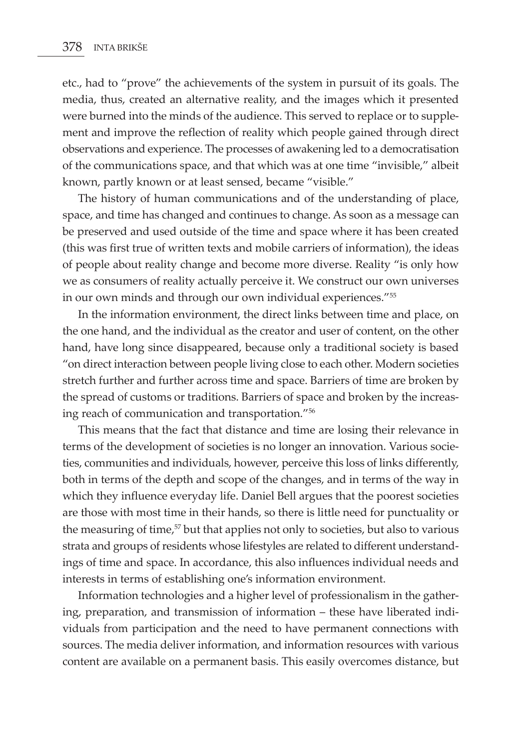etc., had to "prove" the achievements of the system in pursuit of its goals. The media, thus, created an alternative reality, and the images which it presented were burned into the minds of the audience. This served to replace or to supplement and improve the reflection of reality which people gained through direct observations and experience. The processes of awakening led to a democratisation of the communications space, and that which was at one time "invisible," albeit known, partly known or at least sensed, became "visible."

The history of human communications and of the understanding of place, space, and time has changed and continues to change. As soon as a message can be preserved and used outside of the time and space where it has been created (this was first true of written texts and mobile carriers of information), the ideas of people about reality change and become more diverse. Reality "is only how we as consumers of reality actually perceive it. We construct our own universes in our own minds and through our own individual experiences."[55]

In the information environment, the direct links between time and place, on the one hand, and the individual as the creator and user of content, on the other hand, have long since disappeared, because only a traditional society is based "on direct interaction between people living close to each other. Modern societies stretch further and further across time and space. Barriers of time are broken by the spread of customs or traditions. Barriers of space and broken by the increasing reach of communication and transportation."[56]

This means that the fact that distance and time are losing their relevance in terms of the development of societies is no longer an innovation. Various societies, communities and individuals, however, perceive this loss of links differently, both in terms of the depth and scope of the changes, and in terms of the way in which they influence everyday life. Daniel Bell argues that the poorest societies are those with most time in their hands, so there is little need for punctuality or the measuring of time,[57] but that applies not only to societies, but also to various strata and groups of residents whose lifestyles are related to different understandings of time and space. In accordance, this also influences individual needs and interests in terms of establishing one's information environment.

Information technologies and a higher level of professionalism in the gathering, preparation, and transmission of information – these have liberated individuals from participation and the need to have permanent connections with sources. The media deliver information, and information resources with various content are available on a permanent basis. This easily overcomes distance, but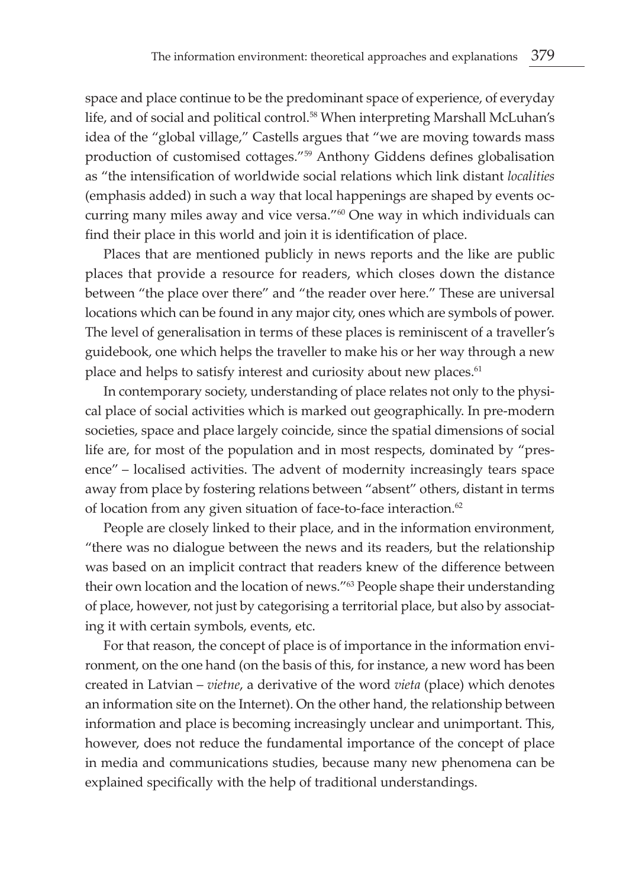space and place continue to be the predominant space of experience, of everyday life, and of social and political control.[58] When interpreting Marshall McLuhan's idea of the "global village," Castells argues that "we are moving towards mass production of customised cottages."[59] Anthony Giddens defines globalisation as "the intensification of worldwide social relations which link distant *localities* (emphasis added) in such a way that local happenings are shaped by events occurring many miles away and vice versa."[60] One way in which individuals can find their place in this world and join it is identification of place.

Places that are mentioned publicly in news reports and the like are public places that provide a resource for readers, which closes down the distance between "the place over there" and "the reader over here." These are universal locations which can be found in any major city, ones which are symbols of power. The level of generalisation in terms of these places is reminiscent of a traveller's guidebook, one which helps the traveller to make his or her way through a new place and helps to satisfy interest and curiosity about new places.[61]

In contemporary society, understanding of place relates not only to the physical place of social activities which is marked out geographically. In pre-modern societies, space and place largely coincide, since the spatial dimensions of social life are, for most of the population and in most respects, dominated by "presence" – localised activities. The advent of modernity increasingly tears space away from place by fostering relations between "absent" others, distant in terms of location from any given situation of face-to-face interaction.[62]

People are closely linked to their place, and in the information environment, "there was no dialogue between the news and its readers, but the relationship was based on an implicit contract that readers knew of the difference between their own location and the location of news."[63] People shape their understanding of place, however, not just by categorising a territorial place, but also by associating it with certain symbols, events, etc.

For that reason, the concept of place is of importance in the information environment, on the one hand (on the basis of this, for instance, a new word has been created in Latvian – *vietne*, a derivative of the word *vieta* (place) which denotes an information site on the Internet). On the other hand, the relationship between information and place is becoming increasingly unclear and unimportant. This, however, does not reduce the fundamental importance of the concept of place in media and communications studies, because many new phenomena can be explained specifically with the help of traditional understandings.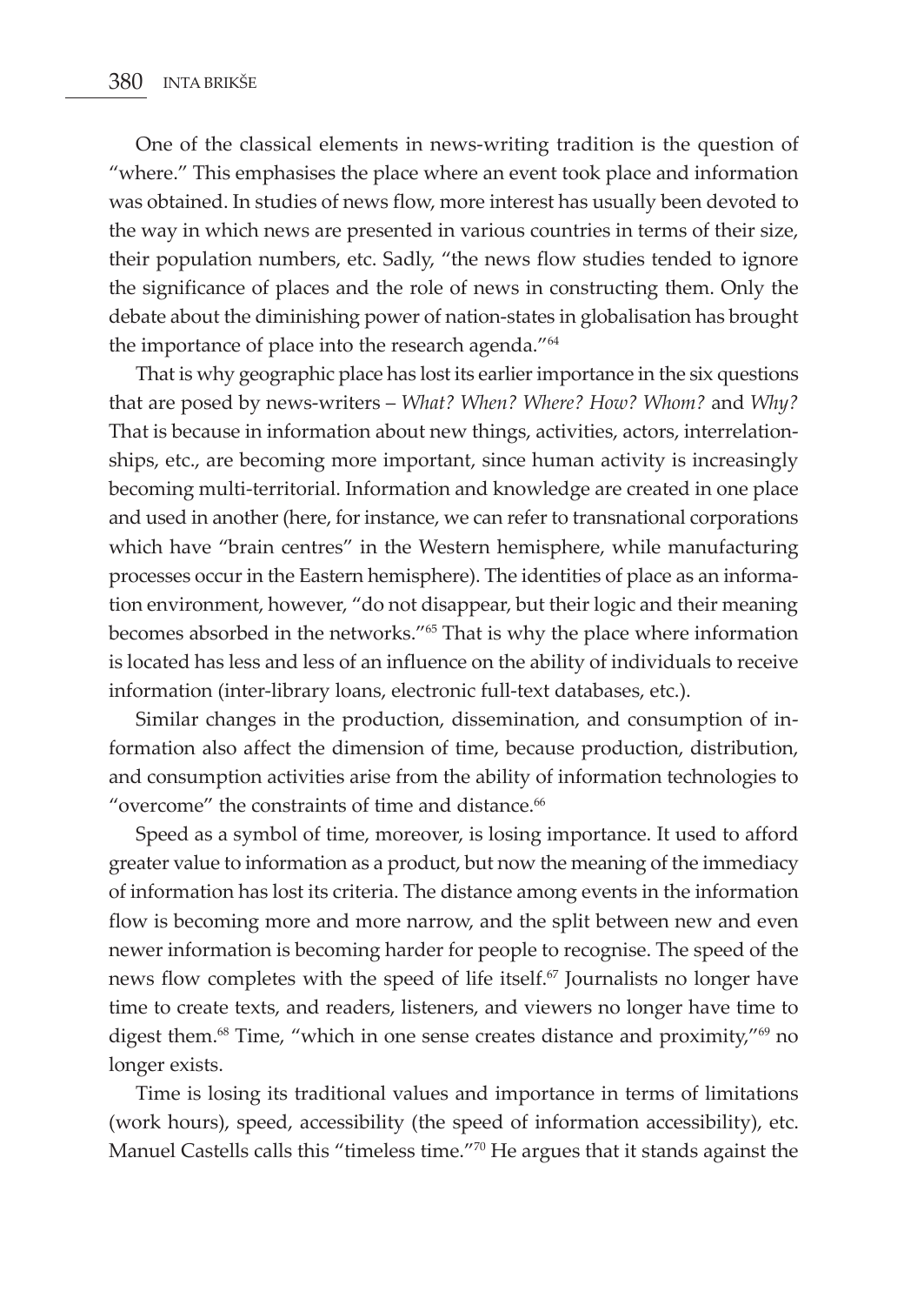One of the classical elements in news-writing tradition is the question of "where." This emphasises the place where an event took place and information was obtained. In studies of news flow, more interest has usually been devoted to the way in which news are presented in various countries in terms of their size, their population numbers, etc. Sadly, "the news flow studies tended to ignore the significance of places and the role of news in constructing them. Only the debate about the diminishing power of nation-states in globalisation has brought the importance of place into the research agenda."[64]

That is why geographic place has lost its earlier importance in the six questions that are posed by news-writers – *What? When? Where? How? Whom?* and *Why?* That is because in information about new things, activities, actors, interrelationships, etc., are becoming more important, since human activity is increasingly becoming multi-territorial. Information and knowledge are created in one place and used in another (here, for instance, we can refer to transnational corporations which have "brain centres" in the Western hemisphere, while manufacturing processes occur in the Eastern hemisphere). The identities of place as an information environment, however, "do not disappear, but their logic and their meaning becomes absorbed in the networks."[65] That is why the place where information is located has less and less of an influence on the ability of individuals to receive information (inter-library loans, electronic full-text databases, etc.).

Similar changes in the production, dissemination, and consumption of information also affect the dimension of time, because production, distribution, and consumption activities arise from the ability of information technologies to "overcome" the constraints of time and distance.[66]

Speed as a symbol of time, moreover, is losing importance. It used to afford greater value to information as a product, but now the meaning of the immediacy of information has lost its criteria. The distance among events in the information flow is becoming more and more narrow, and the split between new and even newer information is becoming harder for people to recognise. The speed of the news flow completes with the speed of life itself.[67] Journalists no longer have time to create texts, and readers, listeners, and viewers no longer have time to digest them.[68] Time, "which in one sense creates distance and proximity,"[69] no longer exists.

Time is losing its traditional values and importance in terms of limitations (work hours), speed, accessibility (the speed of information accessibility), etc. Manuel Castells calls this "timeless time."[70] He argues that it stands against the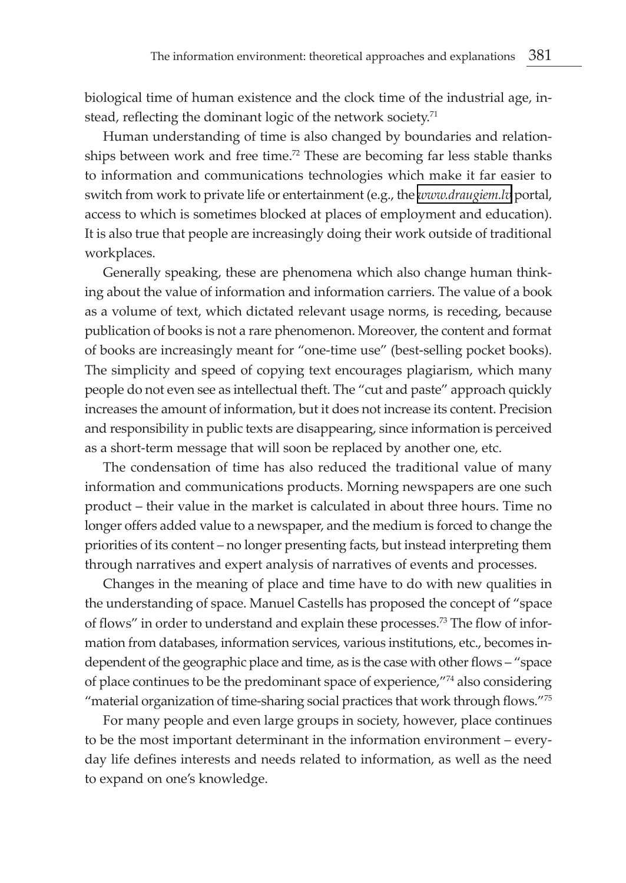biological time of human existence and the clock time of the industrial age, instead, reflecting the dominant logic of the network society.[71]

Human understanding of time is also changed by boundaries and relationships between work and free time.[72] These are becoming far less stable thanks to information and communications technologies which make it far easier to switch from work to private life or entertainment (e.g., the *www.draugiem.lv* portal, access to which is sometimes blocked at places of employment and education). It is also true that people are increasingly doing their work outside of traditional workplaces.

Generally speaking, these are phenomena which also change human thinking about the value of information and information carriers. The value of a book as a volume of text, which dictated relevant usage norms, is receding, because publication of books is not a rare phenomenon. Moreover, the content and format of books are increasingly meant for "one-time use" (best-selling pocket books). The simplicity and speed of copying text encourages plagiarism, which many people do not even see as intellectual theft. The "cut and paste" approach quickly increases the amount of information, but it does not increase its content. Precision and responsibility in public texts are disappearing, since information is perceived as a short-term message that will soon be replaced by another one, etc.

The condensation of time has also reduced the traditional value of many information and communications products. Morning newspapers are one such product – their value in the market is calculated in about three hours. Time no longer offers added value to a newspaper, and the medium is forced to change the priorities of its content – no longer presenting facts, but instead interpreting them through narratives and expert analysis of narratives of events and processes.

Changes in the meaning of place and time have to do with new qualities in the understanding of space. Manuel Castells has proposed the concept of "space of flows" in order to understand and explain these processes.[73] The flow of information from databases, information services, various institutions, etc., becomes independent of the geographic place and time, as is the case with other flows – "space of place continues to be the predominant space of experience,"[74] also considering "material organization of time-sharing social practices that work through flows."[75]

For many people and even large groups in society, however, place continues to be the most important determinant in the information environment – everyday life defines interests and needs related to information, as well as the need to expand on one's knowledge.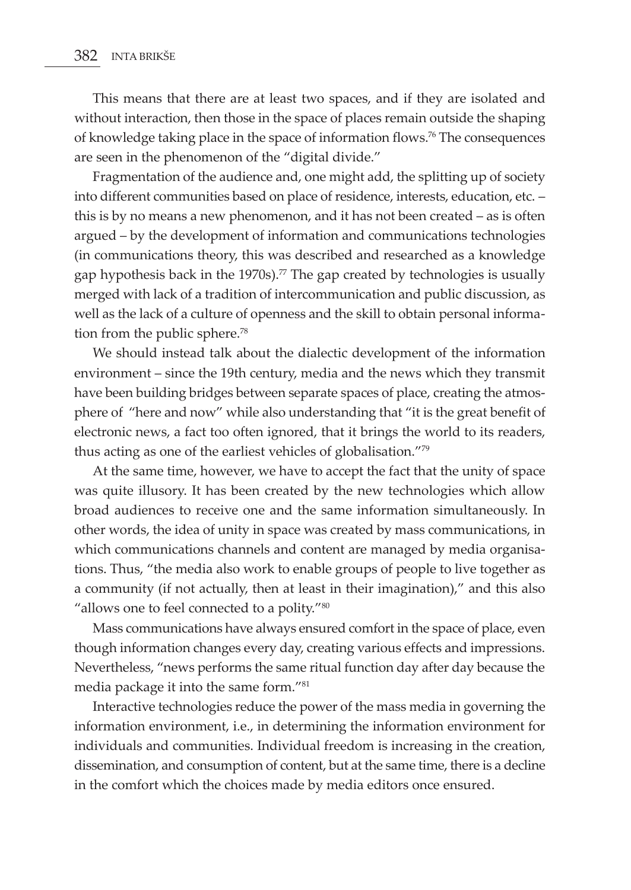This means that there are at least two spaces, and if they are isolated and without interaction, then those in the space of places remain outside the shaping of knowledge taking place in the space of information flows.[76] The consequences are seen in the phenomenon of the "digital divide."

Fragmentation of the audience and, one might add, the splitting up of society into different communities based on place of residence, interests, education, etc. – this is by no means a new phenomenon, and it has not been created – as is often argued – by the development of information and communications technologies (in communications theory, this was described and researched as a knowledge gap hypothesis back in the 1970s).[77] The gap created by technologies is usually merged with lack of a tradition of intercommunication and public discussion, as well as the lack of a culture of openness and the skill to obtain personal information from the public sphere.[78]

We should instead talk about the dialectic development of the information environment – since the 19th century, media and the news which they transmit have been building bridges between separate spaces of place, creating the atmosphere of "here and now" while also understanding that "it is the great benefit of electronic news, a fact too often ignored, that it brings the world to its readers, thus acting as one of the earliest vehicles of globalisation."[79]

At the same time, however, we have to accept the fact that the unity of space was quite illusory. It has been created by the new technologies which allow broad audiences to receive one and the same information simultaneously. In other words, the idea of unity in space was created by mass communications, in which communications channels and content are managed by media organisations. Thus, "the media also work to enable groups of people to live together as a community (if not actually, then at least in their imagination)," and this also "allows one to feel connected to a polity."[80]

Mass communications have always ensured comfort in the space of place, even though information changes every day, creating various effects and impressions. Nevertheless, "news performs the same ritual function day after day because the media package it into the same form."[81]

Interactive technologies reduce the power of the mass media in governing the information environment, i.e., in determining the information environment for individuals and communities. Individual freedom is increasing in the creation, dissemination, and consumption of content, but at the same time, there is a decline in the comfort which the choices made by media editors once ensured.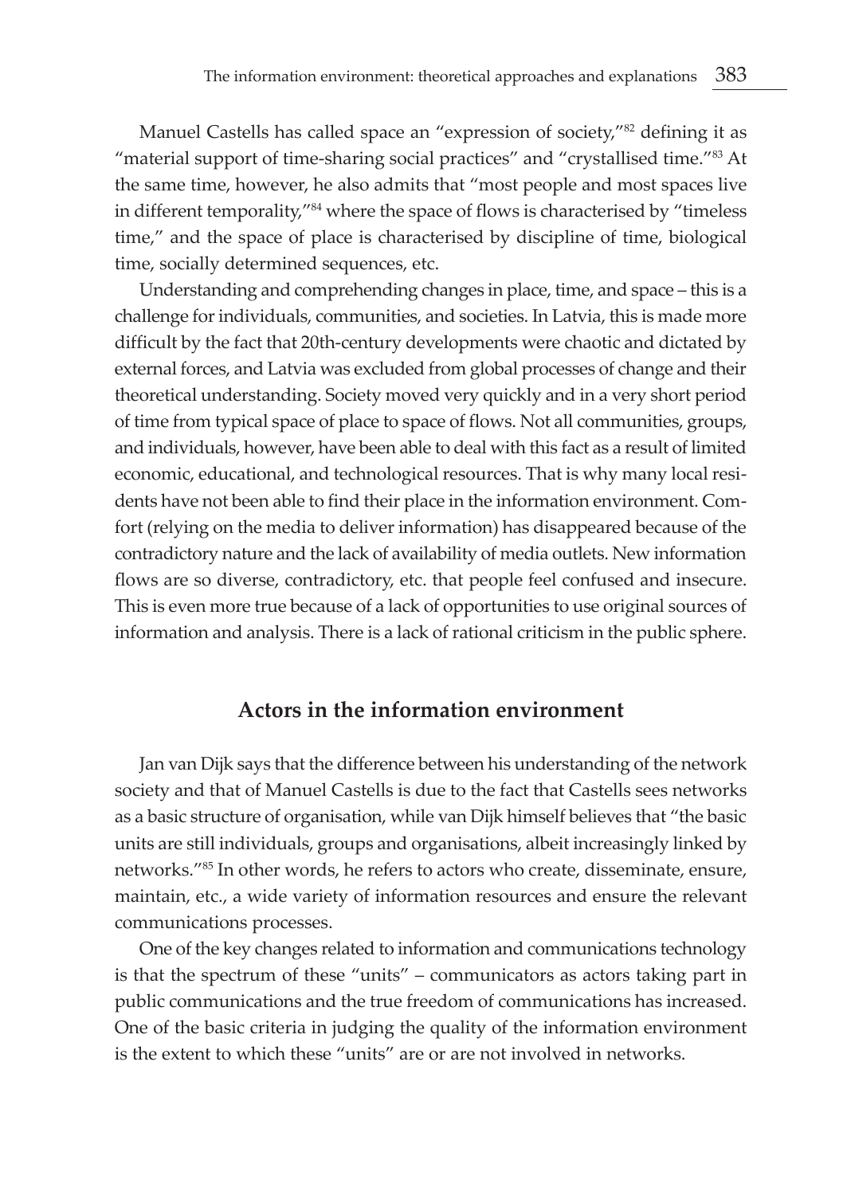Manuel Castells has called space an "expression of society,"[82] defining it as "material support of time-sharing social practices" and "crystallised time."[83] At the same time, however, he also admits that "most people and most spaces live in different temporality,"[84] where the space of flows is characterised by "timeless time," and the space of place is characterised by discipline of time, biological time, socially determined sequences, etc.

Understanding and comprehending changes in place, time, and space – this is a challenge for individuals, communities, and societies. In Latvia, this is made more difficult by the fact that 20th-century developments were chaotic and dictated by external forces, and Latvia was excluded from global processes of change and their theoretical understanding. Society moved very quickly and in a very short period of time from typical space of place to space of flows. Not all communities, groups, and individuals, however, have been able to deal with this fact as a result of limited economic, educational, and technological resources. That is why many local residents have not been able to find their place in the information environment. Comfort (relying on the media to deliver information) has disappeared because of the contradictory nature and the lack of availability of media outlets. New information flows are so diverse, contradictory, etc. that people feel confused and insecure. This is even more true because of a lack of opportunities to use original sources of information and analysis. There is a lack of rational criticism in the public sphere.

## Actors in the information environment

Jan van Dijk says that the difference between his understanding of the network society and that of Manuel Castells is due to the fact that Castells sees networks as a basic structure of organisation, while van Dijk himself believes that "the basic units are still individuals, groups and organisations, albeit increasingly linked by networks."[85] In other words, he refers to actors who create, disseminate, ensure, maintain, etc., a wide variety of information resources and ensure the relevant communications processes.

One of the key changes related to information and communications technology is that the spectrum of these "units" – communicators as actors taking part in public communications and the true freedom of communications has increased. One of the basic criteria in judging the quality of the information environment is the extent to which these "units" are or are not involved in networks.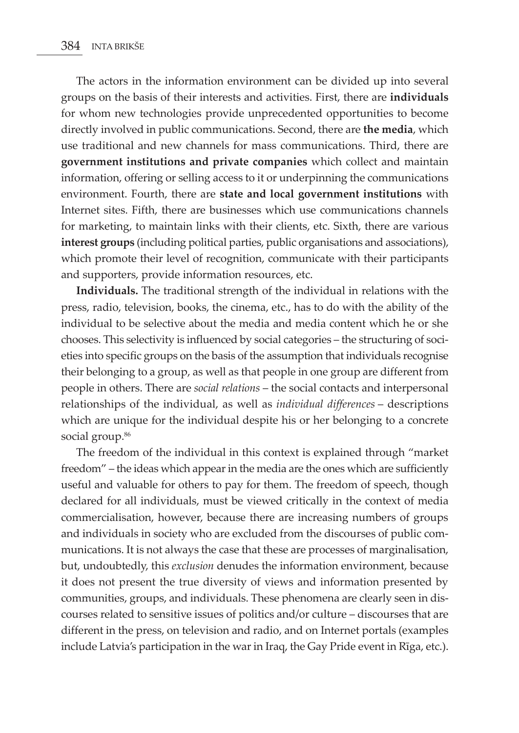The actors in the information environment can be divided up into several groups on the basis of their interests and activities. First, there are **individuals** for whom new technologies provide unprecedented opportunities to become directly involved in public communications. Second, there are **the media**, which use traditional and new channels for mass communications. Third, there are **government institutions and private companies** which collect and maintain information, offering or selling access to it or underpinning the communications environment. Fourth, there are **state and local government institutions** with Internet sites. Fifth, there are businesses which use communications channels for marketing, to maintain links with their clients, etc. Sixth, there are various **interest groups** (including political parties, public organisations and associations), which promote their level of recognition, communicate with their participants and supporters, provide information resources, etc.

**Individuals.** The traditional strength of the individual in relations with the press, radio, television, books, the cinema, etc., has to do with the ability of the individual to be selective about the media and media content which he or she chooses. This selectivity is influenced by social categories – the structuring of societies into specific groups on the basis of the assumption that individuals recognise their belonging to a group, as well as that people in one group are different from people in others. There are *social relations* – the social contacts and interpersonal relationships of the individual, as well as *individual differences* – descriptions which are unique for the individual despite his or her belonging to a concrete social group.[86]

The freedom of the individual in this context is explained through "market freedom" – the ideas which appear in the media are the ones which are sufficiently useful and valuable for others to pay for them. The freedom of speech, though declared for all individuals, must be viewed critically in the context of media commercialisation, however, because there are increasing numbers of groups and individuals in society who are excluded from the discourses of public communications. It is not always the case that these are processes of marginalisation, but, undoubtedly, this *exclusion* denudes the information environment, because it does not present the true diversity of views and information presented by communities, groups, and individuals. These phenomena are clearly seen in discourses related to sensitive issues of politics and/or culture – discourses that are different in the press, on television and radio, and on Internet portals (examples include Latvia's participation in the war in Iraq, the Gay Pride event in Rīga, etc.).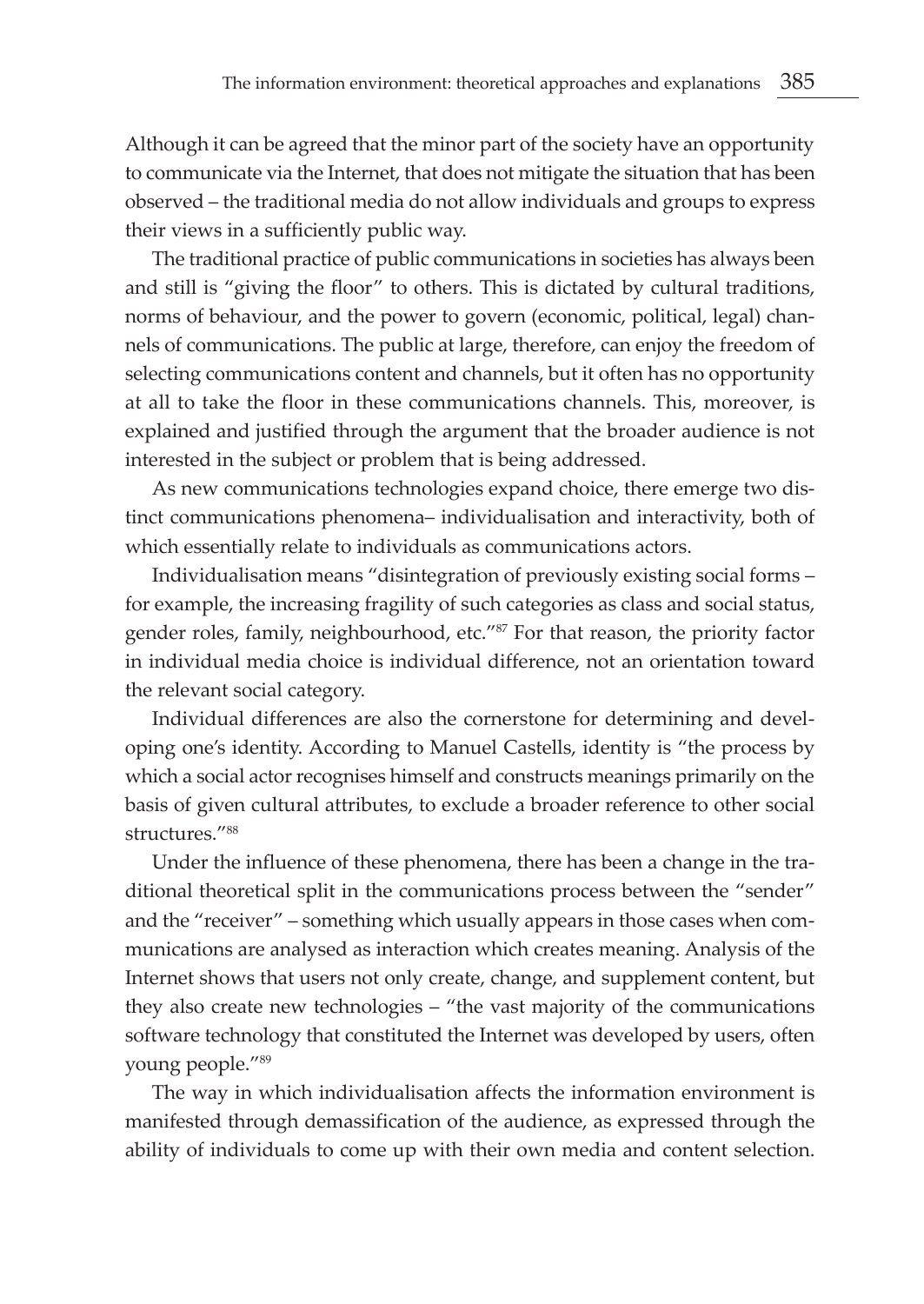Although it can be agreed that the minor part of the society have an opportunity to communicate via the Internet, that does not mitigate the situation that has been observed – the traditional media do not allow individuals and groups to express their views in a sufficiently public way.

The traditional practice of public communications in societies has always been and still is "giving the floor" to others. This is dictated by cultural traditions, norms of behaviour, and the power to govern (economic, political, legal) channels of communications. The public at large, therefore, can enjoy the freedom of selecting communications content and channels, but it often has no opportunity at all to take the floor in these communications channels. This, moreover, is explained and justified through the argument that the broader audience is not interested in the subject or problem that is being addressed.

As new communications technologies expand choice, there emerge two distinct communications phenomena– individualisation and interactivity, both of which essentially relate to individuals as communications actors.

Individualisation means "disintegration of previously existing social forms – for example, the increasing fragility of such categories as class and social status, gender roles, family, neighbourhood, etc."[87] For that reason, the priority factor in individual media choice is individual difference, not an orientation toward the relevant social category.

Individual differences are also the cornerstone for determining and developing one's identity. According to Manuel Castells, identity is "the process by which a social actor recognises himself and constructs meanings primarily on the basis of given cultural attributes, to exclude a broader reference to other social structures."[88]

Under the influence of these phenomena, there has been a change in the traditional theoretical split in the communications process between the "sender" and the "receiver" – something which usually appears in those cases when communications are analysed as interaction which creates meaning. Analysis of the Internet shows that users not only create, change, and supplement content, but they also create new technologies – "the vast majority of the communications software technology that constituted the Internet was developed by users, often young people."[89]

The way in which individualisation affects the information environment is manifested through demassification of the audience, as expressed through the ability of individuals to come up with their own media and content selection.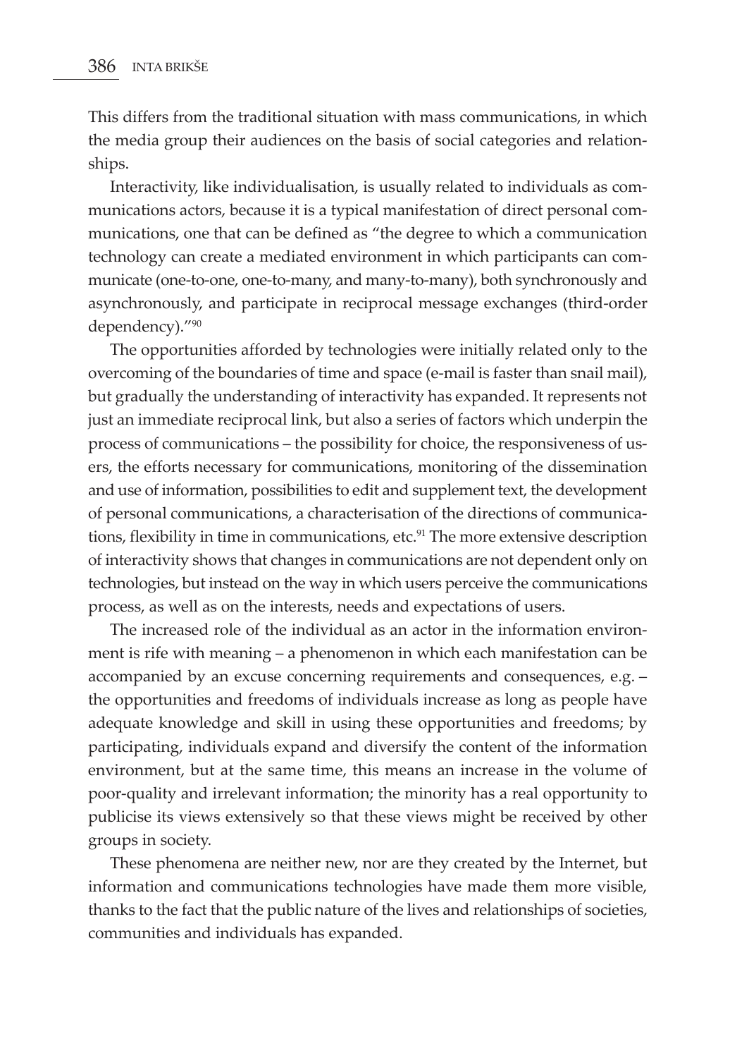This differs from the traditional situation with mass communications, in which the media group their audiences on the basis of social categories and relationships.

Interactivity, like individualisation, is usually related to individuals as communications actors, because it is a typical manifestation of direct personal communications, one that can be defined as "the degree to which a communication technology can create a mediated environment in which participants can communicate (one-to-one, one-to-many, and many-to-many), both synchronously and asynchronously, and participate in reciprocal message exchanges (third-order dependency)."[90]

The opportunities afforded by technologies were initially related only to the overcoming of the boundaries of time and space (e-mail is faster than snail mail), but gradually the understanding of interactivity has expanded. It represents not just an immediate reciprocal link, but also a series of factors which underpin the process of communications – the possibility for choice, the responsiveness of users, the efforts necessary for communications, monitoring of the dissemination and use of information, possibilities to edit and supplement text, the development of personal communications, a characterisation of the directions of communications, flexibility in time in communications, etc.[91] The more extensive description of interactivity shows that changes in communications are not dependent only on technologies, but instead on the way in which users perceive the communications process, as well as on the interests, needs and expectations of users.

The increased role of the individual as an actor in the information environment is rife with meaning – a phenomenon in which each manifestation can be accompanied by an excuse concerning requirements and consequences, e.g. – the opportunities and freedoms of individuals increase as long as people have adequate knowledge and skill in using these opportunities and freedoms; by participating, individuals expand and diversify the content of the information environment, but at the same time, this means an increase in the volume of poor-quality and irrelevant information; the minority has a real opportunity to publicise its views extensively so that these views might be received by other groups in society.

These phenomena are neither new, nor are they created by the Internet, but information and communications technologies have made them more visible, thanks to the fact that the public nature of the lives and relationships of societies, communities and individuals has expanded.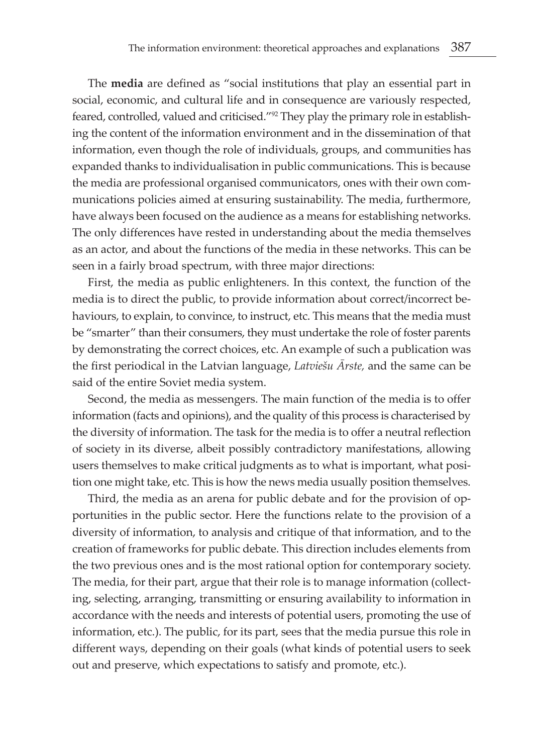The **media** are defined as "social institutions that play an essential part in social, economic, and cultural life and in consequence are variously respected, feared, controlled, valued and criticised."[92] They play the primary role in establishing the content of the information environment and in the dissemination of that information, even though the role of individuals, groups, and communities has expanded thanks to individualisation in public communications. This is because the media are professional organised communicators, ones with their own communications policies aimed at ensuring sustainability. The media, furthermore, have always been focused on the audience as a means for establishing networks. The only differences have rested in understanding about the media themselves as an actor, and about the functions of the media in these networks. This can be seen in a fairly broad spectrum, with three major directions:

First, the media as public enlighteners. In this context, the function of the media is to direct the public, to provide information about correct/incorrect behaviours, to explain, to convince, to instruct, etc. This means that the media must be "smarter" than their consumers, they must undertake the role of foster parents by demonstrating the correct choices, etc. An example of such a publication was the first periodical in the Latvian language, *Latviešu Ārste,* and the same can be said of the entire Soviet media system.

Second, the media as messengers. The main function of the media is to offer information (facts and opinions), and the quality of this process is characterised by the diversity of information. The task for the media is to offer a neutral reflection of society in its diverse, albeit possibly contradictory manifestations, allowing users themselves to make critical judgments as to what is important, what position one might take, etc. This is how the news media usually position themselves.

Third, the media as an arena for public debate and for the provision of opportunities in the public sector. Here the functions relate to the provision of a diversity of information, to analysis and critique of that information, and to the creation of frameworks for public debate. This direction includes elements from the two previous ones and is the most rational option for contemporary society. The media, for their part, argue that their role is to manage information (collecting, selecting, arranging, transmitting or ensuring availability to information in accordance with the needs and interests of potential users, promoting the use of information, etc.). The public, for its part, sees that the media pursue this role in different ways, depending on their goals (what kinds of potential users to seek out and preserve, which expectations to satisfy and promote, etc.).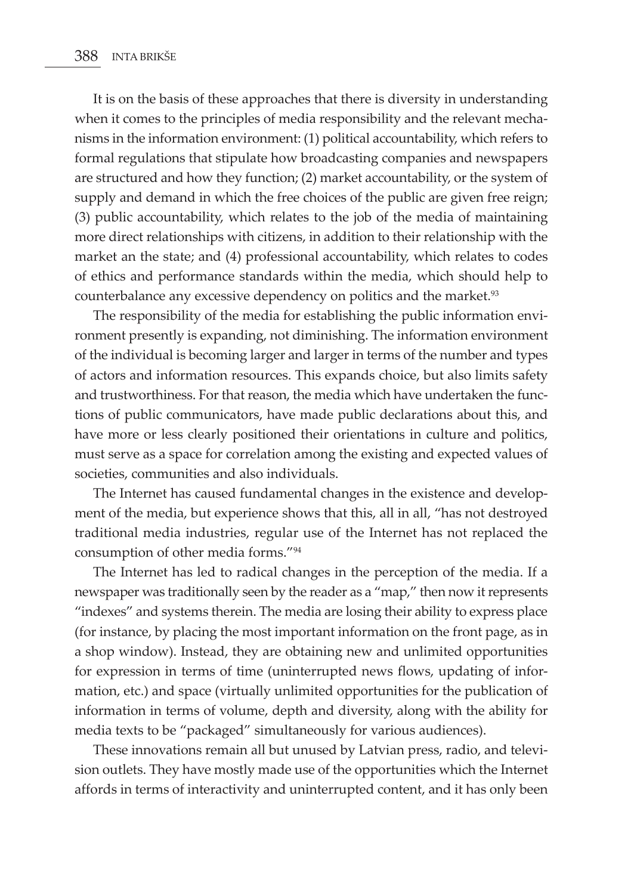It is on the basis of these approaches that there is diversity in understanding when it comes to the principles of media responsibility and the relevant mechanisms in the information environment: (1) political accountability, which refers to formal regulations that stipulate how broadcasting companies and newspapers are structured and how they function; (2) market accountability, or the system of supply and demand in which the free choices of the public are given free reign; (3) public accountability, which relates to the job of the media of maintaining more direct relationships with citizens, in addition to their relationship with the market an the state; and (4) professional accountability, which relates to codes of ethics and performance standards within the media, which should help to counterbalance any excessive dependency on politics and the market.[93]

The responsibility of the media for establishing the public information environment presently is expanding, not diminishing. The information environment of the individual is becoming larger and larger in terms of the number and types of actors and information resources. This expands choice, but also limits safety and trustworthiness. For that reason, the media which have undertaken the functions of public communicators, have made public declarations about this, and have more or less clearly positioned their orientations in culture and politics, must serve as a space for correlation among the existing and expected values of societies, communities and also individuals.

The Internet has caused fundamental changes in the existence and development of the media, but experience shows that this, all in all, "has not destroyed traditional media industries, regular use of the Internet has not replaced the consumption of other media forms."[94]

The Internet has led to radical changes in the perception of the media. If a newspaper was traditionally seen by the reader as a "map," then now it represents "indexes" and systems therein. The media are losing their ability to express place (for instance, by placing the most important information on the front page, as in a shop window). Instead, they are obtaining new and unlimited opportunities for expression in terms of time (uninterrupted news flows, updating of information, etc.) and space (virtually unlimited opportunities for the publication of information in terms of volume, depth and diversity, along with the ability for media texts to be "packaged" simultaneously for various audiences).

These innovations remain all but unused by Latvian press, radio, and television outlets. They have mostly made use of the opportunities which the Internet affords in terms of interactivity and uninterrupted content, and it has only been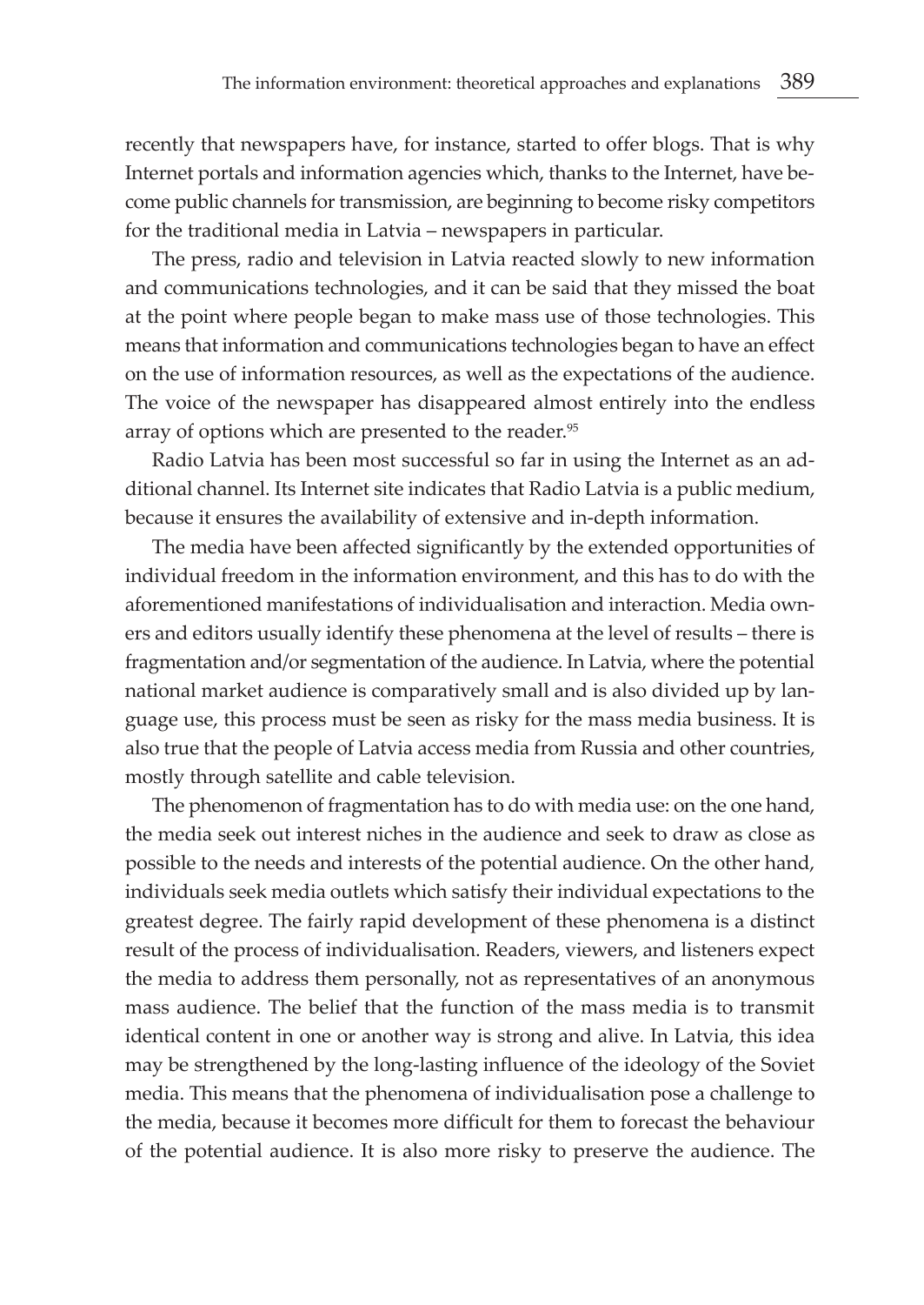recently that newspapers have, for instance, started to offer blogs. That is why Internet portals and information agencies which, thanks to the Internet, have become public channels for transmission, are beginning to become risky competitors for the traditional media in Latvia – newspapers in particular.

The press, radio and television in Latvia reacted slowly to new information and communications technologies, and it can be said that they missed the boat at the point where people began to make mass use of those technologies. This means that information and communications technologies began to have an effect on the use of information resources, as well as the expectations of the audience. The voice of the newspaper has disappeared almost entirely into the endless array of options which are presented to the reader.[95]

Radio Latvia has been most successful so far in using the Internet as an additional channel. Its Internet site indicates that Radio Latvia is a public medium, because it ensures the availability of extensive and in-depth information.

The media have been affected significantly by the extended opportunities of individual freedom in the information environment, and this has to do with the aforementioned manifestations of individualisation and interaction. Media owners and editors usually identify these phenomena at the level of results – there is fragmentation and/or segmentation of the audience. In Latvia, where the potential national market audience is comparatively small and is also divided up by language use, this process must be seen as risky for the mass media business. It is also true that the people of Latvia access media from Russia and other countries, mostly through satellite and cable television.

The phenomenon of fragmentation has to do with media use: on the one hand, the media seek out interest niches in the audience and seek to draw as close as possible to the needs and interests of the potential audience. On the other hand, individuals seek media outlets which satisfy their individual expectations to the greatest degree. The fairly rapid development of these phenomena is a distinct result of the process of individualisation. Readers, viewers, and listeners expect the media to address them personally, not as representatives of an anonymous mass audience. The belief that the function of the mass media is to transmit identical content in one or another way is strong and alive. In Latvia, this idea may be strengthened by the long-lasting influence of the ideology of the Soviet media. This means that the phenomena of individualisation pose a challenge to the media, because it becomes more difficult for them to forecast the behaviour of the potential audience. It is also more risky to preserve the audience. The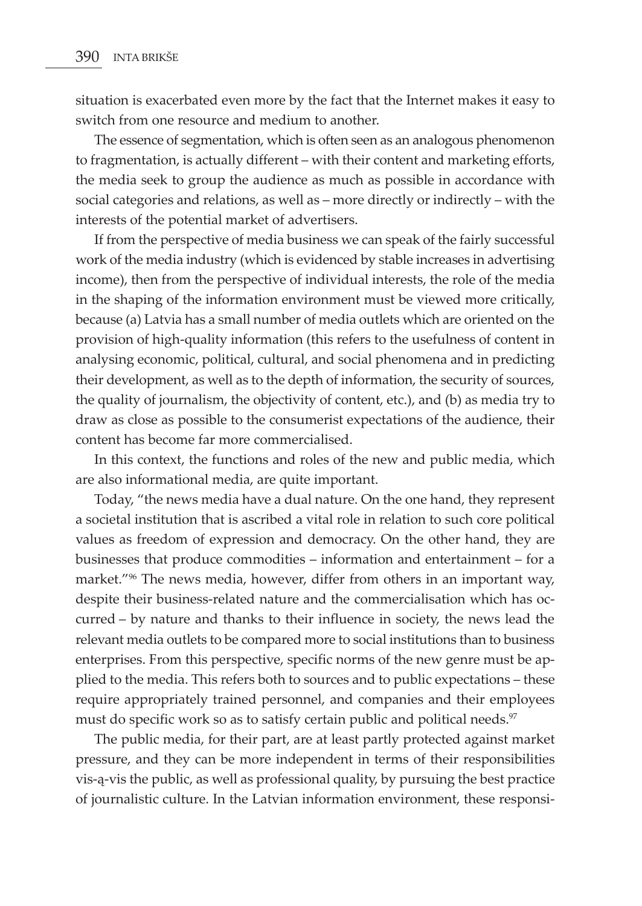situation is exacerbated even more by the fact that the Internet makes it easy to switch from one resource and medium to another.

The essence of segmentation, which is often seen as an analogous phenomenon to fragmentation, is actually different – with their content and marketing efforts, the media seek to group the audience as much as possible in accordance with social categories and relations, as well as – more directly or indirectly – with the interests of the potential market of advertisers.

If from the perspective of media business we can speak of the fairly successful work of the media industry (which is evidenced by stable increases in advertising income), then from the perspective of individual interests, the role of the media in the shaping of the information environment must be viewed more critically, because (a) Latvia has a small number of media outlets which are oriented on the provision of high-quality information (this refers to the usefulness of content in analysing economic, political, cultural, and social phenomena and in predicting their development, as well as to the depth of information, the security of sources, the quality of journalism, the objectivity of content, etc.), and (b) as media try to draw as close as possible to the consumerist expectations of the audience, their content has become far more commercialised.

In this context, the functions and roles of the new and public media, which are also informational media, are quite important.

Today, "the news media have a dual nature. On the one hand, they represent a societal institution that is ascribed a vital role in relation to such core political values as freedom of expression and democracy. On the other hand, they are businesses that produce commodities – information and entertainment – for a market."[96] The news media, however, differ from others in an important way, despite their business-related nature and the commercialisation which has occurred – by nature and thanks to their influence in society, the news lead the relevant media outlets to be compared more to social institutions than to business enterprises. From this perspective, specific norms of the new genre must be applied to the media. This refers both to sources and to public expectations – these require appropriately trained personnel, and companies and their employees must do specific work so as to satisfy certain public and political needs.[97]

The public media, for their part, are at least partly protected against market pressure, and they can be more independent in terms of their responsibilities vis-ą-vis the public, as well as professional quality, by pursuing the best practice of journalistic culture. In the Latvian information environment, these responsi-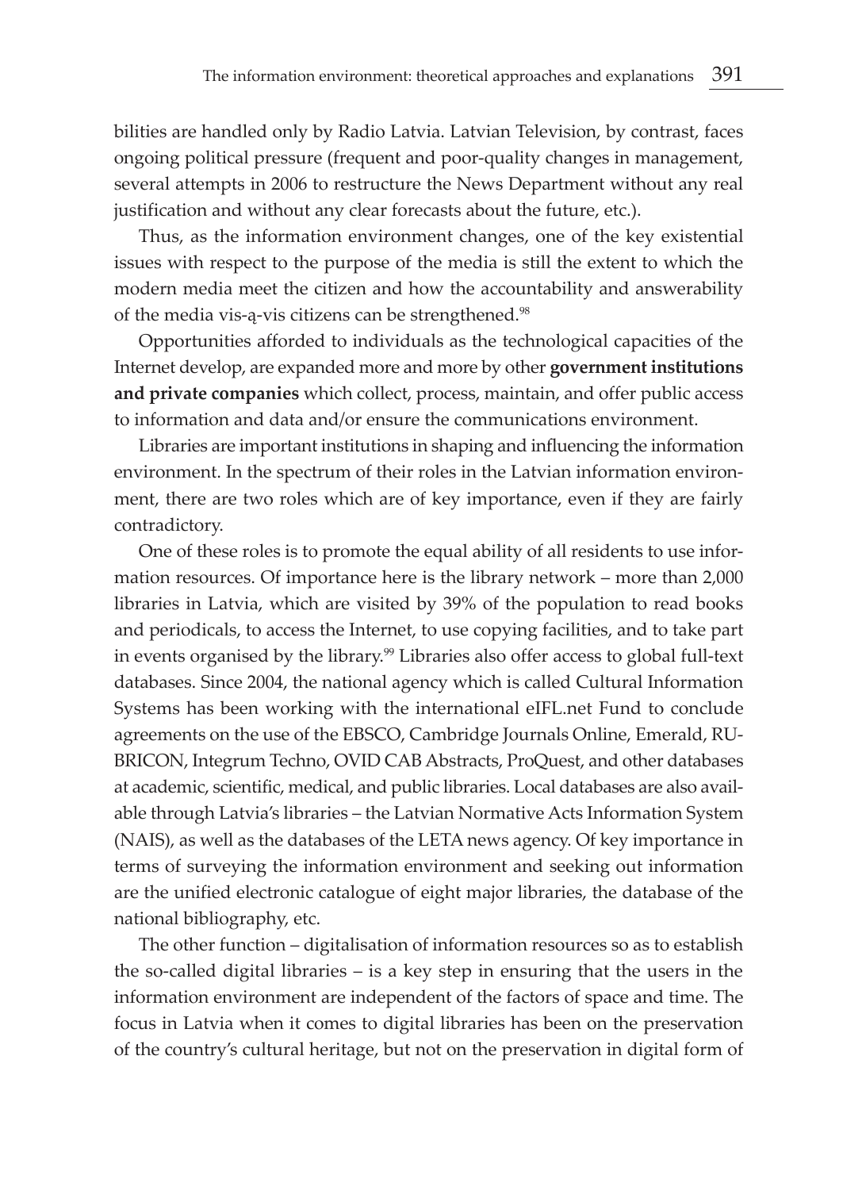bilities are handled only by Radio Latvia. Latvian Television, by contrast, faces ongoing political pressure (frequent and poor-quality changes in management, several attempts in 2006 to restructure the News Department without any real justification and without any clear forecasts about the future, etc.).

Thus, as the information environment changes, one of the key existential issues with respect to the purpose of the media is still the extent to which the modern media meet the citizen and how the accountability and answerability of the media vis-ą-vis citizens can be strengthened.[98]

Opportunities afforded to individuals as the technological capacities of the Internet develop, are expanded more and more by other **government institutions and private companies** which collect, process, maintain, and offer public access to information and data and/or ensure the communications environment.

Libraries are important institutions in shaping and influencing the information environment. In the spectrum of their roles in the Latvian information environment, there are two roles which are of key importance, even if they are fairly contradictory.

One of these roles is to promote the equal ability of all residents to use information resources. Of importance here is the library network – more than 2,000 libraries in Latvia, which are visited by 39% of the population to read books and periodicals, to access the Internet, to use copying facilities, and to take part in events organised by the library.[99] Libraries also offer access to global full-text databases. Since 2004, the national agency which is called Cultural Information Systems has been working with the international eIFL.net Fund to conclude agreements on the use of the EBSCO, Cambridge Journals Online, Emerald, RUBRICON, Integrum Techno, OVID CAB Abstracts, ProQuest, and other databases at academic, scientific, medical, and public libraries. Local databases are also available through Latvia's libraries – the Latvian Normative Acts Information System (NAIS), as well as the databases of the LETA news agency. Of key importance in terms of surveying the information environment and seeking out information are the unified electronic catalogue of eight major libraries, the database of the national bibliography, etc.

The other function – digitalisation of information resources so as to establish the so-called digital libraries – is a key step in ensuring that the users in the information environment are independent of the factors of space and time. The focus in Latvia when it comes to digital libraries has been on the preservation of the country's cultural heritage, but not on the preservation in digital form of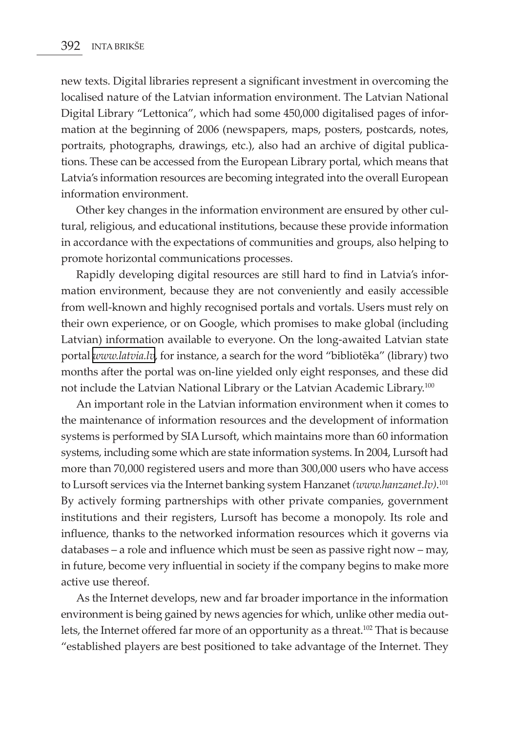new texts. Digital libraries represent a significant investment in overcoming the localised nature of the Latvian information environment. The Latvian National Digital Library "Lettonica", which had some 450,000 digitalised pages of information at the beginning of 2006 (newspapers, maps, posters, postcards, notes, portraits, photographs, drawings, etc.), also had an archive of digital publications. These can be accessed from the European Library portal, which means that Latvia's information resources are becoming integrated into the overall European information environment.

Other key changes in the information environment are ensured by other cultural, religious, and educational institutions, because these provide information in accordance with the expectations of communities and groups, also helping to promote horizontal communications processes.

Rapidly developing digital resources are still hard to find in Latvia's information environment, because they are not conveniently and easily accessible from well-known and highly recognised portals and vortals. Users must rely on their own experience, or on Google, which promises to make global (including Latvian) information available to everyone. On the long-awaited Latvian state portal *www.latvia.lv*, for instance, a search for the word "bibliotēka" (library) two months after the portal was on-line yielded only eight responses, and these did not include the Latvian National Library or the Latvian Academic Library.[100]

An important role in the Latvian information environment when it comes to the maintenance of information resources and the development of information systems is performed by SIA Lursoft, which maintains more than 60 information systems, including some which are state information systems. In 2004, Lursoft had more than 70,000 registered users and more than 300,000 users who have access to Lursoft services via the Internet banking system Hanzanet *(www.hanzanet.lv)*.[101] By actively forming partnerships with other private companies, government institutions and their registers, Lursoft has become a monopoly. Its role and influence, thanks to the networked information resources which it governs via databases – a role and influence which must be seen as passive right now – may, in future, become very influential in society if the company begins to make more active use thereof.

As the Internet develops, new and far broader importance in the information environment is being gained by news agencies for which, unlike other media outlets, the Internet offered far more of an opportunity as a threat.[102] That is because "established players are best positioned to take advantage of the Internet. They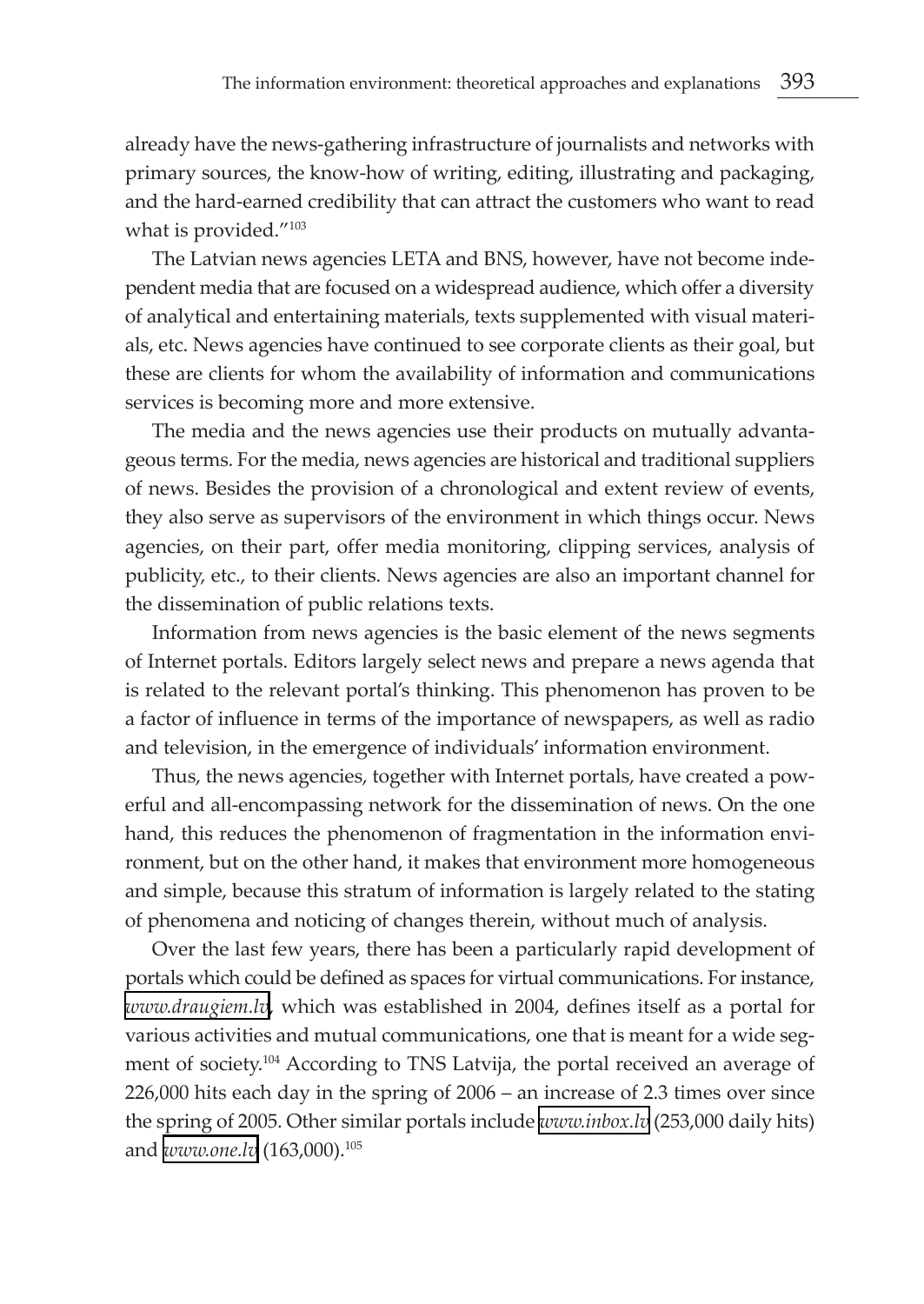already have the news-gathering infrastructure of journalists and networks with primary sources, the know-how of writing, editing, illustrating and packaging, and the hard-earned credibility that can attract the customers who want to read what is provided."[103]

The Latvian news agencies LETA and BNS, however, have not become independent media that are focused on a widespread audience, which offer a diversity of analytical and entertaining materials, texts supplemented with visual materials, etc. News agencies have continued to see corporate clients as their goal, but these are clients for whom the availability of information and communications services is becoming more and more extensive.

The media and the news agencies use their products on mutually advantageous terms. For the media, news agencies are historical and traditional suppliers of news. Besides the provision of a chronological and extent review of events, they also serve as supervisors of the environment in which things occur. News agencies, on their part, offer media monitoring, clipping services, analysis of publicity, etc., to their clients. News agencies are also an important channel for the dissemination of public relations texts.

Information from news agencies is the basic element of the news segments of Internet portals. Editors largely select news and prepare a news agenda that is related to the relevant portal's thinking. This phenomenon has proven to be a factor of influence in terms of the importance of newspapers, as well as radio and television, in the emergence of individuals' information environment.

Thus, the news agencies, together with Internet portals, have created a powerful and all-encompassing network for the dissemination of news. On the one hand, this reduces the phenomenon of fragmentation in the information environment, but on the other hand, it makes that environment more homogeneous and simple, because this stratum of information is largely related to the stating of phenomena and noticing of changes therein, without much of analysis.

Over the last few years, there has been a particularly rapid development of portals which could be defined as spaces for virtual communications. For instance, *www.draugiem.lv*, which was established in 2004, defines itself as a portal for various activities and mutual communications, one that is meant for a wide segment of society.[104] According to TNS Latvija, the portal received an average of 226,000 hits each day in the spring of 2006 – an increase of 2.3 times over since the spring of 2005. Other similar portals include *www.inbox.lv* (253,000 daily hits) and *www.one.lv* (163,000).[105]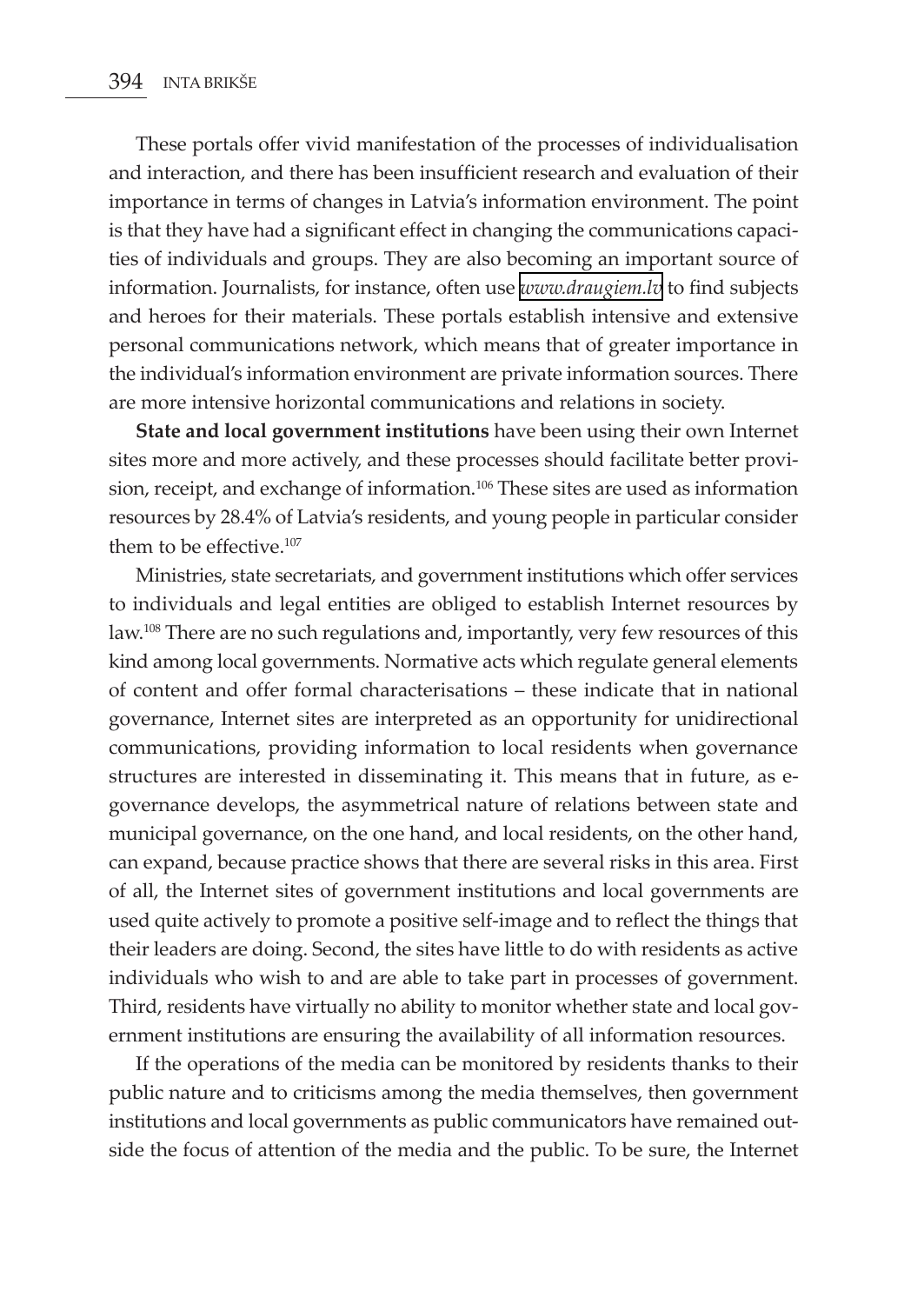These portals offer vivid manifestation of the processes of individualisation and interaction, and there has been insufficient research and evaluation of their importance in terms of changes in Latvia's information environment. The point is that they have had a significant effect in changing the communications capacities of individuals and groups. They are also becoming an important source of information. Journalists, for instance, often use *www.draugiem.lv* to find subjects and heroes for their materials. These portals establish intensive and extensive personal communications network, which means that of greater importance in the individual's information environment are private information sources. There are more intensive horizontal communications and relations in society.

**State and local government institutions** have been using their own Internet sites more and more actively, and these processes should facilitate better provision, receipt, and exchange of information.[106] These sites are used as information resources by 28.4% of Latvia's residents, and young people in particular consider them to be effective.[107]

Ministries, state secretariats, and government institutions which offer services to individuals and legal entities are obliged to establish Internet resources by law.[108] There are no such regulations and, importantly, very few resources of this kind among local governments. Normative acts which regulate general elements of content and offer formal characterisations – these indicate that in national governance, Internet sites are interpreted as an opportunity for unidirectional communications, providing information to local residents when governance structures are interested in disseminating it. This means that in future, as e-governance develops, the asymmetrical nature of relations between state and municipal governance, on the one hand, and local residents, on the other hand, can expand, because practice shows that there are several risks in this area. First of all, the Internet sites of government institutions and local governments are used quite actively to promote a positive self-image and to reflect the things that their leaders are doing. Second, the sites have little to do with residents as active individuals who wish to and are able to take part in processes of government. Third, residents have virtually no ability to monitor whether state and local government institutions are ensuring the availability of all information resources.

If the operations of the media can be monitored by residents thanks to their public nature and to criticisms among the media themselves, then government institutions and local governments as public communicators have remained outside the focus of attention of the media and the public. To be sure, the Internet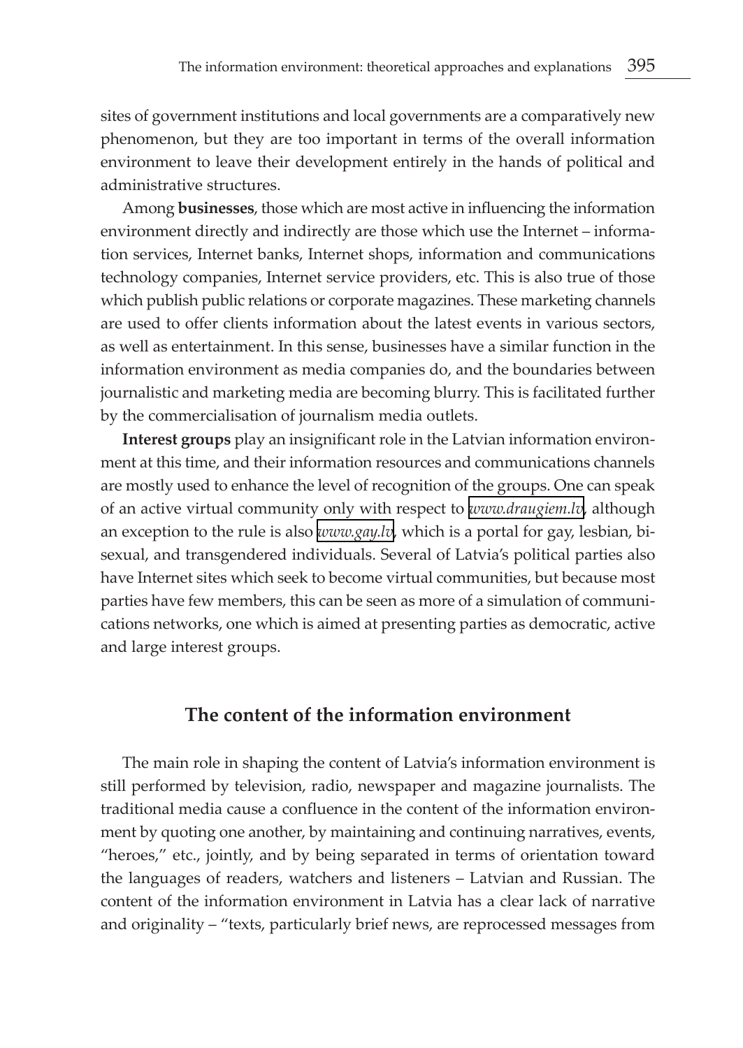sites of government institutions and local governments are a comparatively new phenomenon, but they are too important in terms of the overall information environment to leave their development entirely in the hands of political and administrative structures.

Among **businesses**, those which are most active in influencing the information environment directly and indirectly are those which use the Internet – information services, Internet banks, Internet shops, information and communications technology companies, Internet service providers, etc. This is also true of those which publish public relations or corporate magazines. These marketing channels are used to offer clients information about the latest events in various sectors, as well as entertainment. In this sense, businesses have a similar function in the information environment as media companies do, and the boundaries between journalistic and marketing media are becoming blurry. This is facilitated further by the commercialisation of journalism media outlets.

**Interest groups** play an insignificant role in the Latvian information environment at this time, and their information resources and communications channels are mostly used to enhance the level of recognition of the groups. One can speak of an active virtual community only with respect to *www.draugiem.lv*, although an exception to the rule is also *www.gay.lv*, which is a portal for gay, lesbian, bisexual, and transgendered individuals. Several of Latvia's political parties also have Internet sites which seek to become virtual communities, but because most parties have few members, this can be seen as more of a simulation of communications networks, one which is aimed at presenting parties as democratic, active and large interest groups.

## The content of the information environment

The main role in shaping the content of Latvia's information environment is still performed by television, radio, newspaper and magazine journalists. The traditional media cause a confluence in the content of the information environment by quoting one another, by maintaining and continuing narratives, events, "heroes," etc., jointly, and by being separated in terms of orientation toward the languages of readers, watchers and listeners – Latvian and Russian. The content of the information environment in Latvia has a clear lack of narrative and originality – "texts, particularly brief news, are reprocessed messages from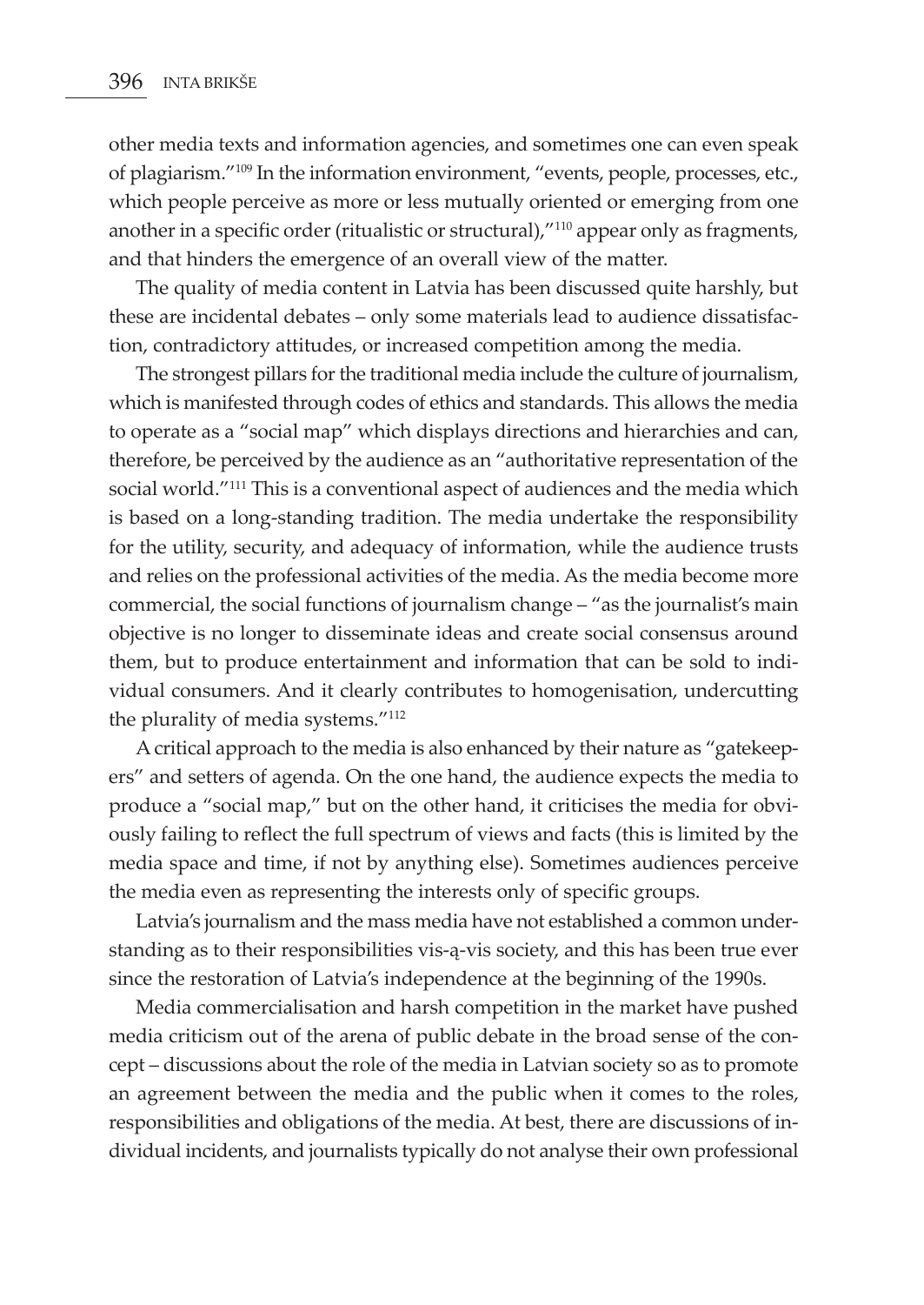other media texts and information agencies, and sometimes one can even speak of plagiarism."[109] In the information environment, "events, people, processes, etc., which people perceive as more or less mutually oriented or emerging from one another in a specific order (ritualistic or structural),"[110] appear only as fragments, and that hinders the emergence of an overall view of the matter.

The quality of media content in Latvia has been discussed quite harshly, but these are incidental debates – only some materials lead to audience dissatisfaction, contradictory attitudes, or increased competition among the media.

The strongest pillars for the traditional media include the culture of journalism, which is manifested through codes of ethics and standards. This allows the media to operate as a "social map" which displays directions and hierarchies and can, therefore, be perceived by the audience as an "authoritative representation of the social world."[111] This is a conventional aspect of audiences and the media which is based on a long-standing tradition. The media undertake the responsibility for the utility, security, and adequacy of information, while the audience trusts and relies on the professional activities of the media. As the media become more commercial, the social functions of journalism change – "as the journalist's main objective is no longer to disseminate ideas and create social consensus around them, but to produce entertainment and information that can be sold to individual consumers. And it clearly contributes to homogenisation, undercutting the plurality of media systems."[112]

A critical approach to the media is also enhanced by their nature as "gatekeepers" and setters of agenda. On the one hand, the audience expects the media to produce a "social map," but on the other hand, it criticises the media for obviously failing to reflect the full spectrum of views and facts (this is limited by the media space and time, if not by anything else). Sometimes audiences perceive the media even as representing the interests only of specific groups.

Latvia's journalism and the mass media have not established a common understanding as to their responsibilities vis-ą-vis society, and this has been true ever since the restoration of Latvia's independence at the beginning of the 1990s.

Media commercialisation and harsh competition in the market have pushed media criticism out of the arena of public debate in the broad sense of the concept – discussions about the role of the media in Latvian society so as to promote an agreement between the media and the public when it comes to the roles, responsibilities and obligations of the media. At best, there are discussions of individual incidents, and journalists typically do not analyse their own professional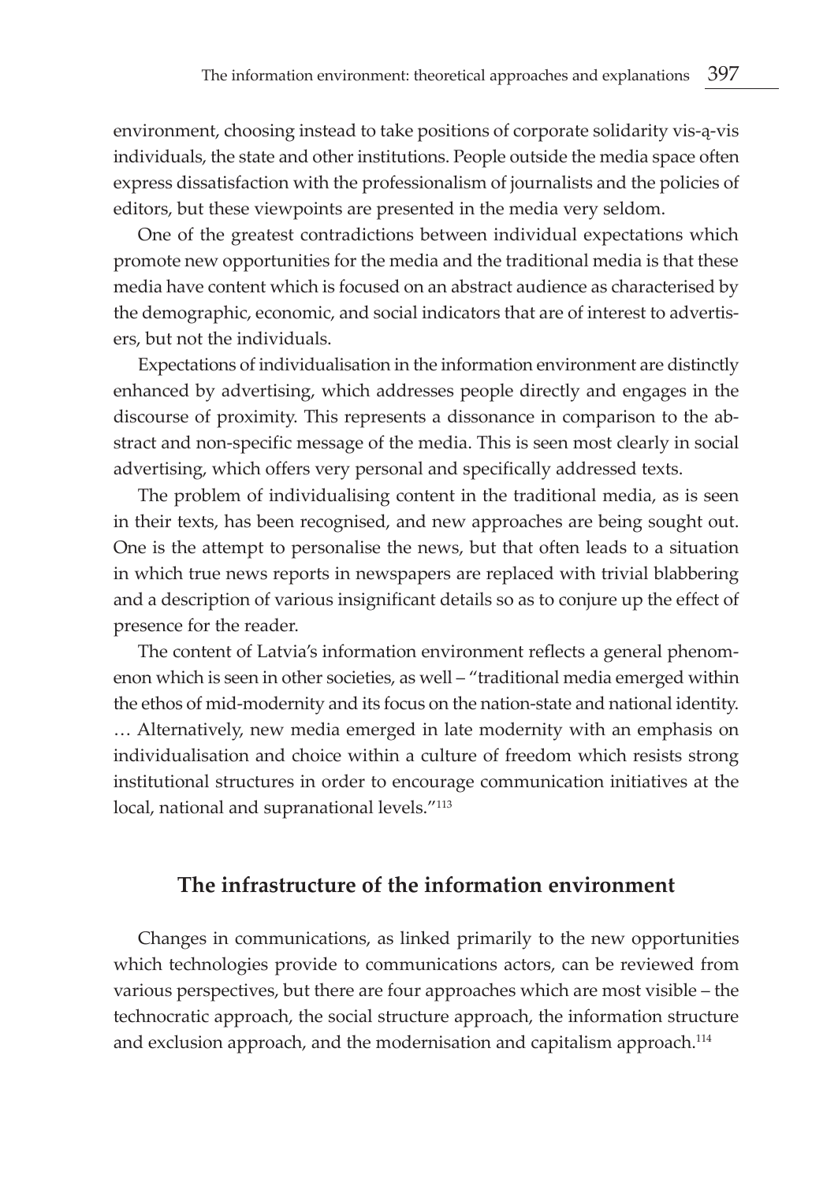environment, choosing instead to take positions of corporate solidarity vis-ą-vis individuals, the state and other institutions. People outside the media space often express dissatisfaction with the professionalism of journalists and the policies of editors, but these viewpoints are presented in the media very seldom.

One of the greatest contradictions between individual expectations which promote new opportunities for the media and the traditional media is that these media have content which is focused on an abstract audience as characterised by the demographic, economic, and social indicators that are of interest to advertisers, but not the individuals.

Expectations of individualisation in the information environment are distinctly enhanced by advertising, which addresses people directly and engages in the discourse of proximity. This represents a dissonance in comparison to the abstract and non-specific message of the media. This is seen most clearly in social advertising, which offers very personal and specifically addressed texts.

The problem of individualising content in the traditional media, as is seen in their texts, has been recognised, and new approaches are being sought out. One is the attempt to personalise the news, but that often leads to a situation in which true news reports in newspapers are replaced with trivial blabbering and a description of various insignificant details so as to conjure up the effect of presence for the reader.

The content of Latvia's information environment reflects a general phenomenon which is seen in other societies, as well – "traditional media emerged within the ethos of mid-modernity and its focus on the nation-state and national identity. … Alternatively, new media emerged in late modernity with an emphasis on individualisation and choice within a culture of freedom which resists strong institutional structures in order to encourage communication initiatives at the local, national and supranational levels."[113]

## The infrastructure of the information environment

Changes in communications, as linked primarily to the new opportunities which technologies provide to communications actors, can be reviewed from various perspectives, but there are four approaches which are most visible – the technocratic approach, the social structure approach, the information structure and exclusion approach, and the modernisation and capitalism approach.[114]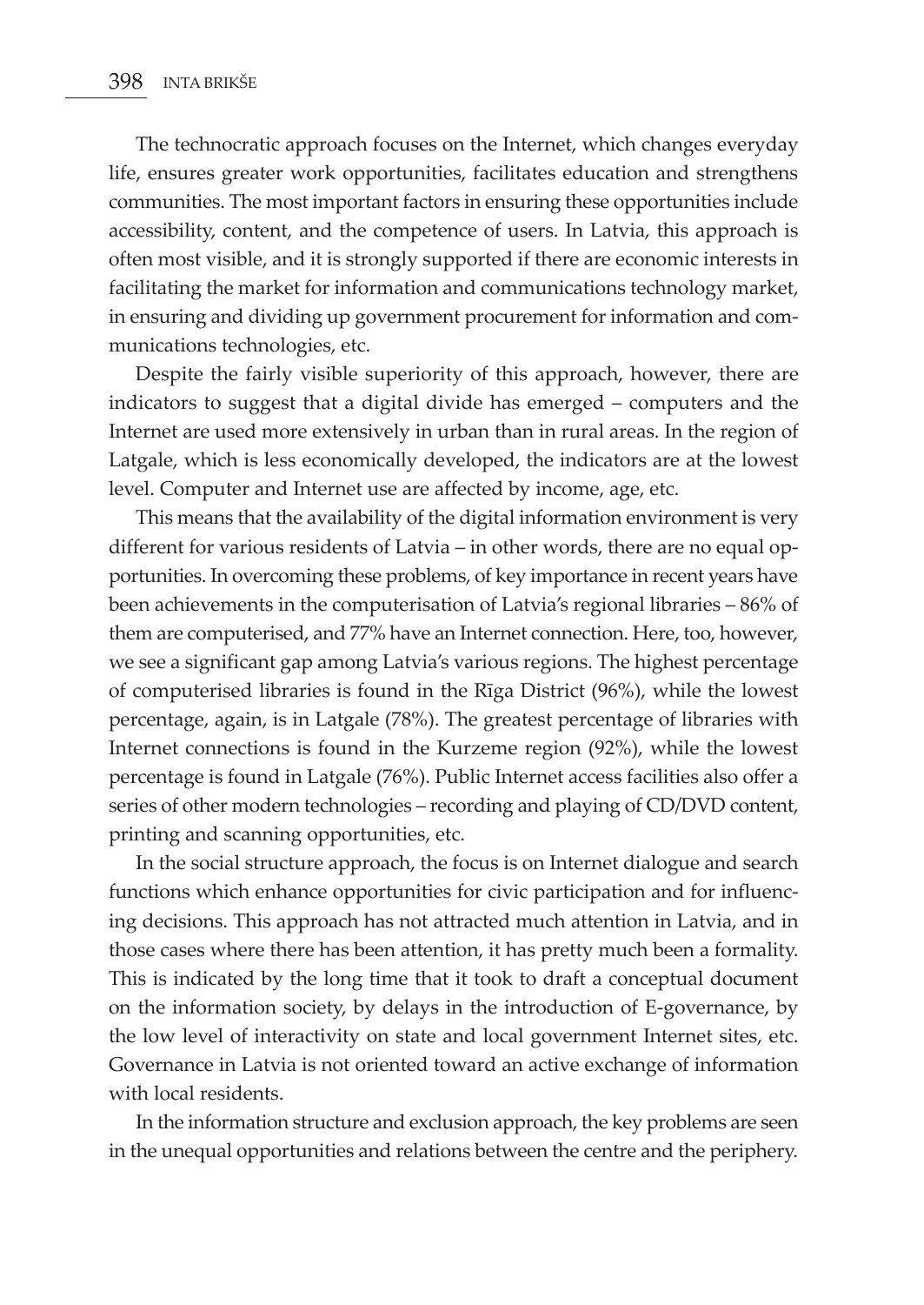The technocratic approach focuses on the Internet, which changes everyday life, ensures greater work opportunities, facilitates education and strengthens communities. The most important factors in ensuring these opportunities include accessibility, content, and the competence of users. In Latvia, this approach is often most visible, and it is strongly supported if there are economic interests in facilitating the market for information and communications technology market, in ensuring and dividing up government procurement for information and communications technologies, etc.

Despite the fairly visible superiority of this approach, however, there are indicators to suggest that a digital divide has emerged – computers and the Internet are used more extensively in urban than in rural areas. In the region of Latgale, which is less economically developed, the indicators are at the lowest level. Computer and Internet use are affected by income, age, etc.

This means that the availability of the digital information environment is very different for various residents of Latvia – in other words, there are no equal opportunities. In overcoming these problems, of key importance in recent years have been achievements in the computerisation of Latvia's regional libraries – 86% of them are computerised, and 77% have an Internet connection. Here, too, however, we see a significant gap among Latvia's various regions. The highest percentage of computerised libraries is found in the Rīga District (96%), while the lowest percentage, again, is in Latgale (78%). The greatest percentage of libraries with Internet connections is found in the Kurzeme region (92%), while the lowest percentage is found in Latgale (76%). Public Internet access facilities also offer a series of other modern technologies – recording and playing of CD/DVD content, printing and scanning opportunities, etc.

In the social structure approach, the focus is on Internet dialogue and search functions which enhance opportunities for civic participation and for influencing decisions. This approach has not attracted much attention in Latvia, and in those cases where there has been attention, it has pretty much been a formality. This is indicated by the long time that it took to draft a conceptual document on the information society, by delays in the introduction of E-governance, by the low level of interactivity on state and local government Internet sites, etc. Governance in Latvia is not oriented toward an active exchange of information with local residents.

In the information structure and exclusion approach, the key problems are seen in the unequal opportunities and relations between the centre and the periphery.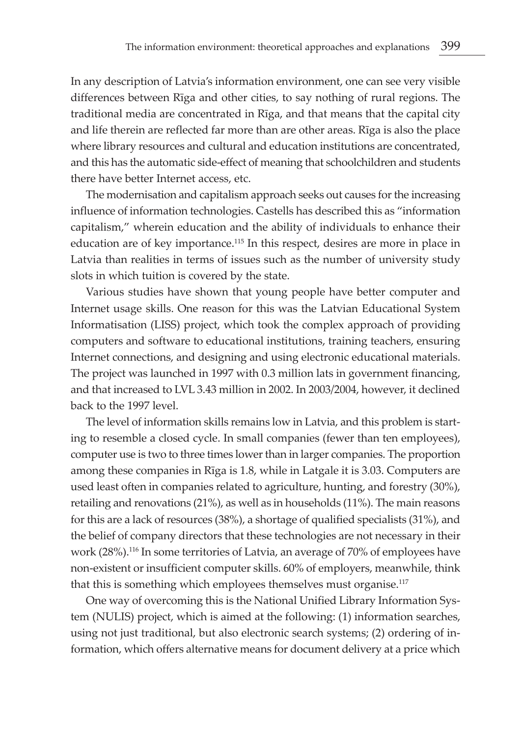In any description of Latvia's information environment, one can see very visible differences between Rīga and other cities, to say nothing of rural regions. The traditional media are concentrated in Rīga, and that means that the capital city and life therein are reflected far more than are other areas. Rīga is also the place where library resources and cultural and education institutions are concentrated, and this has the automatic side-effect of meaning that schoolchildren and students there have better Internet access, etc.

The modernisation and capitalism approach seeks out causes for the increasing influence of information technologies. Castells has described this as "information capitalism," wherein education and the ability of individuals to enhance their education are of key importance.[115] In this respect, desires are more in place in Latvia than realities in terms of issues such as the number of university study slots in which tuition is covered by the state.

Various studies have shown that young people have better computer and Internet usage skills. One reason for this was the Latvian Educational System Informatisation (LISS) project, which took the complex approach of providing computers and software to educational institutions, training teachers, ensuring Internet connections, and designing and using electronic educational materials. The project was launched in 1997 with 0.3 million lats in government financing, and that increased to LVL 3.43 million in 2002. In 2003/2004, however, it declined back to the 1997 level.

The level of information skills remains low in Latvia, and this problem is starting to resemble a closed cycle. In small companies (fewer than ten employees), computer use is two to three times lower than in larger companies. The proportion among these companies in Rīga is 1.8, while in Latgale it is 3.03. Computers are used least often in companies related to agriculture, hunting, and forestry (30%), retailing and renovations (21%), as well as in households (11%). The main reasons for this are a lack of resources (38%), a shortage of qualified specialists (31%), and the belief of company directors that these technologies are not necessary in their work (28%).[116] In some territories of Latvia, an average of 70% of employees have non-existent or insufficient computer skills. 60% of employers, meanwhile, think that this is something which employees themselves must organise.[117]

One way of overcoming this is the National Unified Library Information System (NULIS) project, which is aimed at the following: (1) information searches, using not just traditional, but also electronic search systems; (2) ordering of information, which offers alternative means for document delivery at a price which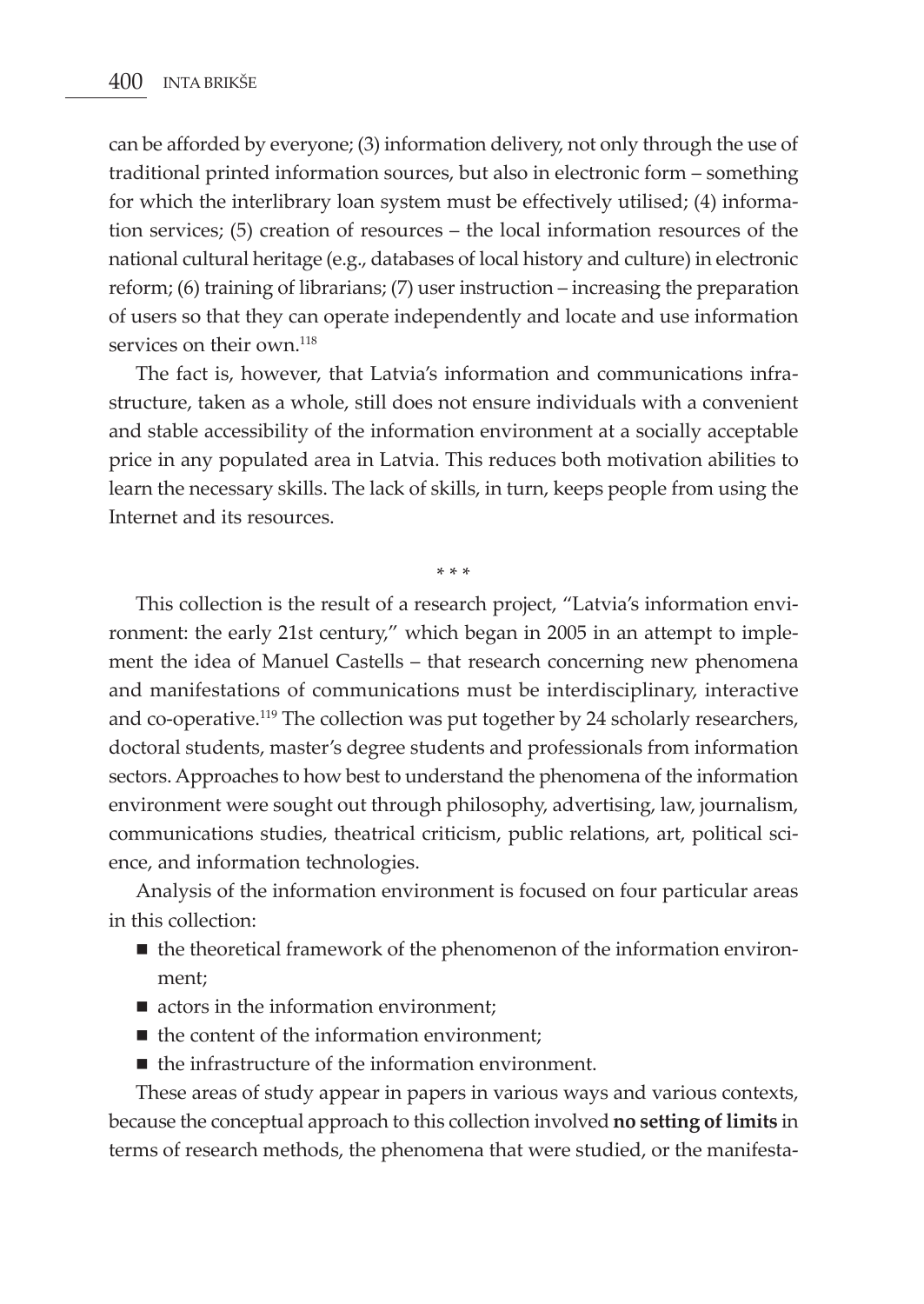can be afforded by everyone; (3) information delivery, not only through the use of traditional printed information sources, but also in electronic form – something for which the interlibrary loan system must be effectively utilised; (4) information services; (5) creation of resources – the local information resources of the national cultural heritage (e.g., databases of local history and culture) in electronic reform; (6) training of librarians; (7) user instruction – increasing the preparation of users so that they can operate independently and locate and use information services on their own.[118]

The fact is, however, that Latvia's information and communications infrastructure, taken as a whole, still does not ensure individuals with a convenient and stable accessibility of the information environment at a socially acceptable price in any populated area in Latvia. This reduces both motivation abilities to learn the necessary skills. The lack of skills, in turn, keeps people from using the Internet and its resources.

\* \* \*

This collection is the result of a research project, "Latvia's information environment: the early 21st century," which began in 2005 in an attempt to implement the idea of Manuel Castells – that research concerning new phenomena and manifestations of communications must be interdisciplinary, interactive and co-operative.[119] The collection was put together by 24 scholarly researchers, doctoral students, master's degree students and professionals from information sectors. Approaches to how best to understand the phenomena of the information environment were sought out through philosophy, advertising, law, journalism, communications studies, theatrical criticism, public relations, art, political science, and information technologies.

Analysis of the information environment is focused on four particular areas in this collection:

- the theoretical framework of the phenomenon of the information environment;
- actors in the information environment;
- the content of the information environment;
- the infrastructure of the information environment.

These areas of study appear in papers in various ways and various contexts, because the conceptual approach to this collection involved **no setting of limits** in terms of research methods, the phenomena that were studied, or the manifesta-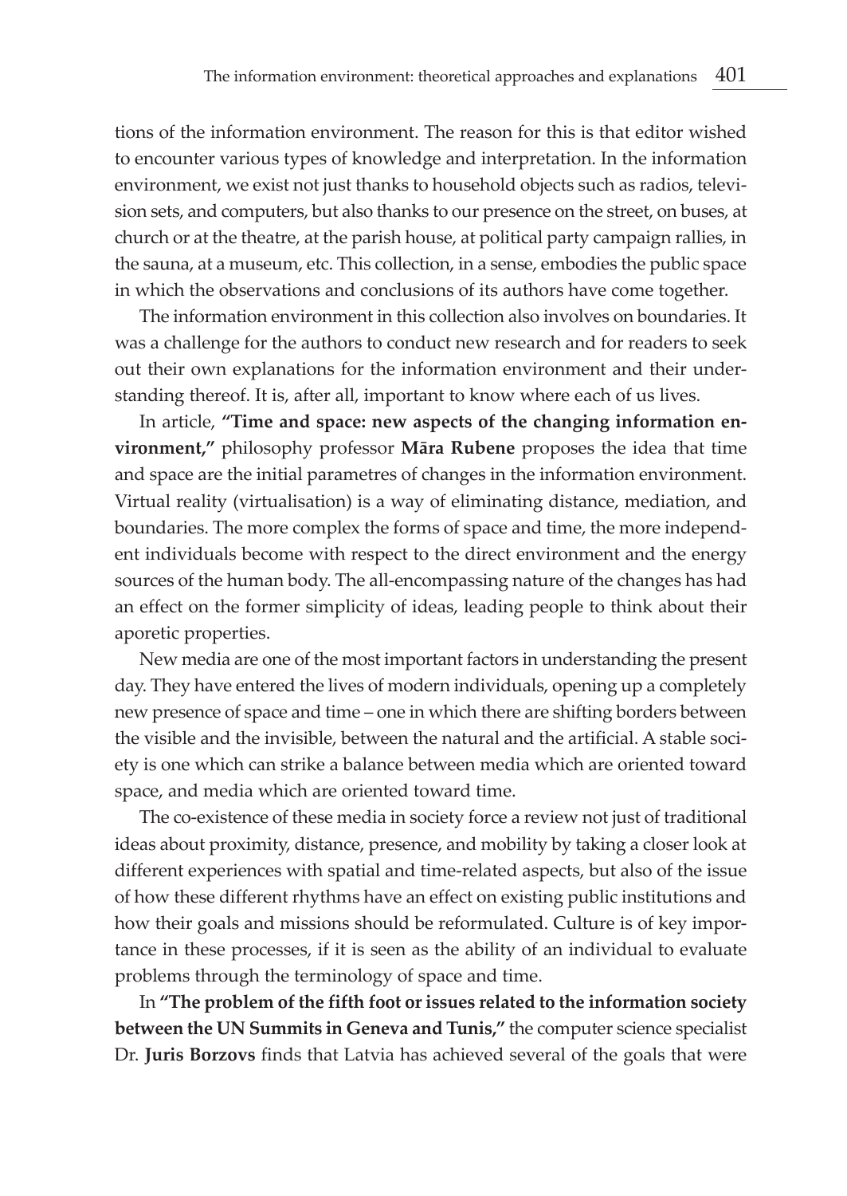tions of the information environment. The reason for this is that editor wished to encounter various types of knowledge and interpretation. In the information environment, we exist not just thanks to household objects such as radios, television sets, and computers, but also thanks to our presence on the street, on buses, at church or at the theatre, at the parish house, at political party campaign rallies, in the sauna, at a museum, etc. This collection, in a sense, embodies the public space in which the observations and conclusions of its authors have come together.

The information environment in this collection also involves on boundaries. It was a challenge for the authors to conduct new research and for readers to seek out their own explanations for the information environment and their understanding thereof. It is, after all, important to know where each of us lives.

In article, **"Time and space: new aspects of the changing information environment,"** philosophy professor **Māra Rubene** proposes the idea that time and space are the initial parametres of changes in the information environment. Virtual reality (virtualisation) is a way of eliminating distance, mediation, and boundaries. The more complex the forms of space and time, the more independent individuals become with respect to the direct environment and the energy sources of the human body. The all-encompassing nature of the changes has had an effect on the former simplicity of ideas, leading people to think about their aporetic properties.

New media are one of the most important factors in understanding the present day. They have entered the lives of modern individuals, opening up a completely new presence of space and time – one in which there are shifting borders between the visible and the invisible, between the natural and the artificial. A stable society is one which can strike a balance between media which are oriented toward space, and media which are oriented toward time.

The co-existence of these media in society force a review not just of traditional ideas about proximity, distance, presence, and mobility by taking a closer look at different experiences with spatial and time-related aspects, but also of the issue of how these different rhythms have an effect on existing public institutions and how their goals and missions should be reformulated. Culture is of key importance in these processes, if it is seen as the ability of an individual to evaluate problems through the terminology of space and time.

In **"The problem of the fifth foot or issues related to the information society between the UN Summits in Geneva and Tunis,"** the computer science specialist Dr. **Juris Borzovs** finds that Latvia has achieved several of the goals that were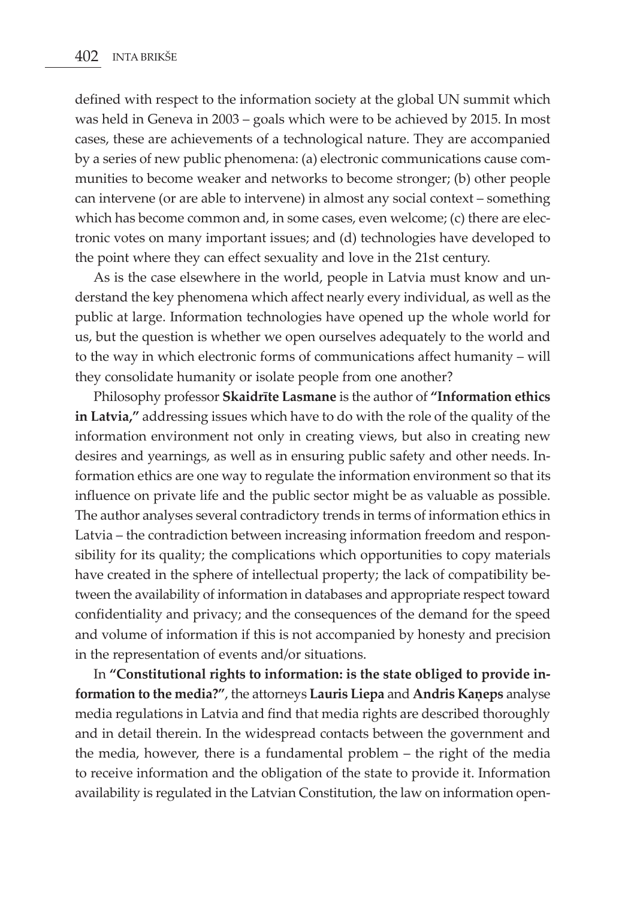defined with respect to the information society at the global UN summit which was held in Geneva in 2003 – goals which were to be achieved by 2015. In most cases, these are achievements of a technological nature. They are accompanied by a series of new public phenomena: (a) electronic communications cause communities to become weaker and networks to become stronger; (b) other people can intervene (or are able to intervene) in almost any social context – something which has become common and, in some cases, even welcome; (c) there are electronic votes on many important issues; and (d) technologies have developed to the point where they can effect sexuality and love in the 21st century.

As is the case elsewhere in the world, people in Latvia must know and understand the key phenomena which affect nearly every individual, as well as the public at large. Information technologies have opened up the whole world for us, but the question is whether we open ourselves adequately to the world and to the way in which electronic forms of communications affect humanity – will they consolidate humanity or isolate people from one another?

Philosophy professor **Skaidrīte Lasmane** is the author of **"Information ethics in Latvia,"** addressing issues which have to do with the role of the quality of the information environment not only in creating views, but also in creating new desires and yearnings, as well as in ensuring public safety and other needs. Information ethics are one way to regulate the information environment so that its influence on private life and the public sector might be as valuable as possible. The author analyses several contradictory trends in terms of information ethics in Latvia – the contradiction between increasing information freedom and responsibility for its quality; the complications which opportunities to copy materials have created in the sphere of intellectual property; the lack of compatibility between the availability of information in databases and appropriate respect toward confidentiality and privacy; and the consequences of the demand for the speed and volume of information if this is not accompanied by honesty and precision in the representation of events and/or situations.

In **"Constitutional rights to information: is the state obliged to provide information to the media?"**, the attorneys **Lauris Liepa** and **Andris Kaņeps** analyse media regulations in Latvia and find that media rights are described thoroughly and in detail therein. In the widespread contacts between the government and the media, however, there is a fundamental problem – the right of the media to receive information and the obligation of the state to provide it. Information availability is regulated in the Latvian Constitution, the law on information open-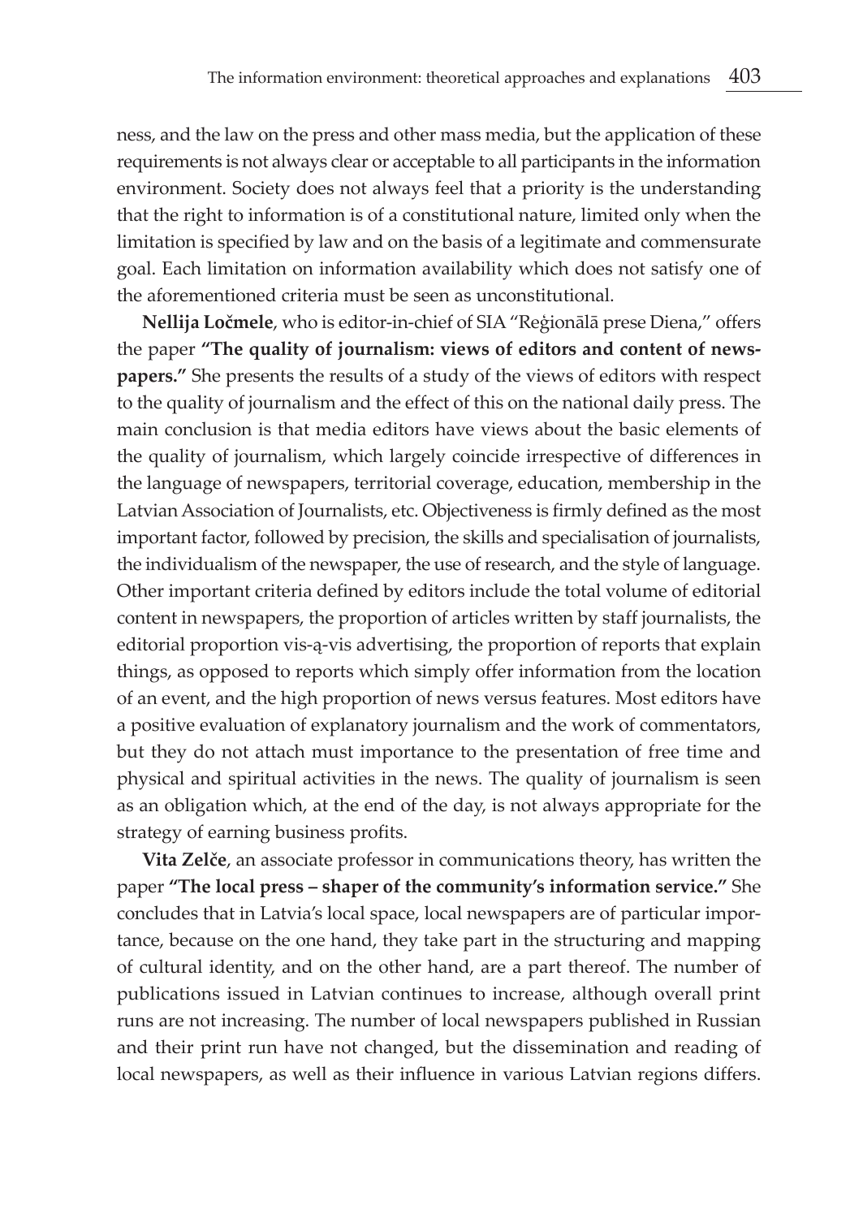ness, and the law on the press and other mass media, but the application of these requirements is not always clear or acceptable to all participants in the information environment. Society does not always feel that a priority is the understanding that the right to information is of a constitutional nature, limited only when the limitation is specified by law and on the basis of a legitimate and commensurate goal. Each limitation on information availability which does not satisfy one of the aforementioned criteria must be seen as unconstitutional.

**Nellija Ločmele**, who is editor-in-chief of SIA "Reģionālā prese Diena," offers the paper **"The quality of journalism: views of editors and content of newspapers."** She presents the results of a study of the views of editors with respect to the quality of journalism and the effect of this on the national daily press. The main conclusion is that media editors have views about the basic elements of the quality of journalism, which largely coincide irrespective of differences in the language of newspapers, territorial coverage, education, membership in the Latvian Association of Journalists, etc. Objectiveness is firmly defined as the most important factor, followed by precision, the skills and specialisation of journalists, the individualism of the newspaper, the use of research, and the style of language. Other important criteria defined by editors include the total volume of editorial content in newspapers, the proportion of articles written by staff journalists, the editorial proportion vis-ą-vis advertising, the proportion of reports that explain things, as opposed to reports which simply offer information from the location of an event, and the high proportion of news versus features. Most editors have a positive evaluation of explanatory journalism and the work of commentators, but they do not attach must importance to the presentation of free time and physical and spiritual activities in the news. The quality of journalism is seen as an obligation which, at the end of the day, is not always appropriate for the strategy of earning business profits.

**Vita Zelče**, an associate professor in communications theory, has written the paper **"The local press – shaper of the community's information service."** She concludes that in Latvia's local space, local newspapers are of particular importance, because on the one hand, they take part in the structuring and mapping of cultural identity, and on the other hand, are a part thereof. The number of publications issued in Latvian continues to increase, although overall print runs are not increasing. The number of local newspapers published in Russian and their print run have not changed, but the dissemination and reading of local newspapers, as well as their influence in various Latvian regions differs.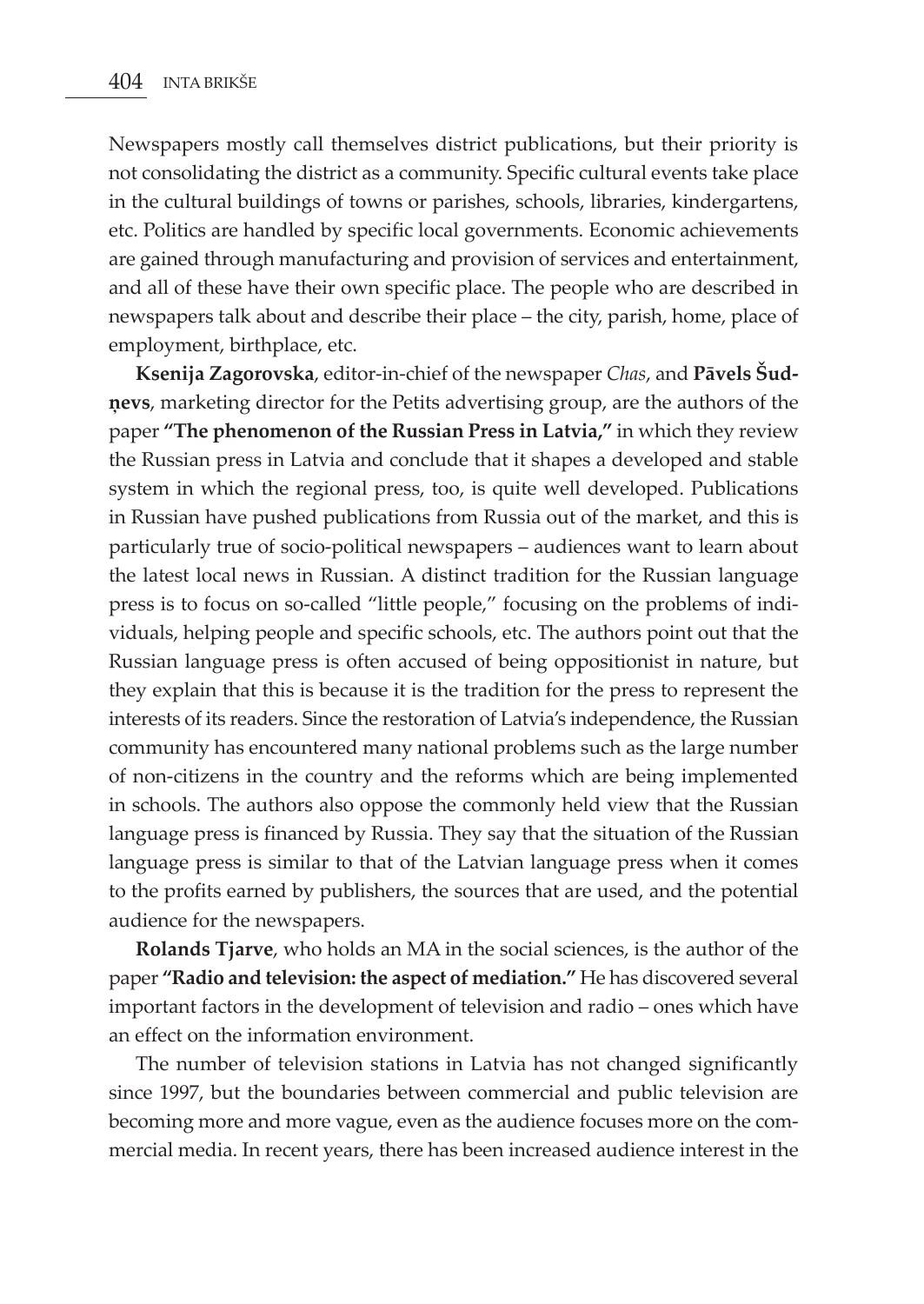Newspapers mostly call themselves district publications, but their priority is not consolidating the district as a community. Specific cultural events take place in the cultural buildings of towns or parishes, schools, libraries, kindergartens, etc. Politics are handled by specific local governments. Economic achievements are gained through manufacturing and provision of services and entertainment, and all of these have their own specific place. The people who are described in newspapers talk about and describe their place – the city, parish, home, place of employment, birthplace, etc.

**Ksenija Zagorovska**, editor-in-chief of the newspaper *Chas*, and **Pāvels Šudņevs**, marketing director for the Petits advertising group, are the authors of the paper **"The phenomenon of the Russian Press in Latvia,"** in which they review the Russian press in Latvia and conclude that it shapes a developed and stable system in which the regional press, too, is quite well developed. Publications in Russian have pushed publications from Russia out of the market, and this is particularly true of socio-political newspapers – audiences want to learn about the latest local news in Russian. A distinct tradition for the Russian language press is to focus on so-called "little people," focusing on the problems of individuals, helping people and specific schools, etc. The authors point out that the Russian language press is often accused of being oppositionist in nature, but they explain that this is because it is the tradition for the press to represent the interests of its readers. Since the restoration of Latvia's independence, the Russian community has encountered many national problems such as the large number of non-citizens in the country and the reforms which are being implemented in schools. The authors also oppose the commonly held view that the Russian language press is financed by Russia. They say that the situation of the Russian language press is similar to that of the Latvian language press when it comes to the profits earned by publishers, the sources that are used, and the potential audience for the newspapers.

**Rolands Tjarve**, who holds an MA in the social sciences, is the author of the paper **"Radio and television: the aspect of mediation."** He has discovered several important factors in the development of television and radio – ones which have an effect on the information environment.

The number of television stations in Latvia has not changed significantly since 1997, but the boundaries between commercial and public television are becoming more and more vague, even as the audience focuses more on the commercial media. In recent years, there has been increased audience interest in the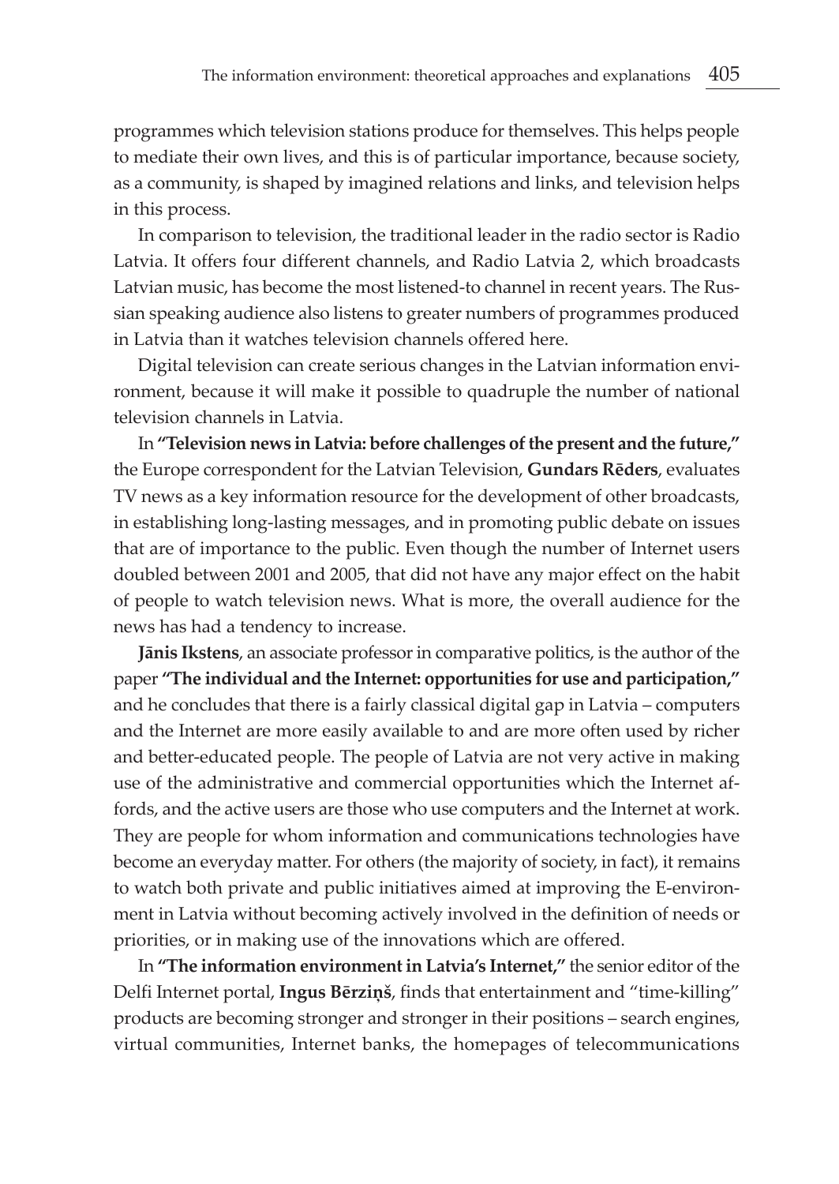programmes which television stations produce for themselves. This helps people to mediate their own lives, and this is of particular importance, because society, as a community, is shaped by imagined relations and links, and television helps in this process.

In comparison to television, the traditional leader in the radio sector is Radio Latvia. It offers four different channels, and Radio Latvia 2, which broadcasts Latvian music, has become the most listened-to channel in recent years. The Russian speaking audience also listens to greater numbers of programmes produced in Latvia than it watches television channels offered here.

Digital television can create serious changes in the Latvian information environment, because it will make it possible to quadruple the number of national television channels in Latvia.

In **"Television news in Latvia: before challenges of the present and the future,"** the Europe correspondent for the Latvian Television, **Gundars Rēders**, evaluates TV news as a key information resource for the development of other broadcasts, in establishing long-lasting messages, and in promoting public debate on issues that are of importance to the public. Even though the number of Internet users doubled between 2001 and 2005, that did not have any major effect on the habit of people to watch television news. What is more, the overall audience for the news has had a tendency to increase.

**Jānis Ikstens**, an associate professor in comparative politics, is the author of the paper **"The individual and the Internet: opportunities for use and participation,"** and he concludes that there is a fairly classical digital gap in Latvia – computers and the Internet are more easily available to and are more often used by richer and better-educated people. The people of Latvia are not very active in making use of the administrative and commercial opportunities which the Internet affords, and the active users are those who use computers and the Internet at work. They are people for whom information and communications technologies have become an everyday matter. For others (the majority of society, in fact), it remains to watch both private and public initiatives aimed at improving the E-environment in Latvia without becoming actively involved in the definition of needs or priorities, or in making use of the innovations which are offered.

In **"The information environment in Latvia's Internet,"** the senior editor of the Delfi Internet portal, **Ingus Bērziņš**, finds that entertainment and "time-killing" products are becoming stronger and stronger in their positions – search engines, virtual communities, Internet banks, the homepages of telecommunications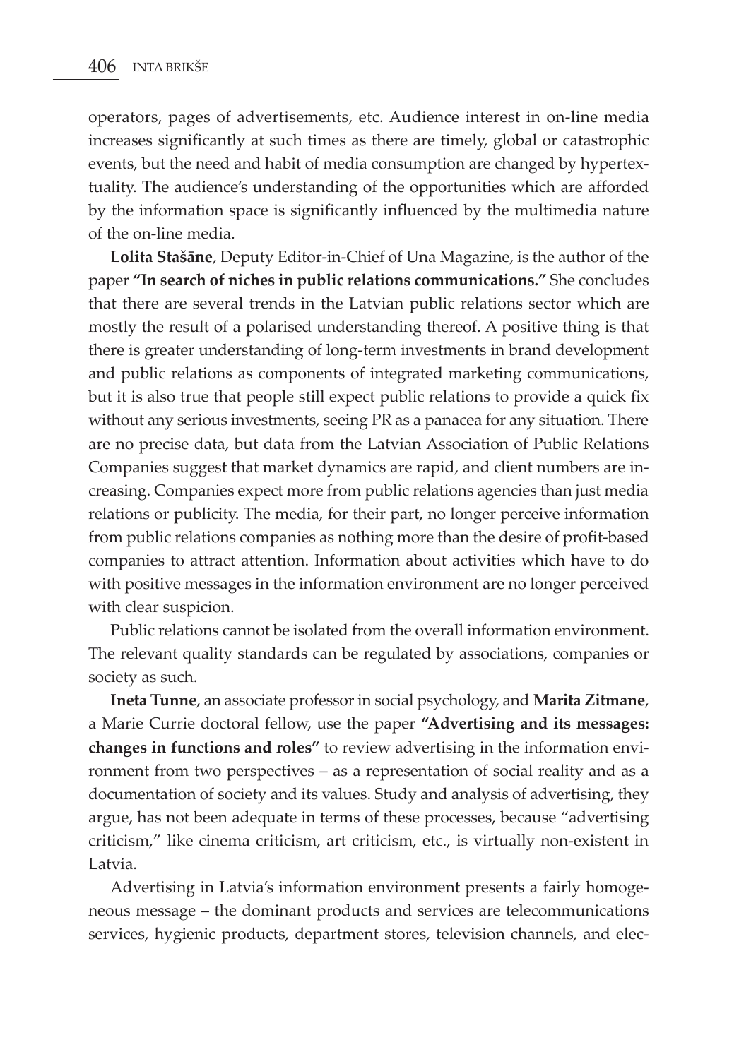operators, pages of advertisements, etc. Audience interest in on-line media increases significantly at such times as there are timely, global or catastrophic events, but the need and habit of media consumption are changed by hypertextuality. The audience's understanding of the opportunities which are afforded by the information space is significantly influenced by the multimedia nature of the on-line media.

**Lolita Stašāne**, Deputy Editor-in-Chief of Una Magazine, is the author of the paper **"In search of niches in public relations communications."** She concludes that there are several trends in the Latvian public relations sector which are mostly the result of a polarised understanding thereof. A positive thing is that there is greater understanding of long-term investments in brand development and public relations as components of integrated marketing communications, but it is also true that people still expect public relations to provide a quick fix without any serious investments, seeing PR as a panacea for any situation. There are no precise data, but data from the Latvian Association of Public Relations Companies suggest that market dynamics are rapid, and client numbers are increasing. Companies expect more from public relations agencies than just media relations or publicity. The media, for their part, no longer perceive information from public relations companies as nothing more than the desire of profit-based companies to attract attention. Information about activities which have to do with positive messages in the information environment are no longer perceived with clear suspicion.

Public relations cannot be isolated from the overall information environment. The relevant quality standards can be regulated by associations, companies or society as such.

**Ineta Tunne**, an associate professor in social psychology, and **Marita Zitmane**, a Marie Currie doctoral fellow, use the paper **"Advertising and its messages: changes in functions and roles"** to review advertising in the information environment from two perspectives – as a representation of social reality and as a documentation of society and its values. Study and analysis of advertising, they argue, has not been adequate in terms of these processes, because "advertising criticism," like cinema criticism, art criticism, etc., is virtually non-existent in Latvia.

Advertising in Latvia's information environment presents a fairly homogeneous message – the dominant products and services are telecommunications services, hygienic products, department stores, television channels, and elec-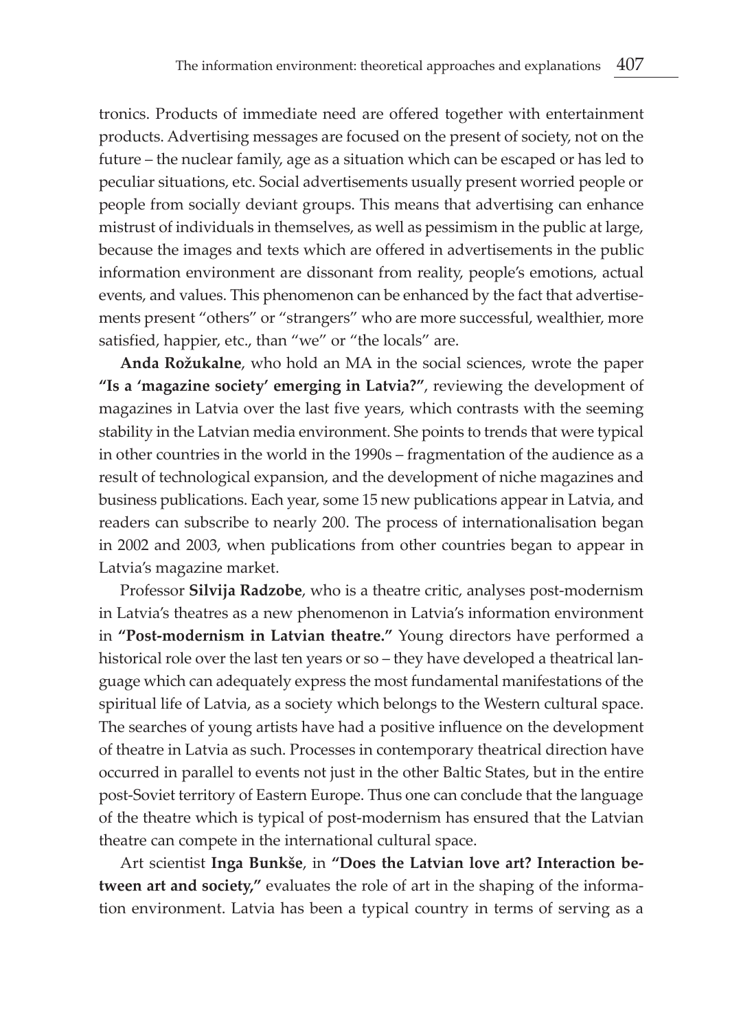tronics. Products of immediate need are offered together with entertainment products. Advertising messages are focused on the present of society, not on the future – the nuclear family, age as a situation which can be escaped or has led to peculiar situations, etc. Social advertisements usually present worried people or people from socially deviant groups. This means that advertising can enhance mistrust of individuals in themselves, as well as pessimism in the public at large, because the images and texts which are offered in advertisements in the public information environment are dissonant from reality, people's emotions, actual events, and values. This phenomenon can be enhanced by the fact that advertisements present "others" or "strangers" who are more successful, wealthier, more satisfied, happier, etc., than "we" or "the locals" are.

**Anda Rožukalne**, who hold an MA in the social sciences, wrote the paper **"Is a 'magazine society' emerging in Latvia?"**, reviewing the development of magazines in Latvia over the last five years, which contrasts with the seeming stability in the Latvian media environment. She points to trends that were typical in other countries in the world in the 1990s – fragmentation of the audience as a result of technological expansion, and the development of niche magazines and business publications. Each year, some 15 new publications appear in Latvia, and readers can subscribe to nearly 200. The process of internationalisation began in 2002 and 2003, when publications from other countries began to appear in Latvia's magazine market.

Professor **Silvija Radzobe**, who is a theatre critic, analyses post-modernism in Latvia's theatres as a new phenomenon in Latvia's information environment in **"Post-modernism in Latvian theatre."** Young directors have performed a historical role over the last ten years or so – they have developed a theatrical language which can adequately express the most fundamental manifestations of the spiritual life of Latvia, as a society which belongs to the Western cultural space. The searches of young artists have had a positive influence on the development of theatre in Latvia as such. Processes in contemporary theatrical direction have occurred in parallel to events not just in the other Baltic States, but in the entire post-Soviet territory of Eastern Europe. Thus one can conclude that the language of the theatre which is typical of post-modernism has ensured that the Latvian theatre can compete in the international cultural space.

Art scientist **Inga Bunkše**, in **"Does the Latvian love art? Interaction between art and society,"** evaluates the role of art in the shaping of the information environment. Latvia has been a typical country in terms of serving as a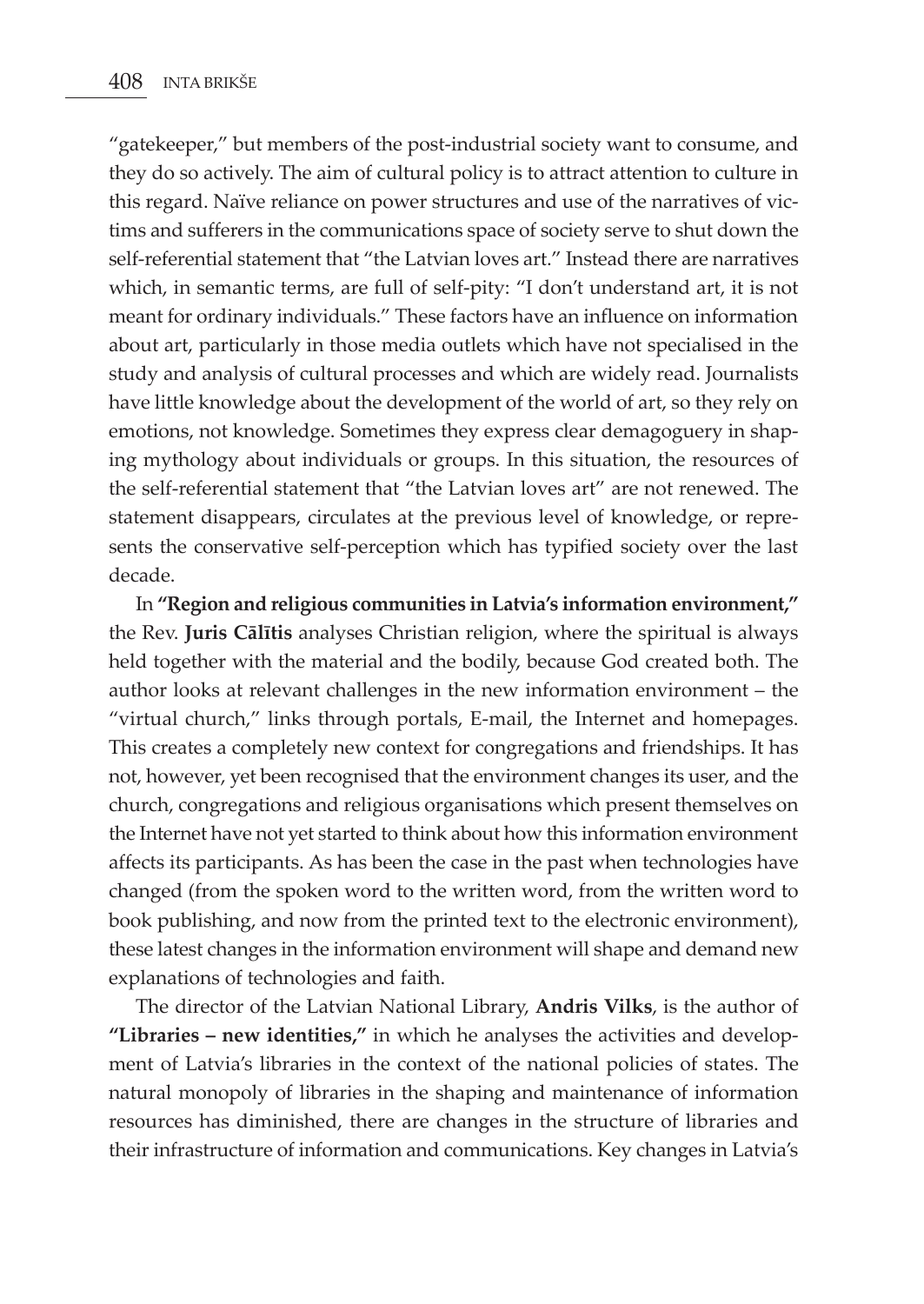"gatekeeper," but members of the post-industrial society want to consume, and they do so actively. The aim of cultural policy is to attract attention to culture in this regard. Naïve reliance on power structures and use of the narratives of victims and sufferers in the communications space of society serve to shut down the self-referential statement that "the Latvian loves art." Instead there are narratives which, in semantic terms, are full of self-pity: "I don't understand art, it is not meant for ordinary individuals." These factors have an influence on information about art, particularly in those media outlets which have not specialised in the study and analysis of cultural processes and which are widely read. Journalists have little knowledge about the development of the world of art, so they rely on emotions, not knowledge. Sometimes they express clear demagoguery in shaping mythology about individuals or groups. In this situation, the resources of the self-referential statement that "the Latvian loves art" are not renewed. The statement disappears, circulates at the previous level of knowledge, or represents the conservative self-perception which has typified society over the last decade.

In **"Region and religious communities in Latvia's information environment,"** the Rev. **Juris Cālītis** analyses Christian religion, where the spiritual is always held together with the material and the bodily, because God created both. The author looks at relevant challenges in the new information environment – the "virtual church," links through portals, E-mail, the Internet and homepages. This creates a completely new context for congregations and friendships. It has not, however, yet been recognised that the environment changes its user, and the church, congregations and religious organisations which present themselves on the Internet have not yet started to think about how this information environment affects its participants. As has been the case in the past when technologies have changed (from the spoken word to the written word, from the written word to book publishing, and now from the printed text to the electronic environment), these latest changes in the information environment will shape and demand new explanations of technologies and faith.

The director of the Latvian National Library, **Andris Vilks**, is the author of **"Libraries – new identities,"** in which he analyses the activities and development of Latvia's libraries in the context of the national policies of states. The natural monopoly of libraries in the shaping and maintenance of information resources has diminished, there are changes in the structure of libraries and their infrastructure of information and communications. Key changes in Latvia's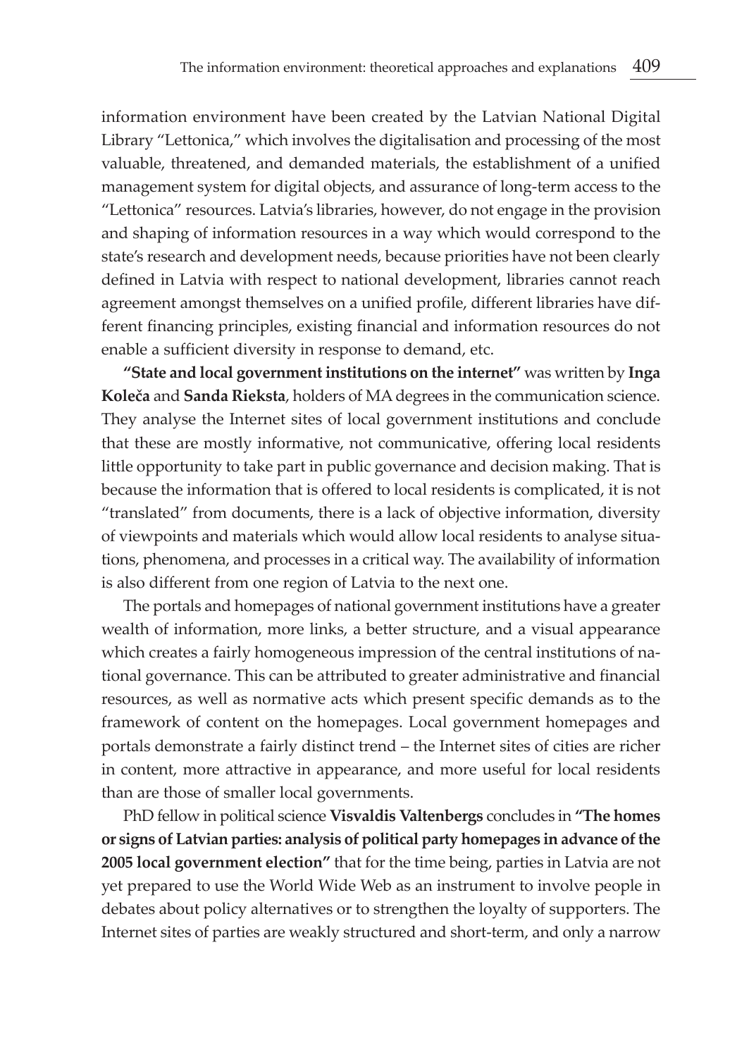information environment have been created by the Latvian National Digital Library "Lettonica," which involves the digitalisation and processing of the most valuable, threatened, and demanded materials, the establishment of a unified management system for digital objects, and assurance of long-term access to the "Lettonica" resources. Latvia's libraries, however, do not engage in the provision and shaping of information resources in a way which would correspond to the state's research and development needs, because priorities have not been clearly defined in Latvia with respect to national development, libraries cannot reach agreement amongst themselves on a unified profile, different libraries have different financing principles, existing financial and information resources do not enable a sufficient diversity in response to demand, etc.

**"State and local government institutions on the internet"** was written by **Inga Koleča** and **Sanda Rieksta**, holders of MA degrees in the communication science. They analyse the Internet sites of local government institutions and conclude that these are mostly informative, not communicative, offering local residents little opportunity to take part in public governance and decision making. That is because the information that is offered to local residents is complicated, it is not "translated" from documents, there is a lack of objective information, diversity of viewpoints and materials which would allow local residents to analyse situations, phenomena, and processes in a critical way. The availability of information is also different from one region of Latvia to the next one.

The portals and homepages of national government institutions have a greater wealth of information, more links, a better structure, and a visual appearance which creates a fairly homogeneous impression of the central institutions of national governance. This can be attributed to greater administrative and financial resources, as well as normative acts which present specific demands as to the framework of content on the homepages. Local government homepages and portals demonstrate a fairly distinct trend – the Internet sites of cities are richer in content, more attractive in appearance, and more useful for local residents than are those of smaller local governments.

PhD fellow in political science **Visvaldis Valtenbergs** concludes in **"The homes or signs of Latvian parties: analysis of political party homepages in advance of the 2005 local government election"** that for the time being, parties in Latvia are not yet prepared to use the World Wide Web as an instrument to involve people in debates about policy alternatives or to strengthen the loyalty of supporters. The Internet sites of parties are weakly structured and short-term, and only a narrow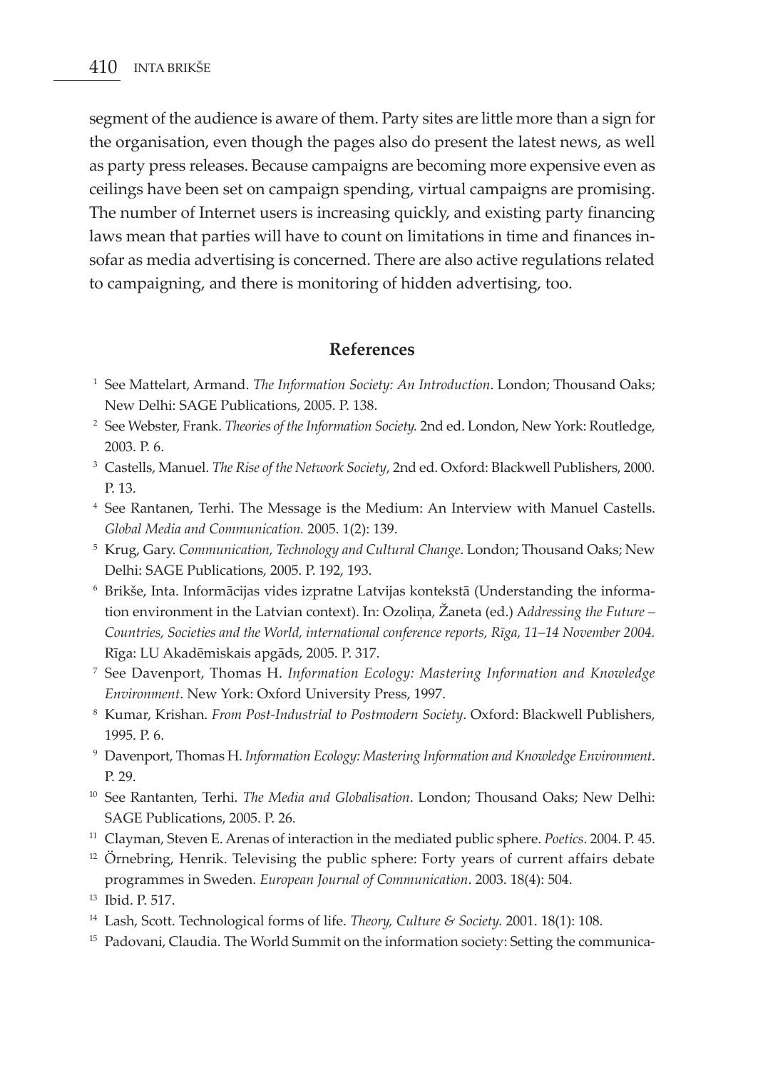segment of the audience is aware of them. Party sites are little more than a sign for the organisation, even though the pages also do present the latest news, as well as party press releases. Because campaigns are becoming more expensive even as ceilings have been set on campaign spending, virtual campaigns are promising. The number of Internet users is increasing quickly, and existing party financing laws mean that parties will have to count on limitations in time and finances insofar as media advertising is concerned. There are also active regulations related to campaigning, and there is monitoring of hidden advertising, too.

## References

1. See Mattelart, Armand. *The Information Society: An Introduction*. London; Thousand Oaks; New Delhi: SAGE Publications, 2005. P. 138.
2. See Webster, Frank. *Theories of the Information Society.* 2nd ed. London, New York: Routledge, 2003. P. 6.
3. Castells, Manuel. *The Rise of the Network Society*, 2nd ed. Oxford: Blackwell Publishers, 2000. P. 13.
4. See Rantanen, Terhi. The Message is the Medium: An Interview with Manuel Castells. *Global Media and Communication.* 2005. 1(2): 139.
5. Krug, Gary. *Communication, Technology and Cultural Change*. London; Thousand Oaks; New Delhi: SAGE Publications, 2005. P. 192, 193.
6. Brikše, Inta. Informācijas vides izpratne Latvijas kontekstā (Understanding the information environment in the Latvian context). In: Ozoliņa, Žaneta (ed.) A*ddressing the Future – Countries, Societies and the World, international conference reports, Rīga, 11–14 November 2004.* Rīga: LU Akadēmiskais apgāds, 2005. P. 317.
7. See Davenport, Thomas H. *Information Ecology: Mastering Information and Knowledge Environment*. New York: Oxford University Press, 1997.
8. Kumar, Krishan. *From Post-Industrial to Postmodern Society*. Oxford: Blackwell Publishers, 1995. P. 6.
9. Davenport, Thomas H. *Information Ecology: Mastering Information and Knowledge Environment*. P. 29.
10. See Rantanten, Terhi. *The Media and Globalisation*. London; Thousand Oaks; New Delhi: SAGE Publications, 2005. P. 26.
11. Clayman, Steven E. Arenas of interaction in the mediated public sphere. *Poetics*. 2004. P. 45.
12. Örnebring, Henrik. Televising the public sphere: Forty years of current affairs debate programmes in Sweden. *European Journal of Communication*. 2003. 18(4): 504.
13. Ibid. P. 517.
14. Lash, Scott. Technological forms of life. *Theory, Culture & Society.* 2001. 18(1): 108.
15. Padovani, Claudia. The World Summit on the information society: Setting the communica-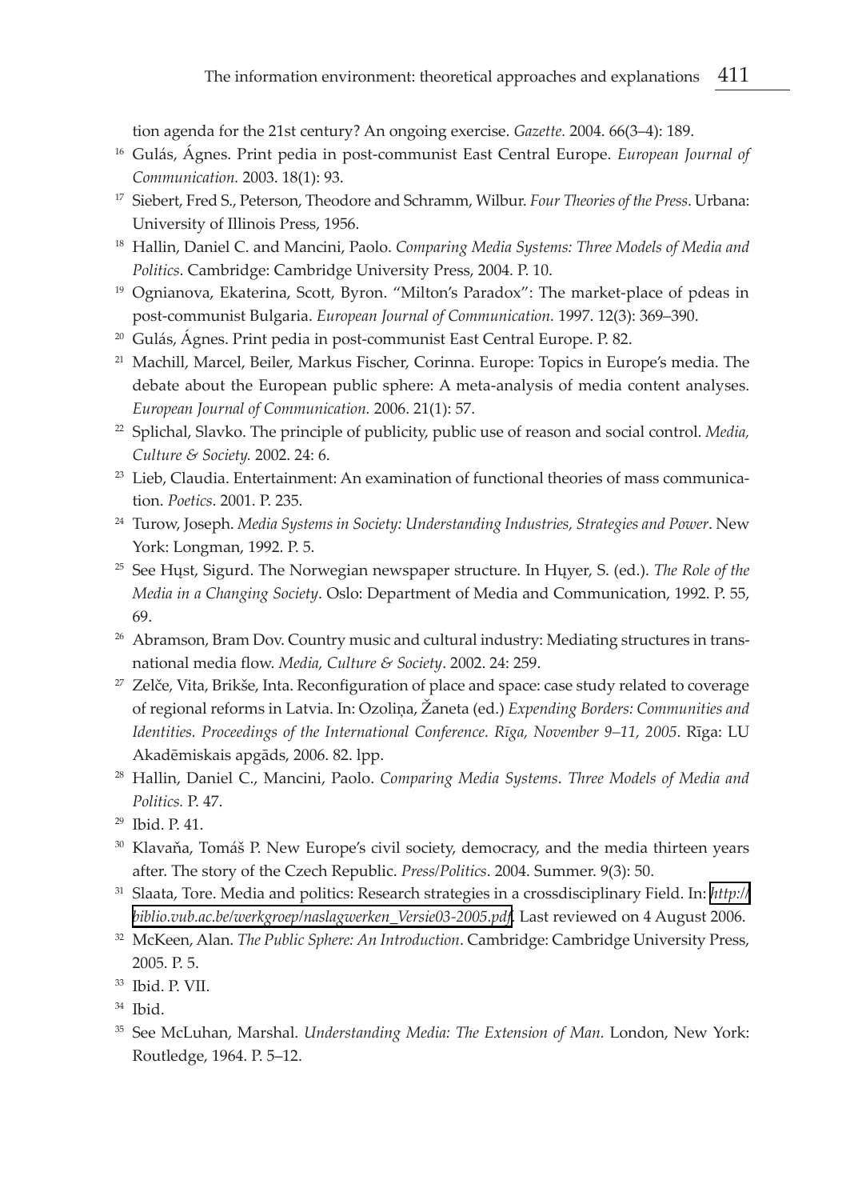tion agenda for the 21st century? An ongoing exercise. *Gazette.* 2004. 66(3–4): 189.

[16] Gulás, Ágnes. Print pedia in post-communist East Central Europe. *European Journal of Communication.* 2003. 18(1): 93.

[17] Siebert, Fred S., Peterson, Theodore and Schramm, Wilbur. *Four Theories of the Press*. Urbana: University of Illinois Press, 1956.

[18] Hallin, Daniel C. and Mancini, Paolo. *Comparing Media Systems: Three Models of Media and Politics*. Cambridge: Cambridge University Press, 2004. P. 10.

[19] Ognianova, Ekaterina, Scott, Byron. "Milton's Paradox": The market-place of pdeas in post-communist Bulgaria. *European Journal of Communication.* 1997. 12(3): 369–390.

[20] Gulás, Ágnes. Print pedia in post-communist East Central Europe. P. 82.

[21] Machill, Marcel, Beiler, Markus Fischer, Corinna. Europe: Topics in Europe's media. The debate about the European public sphere: A meta-analysis of media content analyses. *European Journal of Communication.* 2006. 21(1): 57.

[22] Splichal, Slavko. The principle of publicity, public use of reason and social control. *Media, Culture & Society.* 2002. 24: 6.

[23] Lieb, Claudia. Entertainment: An examination of functional theories of mass communication. *Poetics*. 2001. P. 235.

[24] Turow, Joseph. *Media Systems in Society: Understanding Industries, Strategies and Power*. New York: Longman, 1992. P. 5.

[25] See Hųst, Sigurd. The Norwegian newspaper structure. In Hųyer, S. (ed.). *The Role of the Media in a Changing Society*. Oslo: Department of Media and Communication, 1992. P. 55, 69.

[26] Abramson, Bram Dov. Country music and cultural industry: Mediating structures in transnational media flow. *Media, Culture & Society*. 2002. 24: 259.

[27] Zelče, Vita, Brikše, Inta. Reconfiguration of place and space: case study related to coverage of regional reforms in Latvia. In: Ozoliņa, Žaneta (ed.) *Expending Borders: Communities and Identities. Proceedings of the International Conference. Rīga, November 9–11, 2005*. Rīga: LU Akadēmiskais apgāds, 2006. 82. lpp.

[28] Hallin, Daniel C., Mancini, Paolo. *Comparing Media Systems*. *Three Models of Media and Politics.* P. 47.

[29] Ibid. P. 41.

[30] Klavaňa, Tomáš P. New Europe's civil society, democracy, and the media thirteen years after. The story of the Czech Republic. *Press/Politics*. 2004. Summer. 9(3): 50.

[31] Slaata, Tore. Media and politics: Research strategies in a crossdisciplinary Field. In: *http://biblio.vub.ac.be/werkgroep/naslagwerken_Versie03-2005.pdf*. Last reviewed on 4 August 2006.

[32] McKeen, Alan. *The Public Sphere: An Introduction*. Cambridge: Cambridge University Press, 2005. P. 5.

[33] Ibid. P. VII.

[34] Ibid.

[35] See McLuhan, Marshal. *Understanding Media: The Extension of Man.* London, New York: Routledge, 1964. P. 5–12.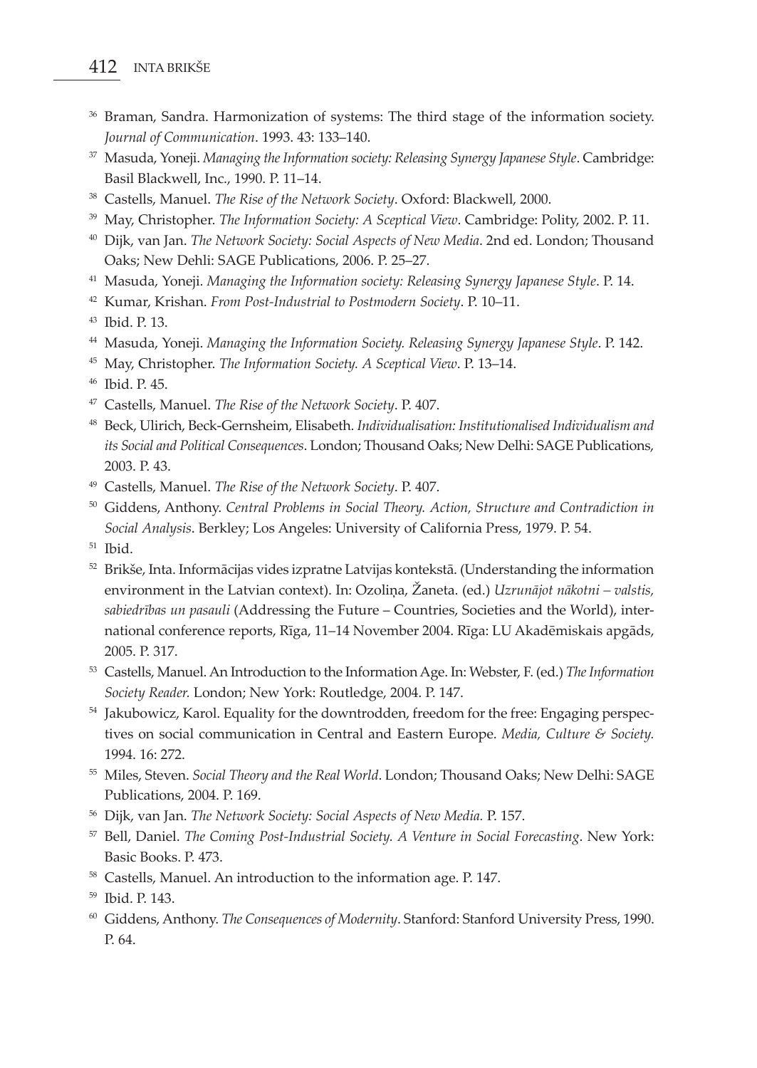[36] Braman, Sandra. Harmonization of systems: The third stage of the information society. *Journal of Communication*. 1993. 43: 133–140.

[37] Masuda, Yoneji. *Managing the Information society: Releasing Synergy Japanese Style*. Cambridge: Basil Blackwell, Inc., 1990. P. 11–14.

[38] Castells, Manuel. *The Rise of the Network Society*. Oxford: Blackwell, 2000.

[39] May, Christopher. *The Information Society: A Sceptical View*. Cambridge: Polity, 2002. P. 11.

[40] Dijk, van Jan. *The Network Society: Social Aspects of New Media*. 2nd ed. London; Thousand Oaks; New Dehli: SAGE Publications, 2006. P. 25–27.

[41] Masuda, Yoneji. *Managing the Information society: Releasing Synergy Japanese Style*. P. 14.

[42] Kumar, Krishan. *From Post-Industrial to Postmodern Society*. P. 10–11.

[43] Ibid. P. 13.

[44] Masuda, Yoneji. *Managing the Information Society. Releasing Synergy Japanese Style*. P. 142.

[45] May, Christopher. *The Information Society. A Sceptical View*. P. 13–14.

[46] Ibid. P. 45.

[47] Castells, Manuel. *The Rise of the Network Society*. P. 407.

[48] Beck, Ulirich, Beck-Gernsheim, Elisabeth. *Individualisation: Institutionalised Individualism and its Social and Political Consequences*. London; Thousand Oaks; New Delhi: SAGE Publications, 2003. P. 43.

[49] Castells, Manuel. *The Rise of the Network Society*. P. 407.

[50] Giddens, Anthony. *Central Problems in Social Theory. Action, Structure and Contradiction in Social Analysis*. Berkley; Los Angeles: University of California Press, 1979. P. 54.

[51] Ibid.

[52] Brikše, Inta. Informācijas vides izpratne Latvijas kontekstā. (Understanding the information environment in the Latvian context). In: Ozoliņa, Žaneta. (ed.) *Uzrunājot nākotni – valstis, sabiedrības un pasauli* (Addressing the Future – Countries, Societies and the World), international conference reports, Rīga, 11–14 November 2004. Rīga: LU Akadēmiskais apgāds, 2005. P. 317.

[53] Castells, Manuel. An Introduction to the Information Age. In: Webster, F. (ed.) *The Information Society Reader.* London; New York: Routledge, 2004. P. 147.

[54] Jakubowicz, Karol. Equality for the downtrodden, freedom for the free: Engaging perspectives on social communication in Central and Eastern Europe. *Media, Culture & Society.* 1994. 16: 272.

[55] Miles, Steven. *Social Theory and the Real World*. London; Thousand Oaks; New Delhi: SAGE Publications, 2004. P. 169.

[56] Dijk, van Jan. *The Network Society: Social Aspects of New Media.* P. 157.

[57] Bell, Daniel. *The Coming Post-Industrial Society. A Venture in Social Forecasting*. New York: Basic Books. P. 473.

[58] Castells, Manuel. An introduction to the information age. P. 147.

[59] Ibid. P. 143.

[60] Giddens, Anthony. *The Consequences of Modernity*. Stanford: Stanford University Press, 1990. P. 64.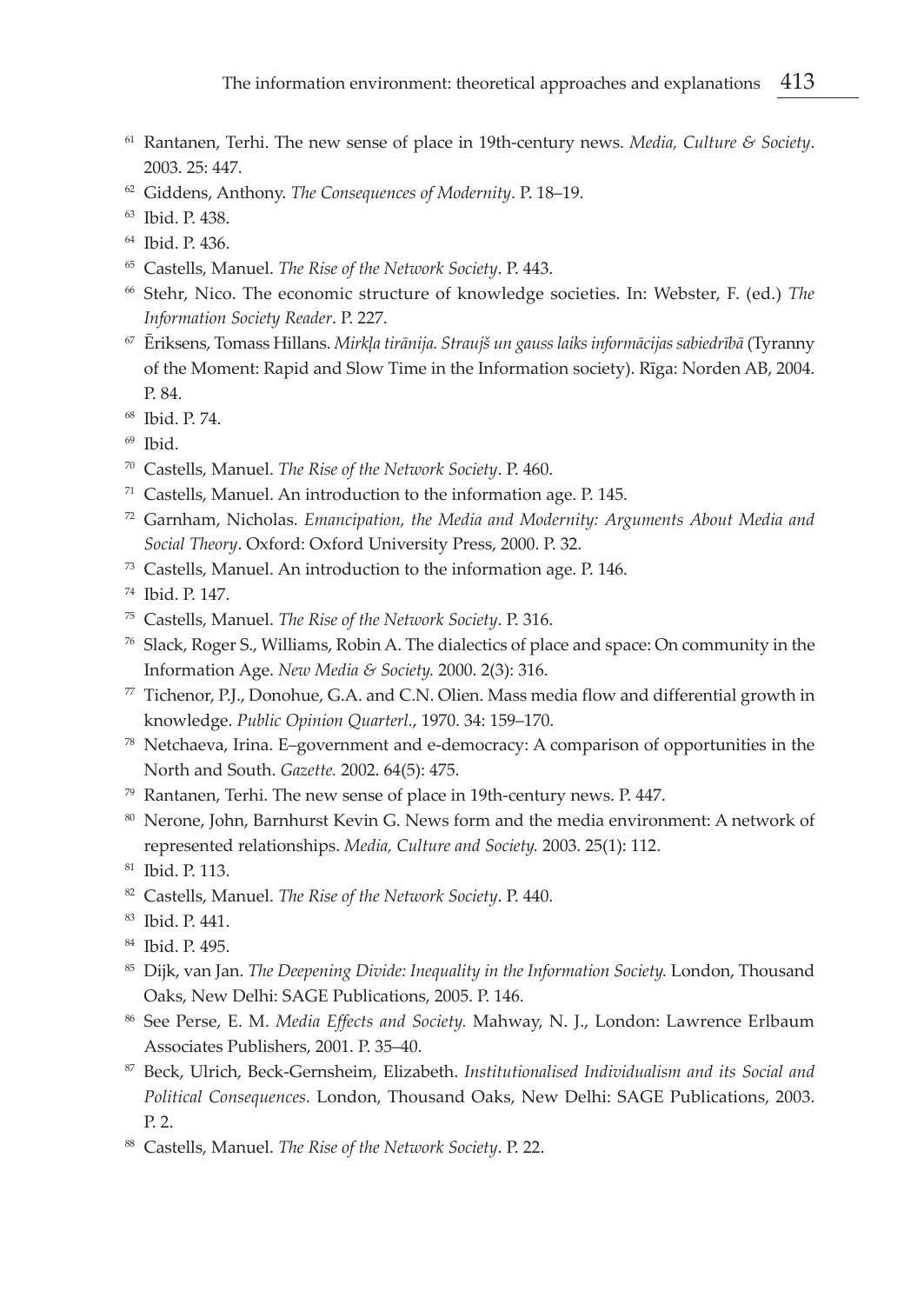[61] Rantanen, Terhi. The new sense of place in 19th-century news. *Media, Culture & Society*. 2003. 25: 447.

[62] Giddens, Anthony. *The Consequences of Modernity*. P. 18–19.

[63] Ibid. P. 438.

[64] Ibid. P. 436.

[65] Castells, Manuel. *The Rise of the Network Society*. P. 443.

[66] Stehr, Nico. The economic structure of knowledge societies. In: Webster, F. (ed.) *The Information Society Reader*. P. 227.

[67] Ēriksens, Tomass Hillans. *Mirkļa tirānija. Straujš un gauss laiks informācijas sabiedrībā* (Tyranny of the Moment: Rapid and Slow Time in the Information society). Rīga: Norden AB, 2004. P. 84.

[68] Ibid. P. 74.

[69] Ibid.

[70] Castells, Manuel. *The Rise of the Network Society*. P. 460.

[71] Castells, Manuel. An introduction to the information age. P. 145.

[72] Garnham, Nicholas. *Emancipation, the Media and Modernity: Arguments About Media and Social Theory*. Oxford: Oxford University Press, 2000. P. 32.

[73] Castells, Manuel. An introduction to the information age. P. 146.

[74] Ibid. P. 147.

[75] Castells, Manuel. *The Rise of the Network Society*. P. 316.

[76] Slack, Roger S., Williams, Robin A. The dialectics of place and space: On community in the Information Age. *New Media & Society.* 2000. 2(3): 316.

[77] Tichenor, P.J., Donohue, G.A. and C.N. Olien. Mass media flow and differential growth in knowledge. *Public Opinion Quarterl.*, 1970. 34: 159–170.

[78] Netchaeva, Irina. E–government and e-democracy: A comparison of opportunities in the North and South. *Gazette.* 2002. 64(5): 475.

[79] Rantanen, Terhi. The new sense of place in 19th-century news. P. 447.

[80] Nerone, John, Barnhurst Kevin G. News form and the media environment: A network of represented relationships. *Media, Culture and Society.* 2003. 25(1): 112.

[81] Ibid. P. 113.

[82] Castells, Manuel. *The Rise of the Network Society*. P. 440.

[83] Ibid. P. 441.

[84] Ibid. P. 495.

[85] Dijk, van Jan. *The Deepening Divide: Inequality in the Information Society.* London, Thousand Oaks, New Delhi: SAGE Publications, 2005. P. 146.

[86] See Perse, E. M. *Media Effects and Society.* Mahway, N. J., London: Lawrence Erlbaum Associates Publishers, 2001. P. 35–40.

[87] Beck, Ulrich, Beck-Gernsheim, Elizabeth. *Institutionalised Individualism and its Social and Political Consequences.* London, Thousand Oaks, New Delhi: SAGE Publications, 2003. P. 2.

[88] Castells, Manuel. *The Rise of the Network Society*. P. 22.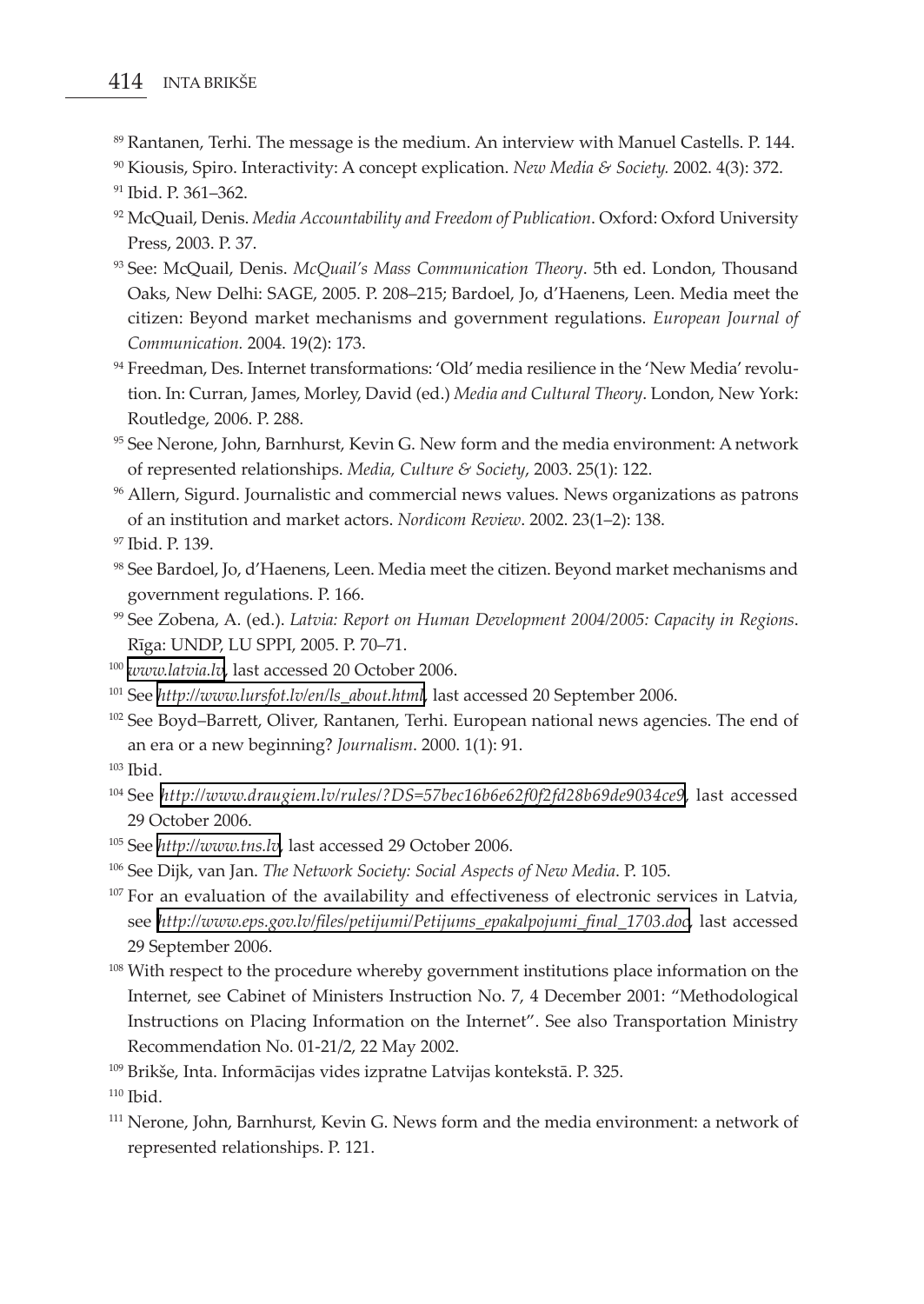[89] Rantanen, Terhi. The message is the medium. An interview with Manuel Castells. P. 144.

[90] Kiousis, Spiro. Interactivity: A concept explication. *New Media & Society.* 2002. 4(3): 372.

[91] Ibid. P. 361–362.

[92] McQuail, Denis. *Media Accountability and Freedom of Publication*. Oxford: Oxford University Press, 2003. P. 37.

[93] See: McQuail, Denis. *McQuail's Mass Communication Theory*. 5th ed. London, Thousand Oaks, New Delhi: SAGE, 2005. P. 208–215; Bardoel, Jo, d'Haenens, Leen. Media meet the citizen: Beyond market mechanisms and government regulations. *European Journal of Communication.* 2004. 19(2): 173.

[94] Freedman, Des. Internet transformations: 'Old' media resilience in the 'New Media' revolution. In: Curran, James, Morley, David (ed.) *Media and Cultural Theory*. London, New York: Routledge, 2006. P. 288.

[95] See Nerone, John, Barnhurst, Kevin G. New form and the media environment: A network of represented relationships. *Media, Culture & Society*, 2003. 25(1): 122.

[96] Allern, Sigurd. Journalistic and commercial news values. News organizations as patrons of an institution and market actors. *Nordicom Review*. 2002. 23(1–2): 138.

[97] Ibid. P. 139.

[98] See Bardoel, Jo, d'Haenens, Leen. Media meet the citizen. Beyond market mechanisms and government regulations. P. 166.

[99] See Zobena, A. (ed.). *Latvia: Report on Human Development 2004/2005: Capacity in Regions*. Rīga: UNDP, LU SPPI, 2005. P. 70–71.

[100] *www.latvia.lv*, last accessed 20 October 2006.

[101] See *http://www.lursfot.lv/en/ls_about.html*, last accessed 20 September 2006.

[102] See Boyd–Barrett, Oliver, Rantanen, Terhi. European national news agencies. The end of an era or a new beginning? *Journalism*. 2000. 1(1): 91.

[103] Ibid.

[104] See *http://www.draugiem.lv/rules/?DS=57bec16b6e62f0f2fd28b69de9034ce9*, last accessed 29 October 2006.

[105] See *http://www.tns.lv*, last accessed 29 October 2006.

[106] See Dijk, van Jan. *The Network Society: Social Aspects of New Media*. P. 105.

[107] For an evaluation of the availability and effectiveness of electronic services in Latvia, see *http://www.eps.gov.lv/files/petijumi/Petijums_epakalpojumi_final_1703.doc*, last accessed 29 September 2006.

[108] With respect to the procedure whereby government institutions place information on the Internet, see Cabinet of Ministers Instruction No. 7, 4 December 2001: "Methodological Instructions on Placing Information on the Internet". See also Transportation Ministry Recommendation No. 01-21/2, 22 May 2002.

[109] Brikše, Inta. Informācijas vides izpratne Latvijas kontekstā. P. 325.

[110] Ibid.

[111] Nerone, John, Barnhurst, Kevin G. News form and the media environment: a network of represented relationships. P. 121.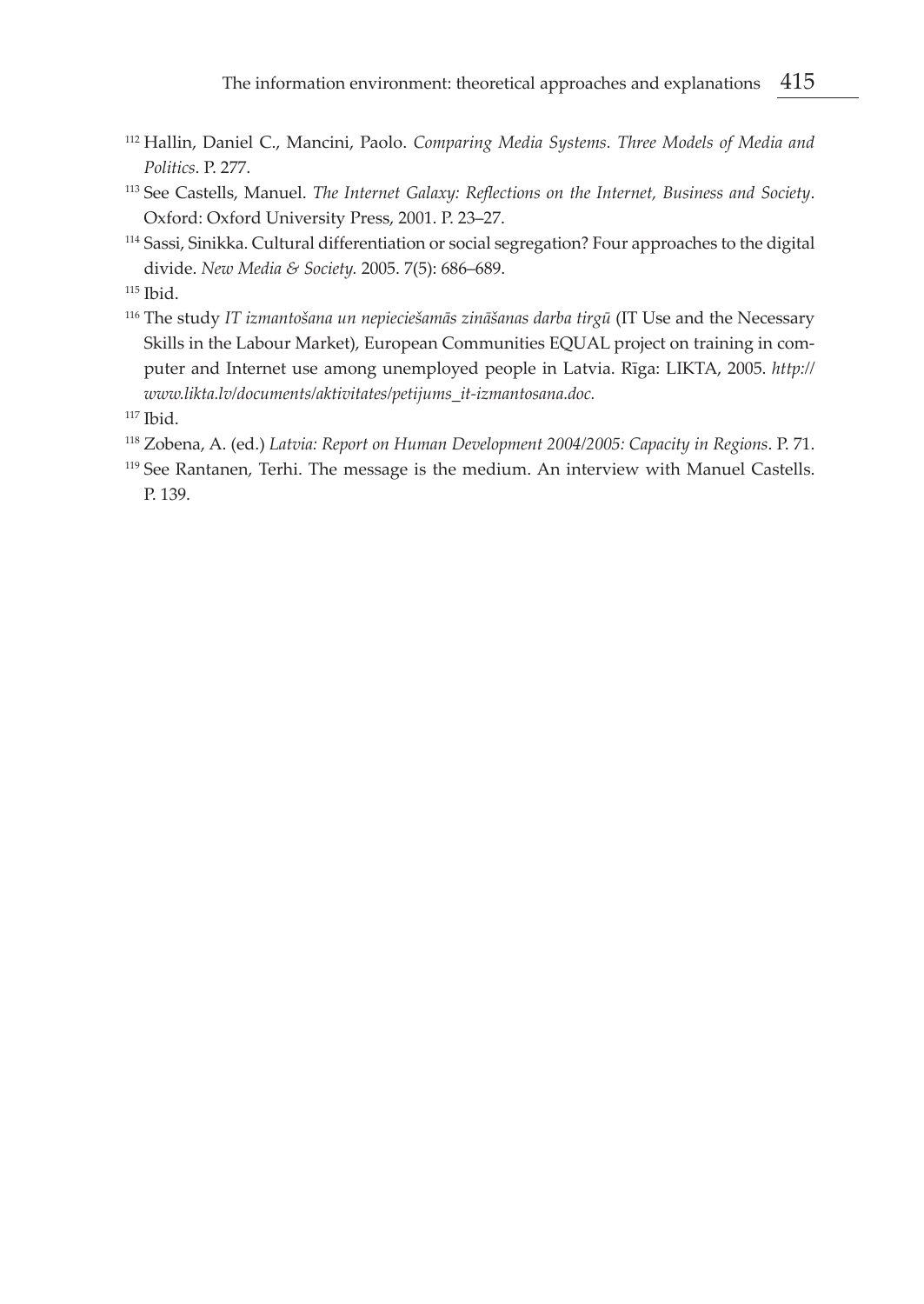[112] Hallin, Daniel C., Mancini, Paolo. *Comparing Media Systems. Three Models of Media and Politics*. P. 277.

[113] See Castells, Manuel. *The Internet Galaxy: Reflections on the Internet, Business and Society*. Oxford: Oxford University Press, 2001. P. 23–27.

[114] Sassi, Sinikka. Cultural differentiation or social segregation? Four approaches to the digital divide. *New Media & Society.* 2005. 7(5): 686–689.

[115] Ibid.

[116] The study *IT izmantošana un nepieciešamās zināšanas darba tirgū* (IT Use and the Necessary Skills in the Labour Market), European Communities EQUAL project on training in computer and Internet use among unemployed people in Latvia. Rīga: LIKTA, 2005. *http://www.likta.lv/documents/aktivitates/petijums_it-izmantosana.doc.*

[117] Ibid.

[118] Zobena, A. (ed.) *Latvia: Report on Human Development 2004/2005: Capacity in Regions*. P. 71.

[119] See Rantanen, Terhi. The message is the medium. An interview with Manuel Castells. P. 139.